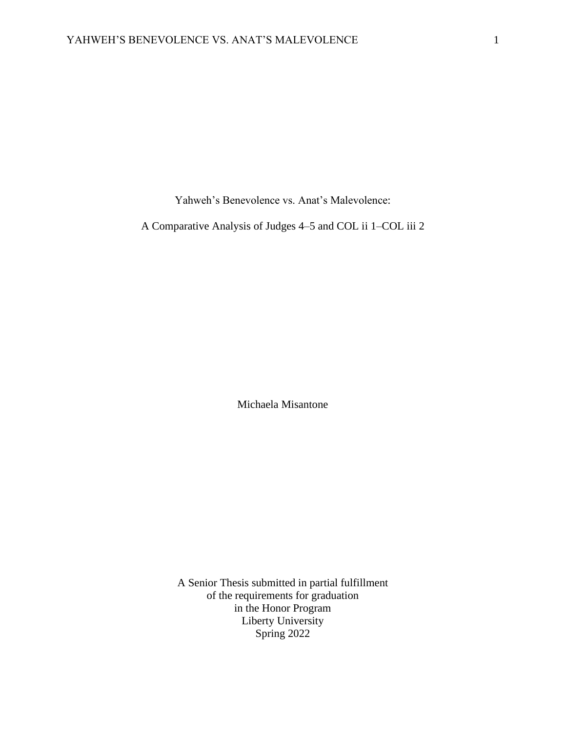# Yahweh's Benevolence vs. Anat's Malevolence:

## A Comparative Analysis of Judges 4–5 and COL ii 1–COL iii 2

Michaela Misantone

A Senior Thesis submitted in partial fulfillment
of the requirements for graduation
in the Honor Program
Liberty University
Spring 2022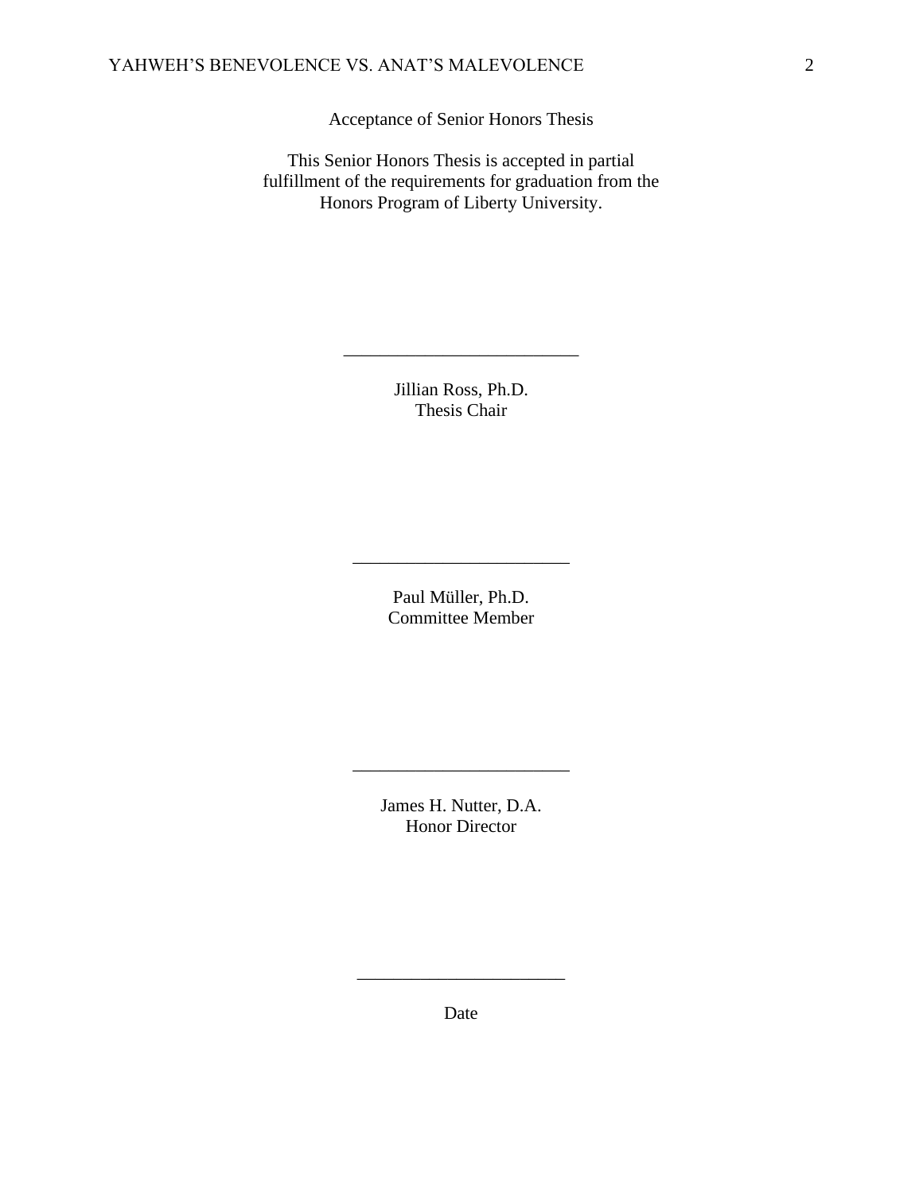Acceptance of Senior Honors Thesis

This Senior Honors Thesis is accepted in partial fulfillment of the requirements for graduation from the Honors Program of Liberty University.

______________________________

Jillian Ross, Ph.D.
Thesis Chair

______________________________

Paul Müller, Ph.D.
Committee Member

______________________________

James H. Nutter, D.A.
Honor Director

______________________________

Date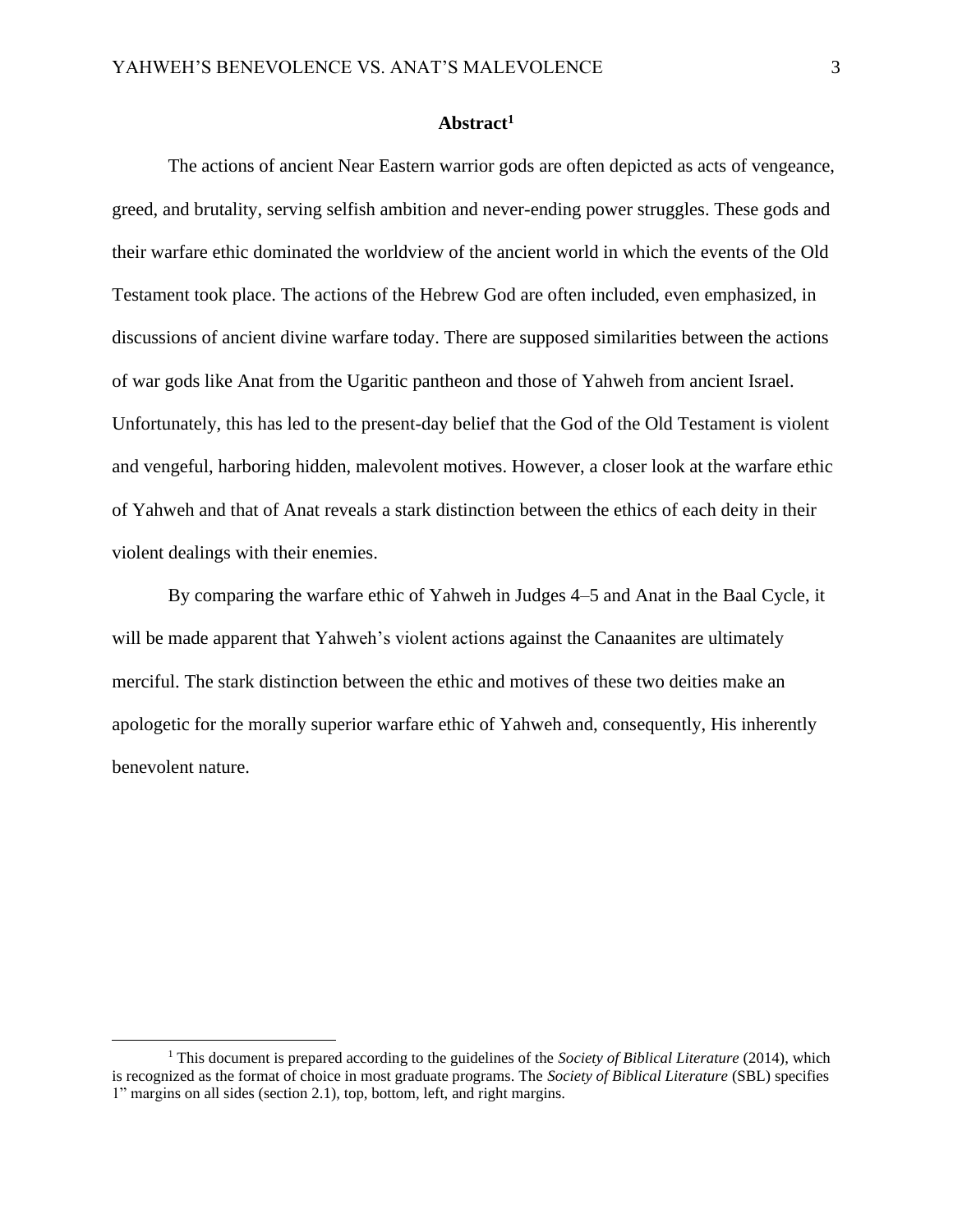# Abstract[1]

The actions of ancient Near Eastern warrior gods are often depicted as acts of vengeance, greed, and brutality, serving selfish ambition and never-ending power struggles. These gods and their warfare ethic dominated the worldview of the ancient world in which the events of the Old Testament took place. The actions of the Hebrew God are often included, even emphasized, in discussions of ancient divine warfare today. There are supposed similarities between the actions of war gods like Anat from the Ugaritic pantheon and those of Yahweh from ancient Israel. Unfortunately, this has led to the present-day belief that the God of the Old Testament is violent and vengeful, harboring hidden, malevolent motives. However, a closer look at the warfare ethic of Yahweh and that of Anat reveals a stark distinction between the ethics of each deity in their violent dealings with their enemies.

By comparing the warfare ethic of Yahweh in Judges 4–5 and Anat in the Baal Cycle, it will be made apparent that Yahweh's violent actions against the Canaanites are ultimately merciful. The stark distinction between the ethic and motives of these two deities make an apologetic for the morally superior warfare ethic of Yahweh and, consequently, His inherently benevolent nature.

---

[1] This document is prepared according to the guidelines of the *Society of Biblical Literature* (2014), which is recognized as the format of choice in most graduate programs. The *Society of Biblical Literature* (SBL) specifies 1" margins on all sides (section 2.1), top, bottom, left, and right margins.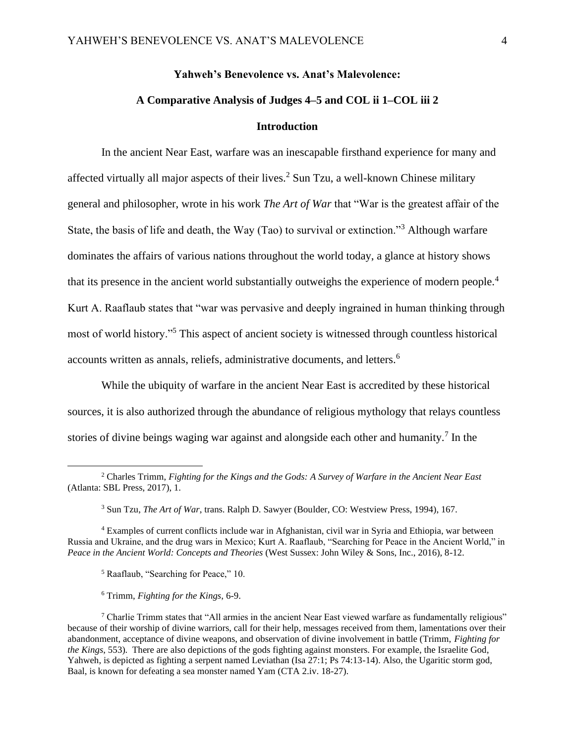# Yahweh's Benevolence vs. Anat's Malevolence:

# A Comparative Analysis of Judges 4–5 and COL ii 1–COL iii 2

## Introduction

In the ancient Near East, warfare was an inescapable firsthand experience for many and affected virtually all major aspects of their lives.[2] Sun Tzu, a well-known Chinese military general and philosopher, wrote in his work *The Art of War* that "War is the greatest affair of the State, the basis of life and death, the Way (Tao) to survival or extinction."[3] Although warfare dominates the affairs of various nations throughout the world today, a glance at history shows that its presence in the ancient world substantially outweighs the experience of modern people.[4] Kurt A. Raaflaub states that "war was pervasive and deeply ingrained in human thinking through most of world history."[5] This aspect of ancient society is witnessed through countless historical accounts written as annals, reliefs, administrative documents, and letters.[6]

While the ubiquity of warfare in the ancient Near East is accredited by these historical sources, it is also authorized through the abundance of religious mythology that relays countless stories of divine beings waging war against and alongside each other and humanity.[7] In the

---

[2] Charles Trimm, *Fighting for the Kings and the Gods: A Survey of Warfare in the Ancient Near East* (Atlanta: SBL Press, 2017), 1.

[3] Sun Tzu, *The Art of War*, trans. Ralph D. Sawyer (Boulder, CO: Westview Press, 1994), 167.

[4] Examples of current conflicts include war in Afghanistan, civil war in Syria and Ethiopia, war between Russia and Ukraine, and the drug wars in Mexico; Kurt A. Raaflaub, "Searching for Peace in the Ancient World," in *Peace in the Ancient World: Concepts and Theories* (West Sussex: John Wiley & Sons, Inc., 2016), 8-12.

[5] Raaflaub, "Searching for Peace," 10.

[6] Trimm, *Fighting for the Kings*, 6-9.

[7] Charlie Trimm states that "All armies in the ancient Near East viewed warfare as fundamentally religious" because of their worship of divine warriors, call for their help, messages received from them, lamentations over their abandonment, acceptance of divine weapons, and observation of divine involvement in battle (Trimm, *Fighting for the Kings*, 553). There are also depictions of the gods fighting against monsters. For example, the Israelite God, Yahweh, is depicted as fighting a serpent named Leviathan (Isa 27:1; Ps 74:13-14). Also, the Ugaritic storm god, Baal, is known for defeating a sea monster named Yam (CTA 2.iv. 18-27).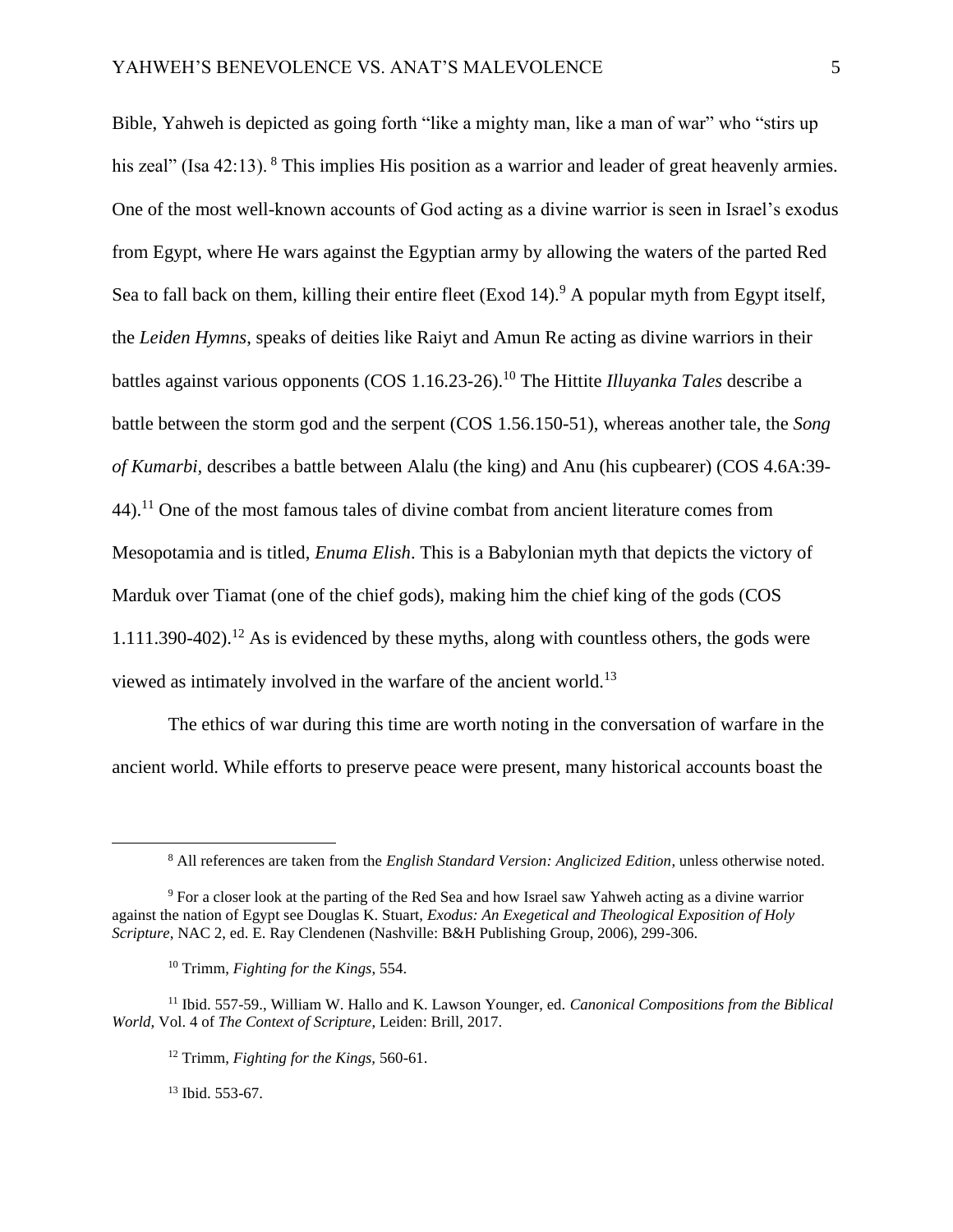Bible, Yahweh is depicted as going forth "like a mighty man, like a man of war" who "stirs up his zeal" (Isa 42:13). [8] This implies His position as a warrior and leader of great heavenly armies. One of the most well-known accounts of God acting as a divine warrior is seen in Israel's exodus from Egypt, where He wars against the Egyptian army by allowing the waters of the parted Red Sea to fall back on them, killing their entire fleet (Exod 14).[9] A popular myth from Egypt itself, the *Leiden Hymns*, speaks of deities like Raiyt and Amun Re acting as divine warriors in their battles against various opponents (COS 1.16.23-26).[10] The Hittite *Illuyanka Tales* describe a battle between the storm god and the serpent (COS 1.56.150-51), whereas another tale, the *Song of Kumarbi*, describes a battle between Alalu (the king) and Anu (his cupbearer) (COS 4.6A:39-44).[11] One of the most famous tales of divine combat from ancient literature comes from Mesopotamia and is titled, *Enuma Elish*. This is a Babylonian myth that depicts the victory of Marduk over Tiamat (one of the chief gods), making him the chief king of the gods (COS 1.111.390-402).[12] As is evidenced by these myths, along with countless others, the gods were viewed as intimately involved in the warfare of the ancient world.[13]

The ethics of war during this time are worth noting in the conversation of warfare in the ancient world. While efforts to preserve peace were present, many historical accounts boast the

---

[8] All references are taken from the *English Standard Version: Anglicized Edition*, unless otherwise noted.

[9] For a closer look at the parting of the Red Sea and how Israel saw Yahweh acting as a divine warrior against the nation of Egypt see Douglas K. Stuart, *Exodus: An Exegetical and Theological Exposition of Holy Scripture*, NAC 2, ed. E. Ray Clendenen (Nashville: B&H Publishing Group, 2006), 299-306.

[10] Trimm, *Fighting for the Kings,* 554.

[11] Ibid. 557-59., William W. Hallo and K. Lawson Younger, ed. *Canonical Compositions from the Biblical World,* Vol. 4 of *The Context of Scripture*, Leiden: Brill, 2017.

[12] Trimm, *Fighting for the Kings,* 560-61.

[13] Ibid. 553-67.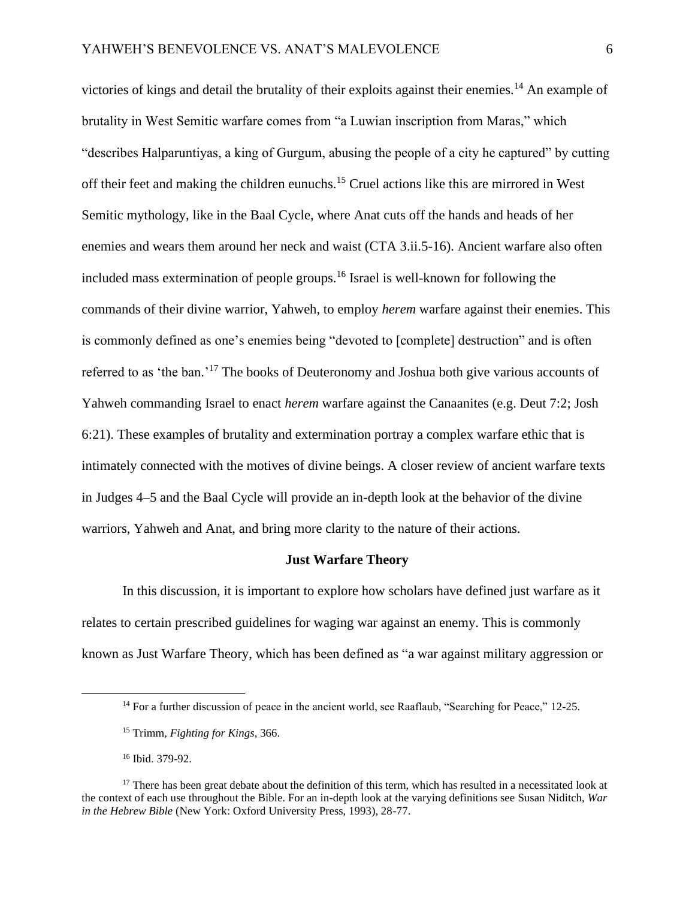victories of kings and detail the brutality of their exploits against their enemies.[14] An example of brutality in West Semitic warfare comes from "a Luwian inscription from Maras," which "describes Halparuntiyas, a king of Gurgum, abusing the people of a city he captured" by cutting off their feet and making the children eunuchs.[15] Cruel actions like this are mirrored in West Semitic mythology, like in the Baal Cycle, where Anat cuts off the hands and heads of her enemies and wears them around her neck and waist (CTA 3.ii.5-16). Ancient warfare also often included mass extermination of people groups.[16] Israel is well-known for following the commands of their divine warrior, Yahweh, to employ *herem* warfare against their enemies. This is commonly defined as one's enemies being "devoted to [complete] destruction" and is often referred to as 'the ban.'[17] The books of Deuteronomy and Joshua both give various accounts of Yahweh commanding Israel to enact *herem* warfare against the Canaanites (e.g. Deut 7:2; Josh 6:21). These examples of brutality and extermination portray a complex warfare ethic that is intimately connected with the motives of divine beings. A closer review of ancient warfare texts in Judges 4–5 and the Baal Cycle will provide an in-depth look at the behavior of the divine warriors, Yahweh and Anat, and bring more clarity to the nature of their actions.

## Just Warfare Theory

In this discussion, it is important to explore how scholars have defined just warfare as it relates to certain prescribed guidelines for waging war against an enemy. This is commonly known as Just Warfare Theory, which has been defined as "a war against military aggression or

---

[14] For a further discussion of peace in the ancient world, see Raaflaub, "Searching for Peace," 12-25.

[15] Trimm, *Fighting for Kings*, 366.

[16] Ibid. 379-92.

[17] There has been great debate about the definition of this term, which has resulted in a necessitated look at the context of each use throughout the Bible. For an in-depth look at the varying definitions see Susan Niditch, *War in the Hebrew Bible* (New York: Oxford University Press, 1993), 28-77.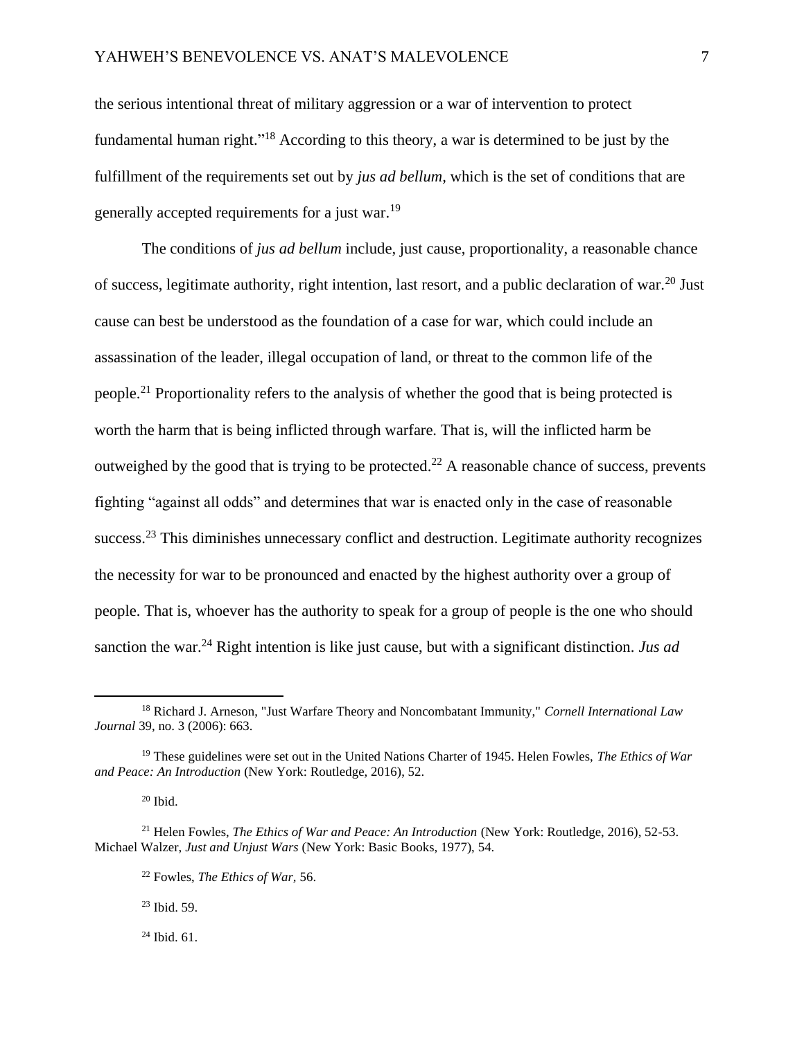the serious intentional threat of military aggression or a war of intervention to protect fundamental human right."[18] According to this theory, a war is determined to be just by the fulfillment of the requirements set out by *jus ad bellum*, which is the set of conditions that are generally accepted requirements for a just war.[19]

The conditions of *jus ad bellum* include, just cause, proportionality, a reasonable chance of success, legitimate authority, right intention, last resort, and a public declaration of war.[20] Just cause can best be understood as the foundation of a case for war, which could include an assassination of the leader, illegal occupation of land, or threat to the common life of the people.[21] Proportionality refers to the analysis of whether the good that is being protected is worth the harm that is being inflicted through warfare. That is, will the inflicted harm be outweighed by the good that is trying to be protected.[22] A reasonable chance of success, prevents fighting "against all odds" and determines that war is enacted only in the case of reasonable success.[23] This diminishes unnecessary conflict and destruction. Legitimate authority recognizes the necessity for war to be pronounced and enacted by the highest authority over a group of people. That is, whoever has the authority to speak for a group of people is the one who should sanction the war.[24] Right intention is like just cause, but with a significant distinction. *Jus ad*

---

[18] Richard J. Arneson, "Just Warfare Theory and Noncombatant Immunity," *Cornell International Law Journal* 39, no. 3 (2006): 663.

[19] These guidelines were set out in the United Nations Charter of 1945. Helen Fowles, *The Ethics of War and Peace: An Introduction* (New York: Routledge, 2016), 52.

[20] Ibid.

[21] Helen Fowles, *The Ethics of War and Peace: An Introduction* (New York: Routledge, 2016), 52-53. Michael Walzer, *Just and Unjust Wars* (New York: Basic Books, 1977), 54.

[22] Fowles, *The Ethics of War,* 56.

[23] Ibid. 59.

[24] Ibid. 61.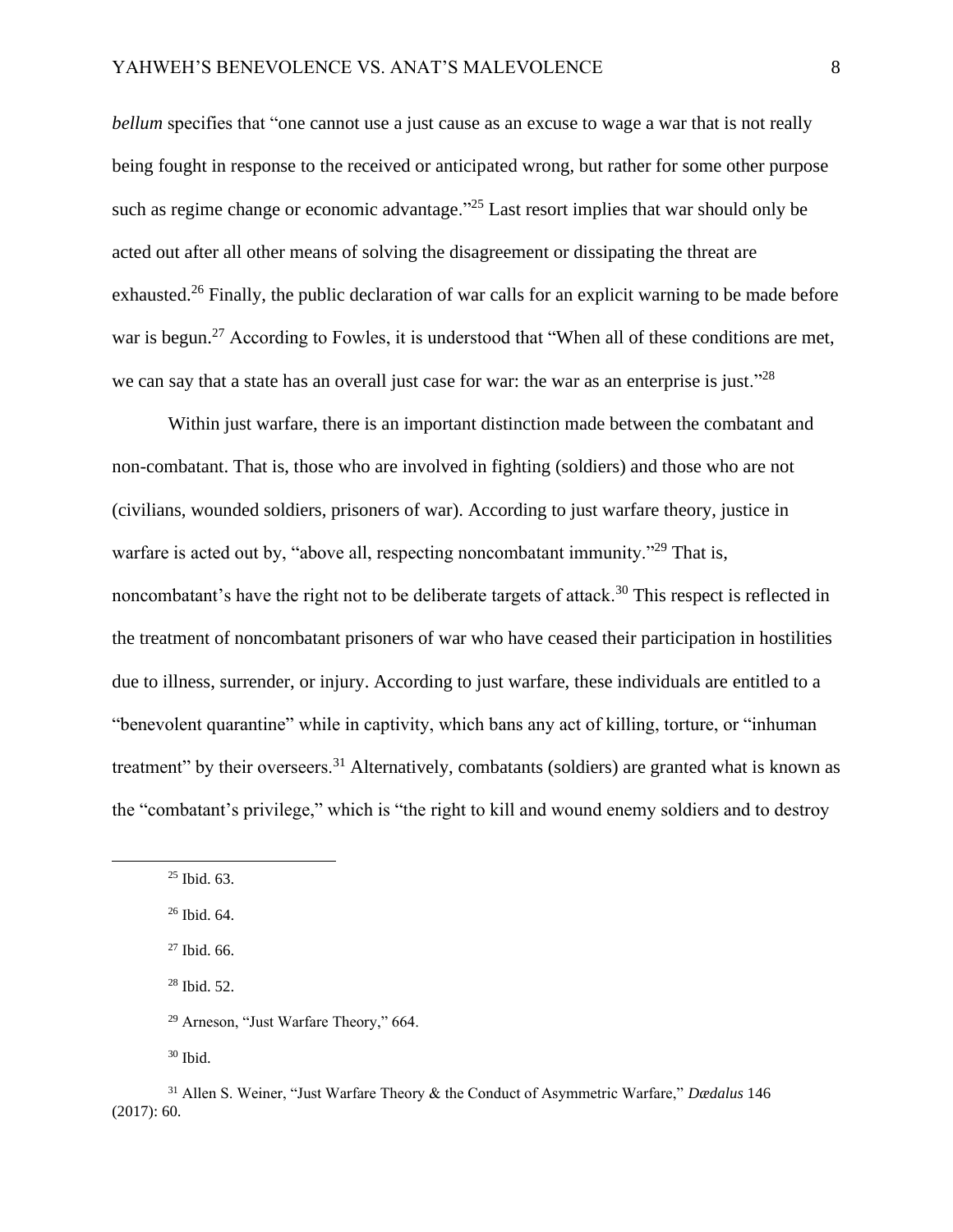*bellum* specifies that "one cannot use a just cause as an excuse to wage a war that is not really being fought in response to the received or anticipated wrong, but rather for some other purpose such as regime change or economic advantage."[25] Last resort implies that war should only be acted out after all other means of solving the disagreement or dissipating the threat are exhausted.[26] Finally, the public declaration of war calls for an explicit warning to be made before war is begun.[27] According to Fowles, it is understood that "When all of these conditions are met, we can say that a state has an overall just case for war: the war as an enterprise is just."[28]

Within just warfare, there is an important distinction made between the combatant and non-combatant. That is, those who are involved in fighting (soldiers) and those who are not (civilians, wounded soldiers, prisoners of war). According to just warfare theory, justice in warfare is acted out by, "above all, respecting noncombatant immunity."[29] That is, noncombatant's have the right not to be deliberate targets of attack.[30] This respect is reflected in the treatment of noncombatant prisoners of war who have ceased their participation in hostilities due to illness, surrender, or injury. According to just warfare, these individuals are entitled to a "benevolent quarantine" while in captivity, which bans any act of killing, torture, or "inhuman treatment" by their overseers.[31] Alternatively, combatants (soldiers) are granted what is known as the "combatant's privilege," which is "the right to kill and wound enemy soldiers and to destroy

---

[25] Ibid. 63.

[26] Ibid. 64.

[27] Ibid. 66.

[28] Ibid. 52.

[29] Arneson, "Just Warfare Theory," 664.

[30] Ibid.

[31] Allen S. Weiner, "Just Warfare Theory & the Conduct of Asymmetric Warfare," *Dædalus* 146 (2017): 60.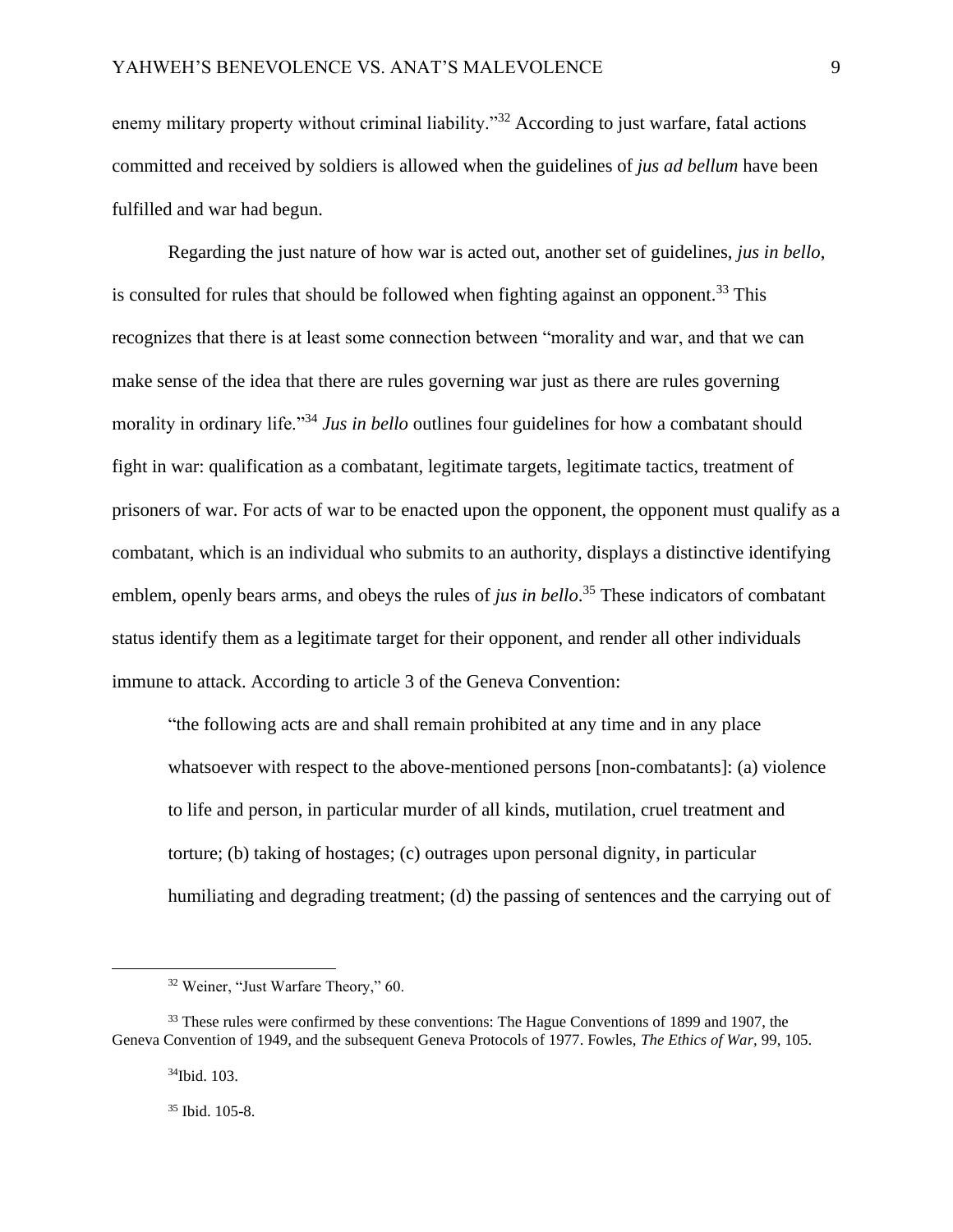enemy military property without criminal liability."[32] According to just warfare, fatal actions committed and received by soldiers is allowed when the guidelines of *jus ad bellum* have been fulfilled and war had begun.

Regarding the just nature of how war is acted out, another set of guidelines, *jus in bello*, is consulted for rules that should be followed when fighting against an opponent.[33] This recognizes that there is at least some connection between "morality and war, and that we can make sense of the idea that there are rules governing war just as there are rules governing morality in ordinary life."[34] *Jus in bello* outlines four guidelines for how a combatant should fight in war: qualification as a combatant, legitimate targets, legitimate tactics, treatment of prisoners of war. For acts of war to be enacted upon the opponent, the opponent must qualify as a combatant, which is an individual who submits to an authority, displays a distinctive identifying emblem, openly bears arms, and obeys the rules of *jus in bello*.[35] These indicators of combatant status identify them as a legitimate target for their opponent, and render all other individuals immune to attack. According to article 3 of the Geneva Convention:

> "the following acts are and shall remain prohibited at any time and in any place whatsoever with respect to the above-mentioned persons [non-combatants]: (a) violence to life and person, in particular murder of all kinds, mutilation, cruel treatment and torture; (b) taking of hostages; (c) outrages upon personal dignity, in particular humiliating and degrading treatment; (d) the passing of sentences and the carrying out of

---

[32] Weiner, "Just Warfare Theory," 60.

[33] These rules were confirmed by these conventions: The Hague Conventions of 1899 and 1907, the Geneva Convention of 1949, and the subsequent Geneva Protocols of 1977. Fowles, *The Ethics of War,* 99, 105.

[34] Ibid. 103.

[35] Ibid. 105-8.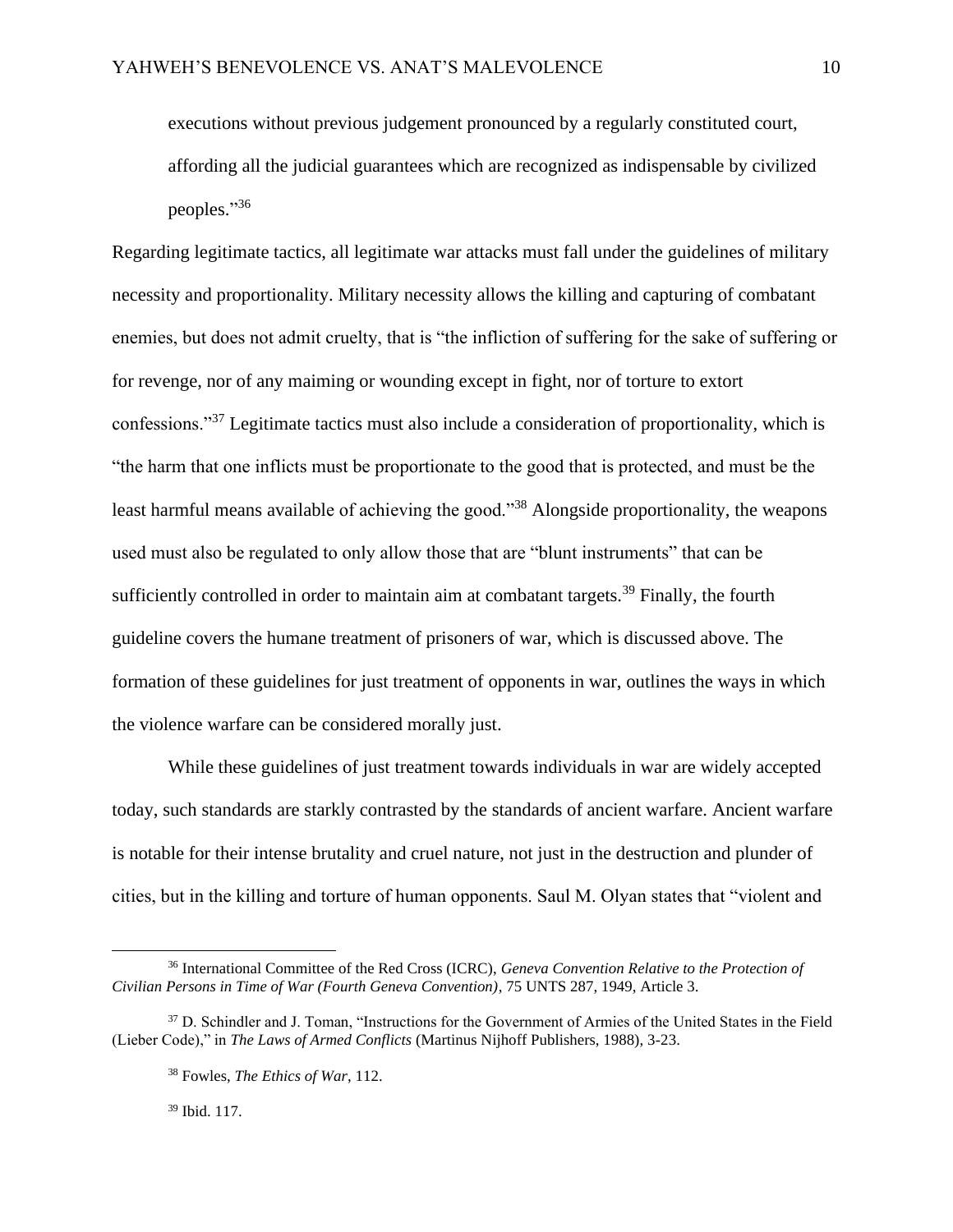> executions without previous judgement pronounced by a regularly constituted court, affording all the judicial guarantees which are recognized as indispensable by civilized peoples."[36]

Regarding legitimate tactics, all legitimate war attacks must fall under the guidelines of military necessity and proportionality. Military necessity allows the killing and capturing of combatant enemies, but does not admit cruelty, that is "the infliction of suffering for the sake of suffering or for revenge, nor of any maiming or wounding except in fight, nor of torture to extort confessions."[37] Legitimate tactics must also include a consideration of proportionality, which is "the harm that one inflicts must be proportionate to the good that is protected, and must be the least harmful means available of achieving the good."[38] Alongside proportionality, the weapons used must also be regulated to only allow those that are "blunt instruments" that can be sufficiently controlled in order to maintain aim at combatant targets.[39] Finally, the fourth guideline covers the humane treatment of prisoners of war, which is discussed above. The formation of these guidelines for just treatment of opponents in war, outlines the ways in which the violence warfare can be considered morally just.

While these guidelines of just treatment towards individuals in war are widely accepted today, such standards are starkly contrasted by the standards of ancient warfare. Ancient warfare is notable for their intense brutality and cruel nature, not just in the destruction and plunder of cities, but in the killing and torture of human opponents. Saul M. Olyan states that "violent and

---

[36] International Committee of the Red Cross (ICRC), *Geneva Convention Relative to the Protection of Civilian Persons in Time of War (Fourth Geneva Convention)*, 75 UNTS 287, 1949, Article 3.

[37] D. Schindler and J. Toman, "Instructions for the Government of Armies of the United States in the Field (Lieber Code)," in *The Laws of Armed Conflicts* (Martinus Nijhoff Publishers, 1988), 3-23.

[38] Fowles, *The Ethics of War*, 112.

[39] Ibid. 117.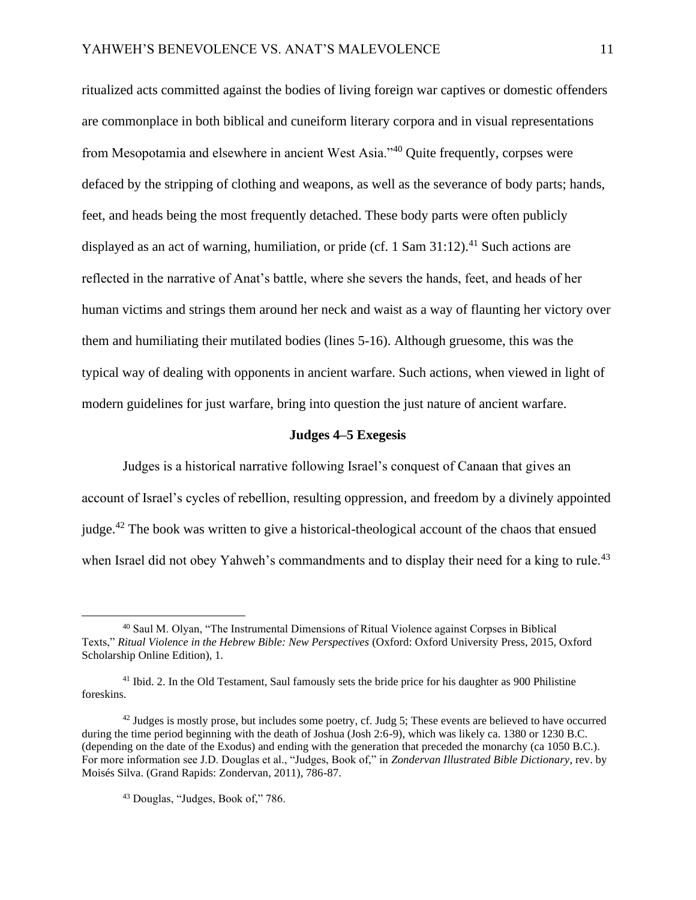ritualized acts committed against the bodies of living foreign war captives or domestic offenders are commonplace in both biblical and cuneiform literary corpora and in visual representations from Mesopotamia and elsewhere in ancient West Asia."[40] Quite frequently, corpses were defaced by the stripping of clothing and weapons, as well as the severance of body parts; hands, feet, and heads being the most frequently detached. These body parts were often publicly displayed as an act of warning, humiliation, or pride (cf. 1 Sam 31:12).[41] Such actions are reflected in the narrative of Anat's battle, where she severs the hands, feet, and heads of her human victims and strings them around her neck and waist as a way of flaunting her victory over them and humiliating their mutilated bodies (lines 5-16). Although gruesome, this was the typical way of dealing with opponents in ancient warfare. Such actions, when viewed in light of modern guidelines for just warfare, bring into question the just nature of ancient warfare.

## Judges 4–5 Exegesis

Judges is a historical narrative following Israel's conquest of Canaan that gives an account of Israel's cycles of rebellion, resulting oppression, and freedom by a divinely appointed judge.[42] The book was written to give a historical-theological account of the chaos that ensued when Israel did not obey Yahweh's commandments and to display their need for a king to rule.[43]

---

[40] Saul M. Olyan, "The Instrumental Dimensions of Ritual Violence against Corpses in Biblical Texts," *Ritual Violence in the Hebrew Bible: New Perspectives* (Oxford: Oxford University Press, 2015, Oxford Scholarship Online Edition), 1.

[41] Ibid. 2. In the Old Testament, Saul famously sets the bride price for his daughter as 900 Philistine foreskins.

[42] Judges is mostly prose, but includes some poetry, cf. Judg 5; These events are believed to have occurred during the time period beginning with the death of Joshua (Josh 2:6-9), which was likely ca. 1380 or 1230 B.C. (depending on the date of the Exodus) and ending with the generation that preceded the monarchy (ca 1050 B.C.). For more information see J.D. Douglas et al., "Judges, Book of," in *Zondervan Illustrated Bible Dictionary*, rev. by Moisés Silva. (Grand Rapids: Zondervan, 2011), 786-87.

[43] Douglas, "Judges, Book of," 786.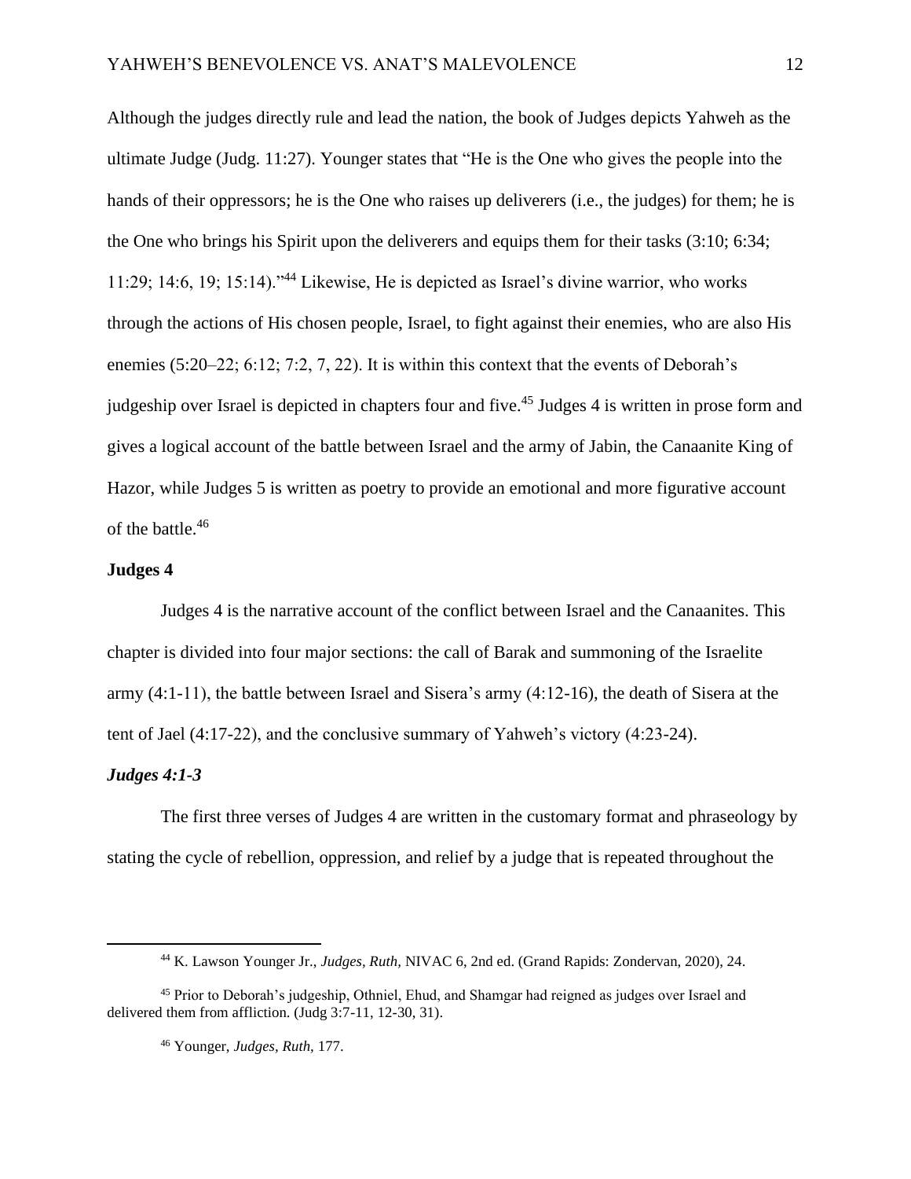Although the judges directly rule and lead the nation, the book of Judges depicts Yahweh as the ultimate Judge (Judg. 11:27). Younger states that "He is the One who gives the people into the hands of their oppressors; he is the One who raises up deliverers (i.e., the judges) for them; he is the One who brings his Spirit upon the deliverers and equips them for their tasks (3:10; 6:34; 11:29; 14:6, 19; 15:14)."[44] Likewise, He is depicted as Israel's divine warrior, who works through the actions of His chosen people, Israel, to fight against their enemies, who are also His enemies (5:20–22; 6:12; 7:2, 7, 22). It is within this context that the events of Deborah's judgeship over Israel is depicted in chapters four and five.[45] Judges 4 is written in prose form and gives a logical account of the battle between Israel and the army of Jabin, the Canaanite King of Hazor, while Judges 5 is written as poetry to provide an emotional and more figurative account of the battle.[46]

## Judges 4

Judges 4 is the narrative account of the conflict between Israel and the Canaanites. This chapter is divided into four major sections: the call of Barak and summoning of the Israelite army (4:1-11), the battle between Israel and Sisera's army (4:12-16), the death of Sisera at the tent of Jael (4:17-22), and the conclusive summary of Yahweh's victory (4:23-24).

### *Judges 4:1-3*

The first three verses of Judges 4 are written in the customary format and phraseology by stating the cycle of rebellion, oppression, and relief by a judge that is repeated throughout the

---

[44] K. Lawson Younger Jr., *Judges, Ruth,* NIVAC 6, 2nd ed. (Grand Rapids: Zondervan, 2020), 24.

[45] Prior to Deborah's judgeship, Othniel, Ehud, and Shamgar had reigned as judges over Israel and delivered them from affliction. (Judg 3:7-11, 12-30, 31).

[46] Younger, *Judges, Ruth,* 177.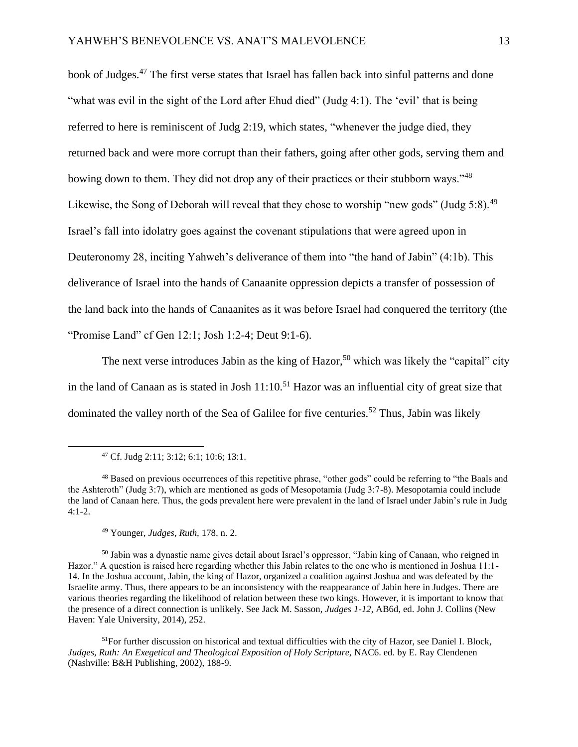book of Judges.[47] The first verse states that Israel has fallen back into sinful patterns and done "what was evil in the sight of the Lord after Ehud died" (Judg 4:1). The 'evil' that is being referred to here is reminiscent of Judg 2:19, which states, "whenever the judge died, they returned back and were more corrupt than their fathers, going after other gods, serving them and bowing down to them. They did not drop any of their practices or their stubborn ways."[48] Likewise, the Song of Deborah will reveal that they chose to worship "new gods" (Judg 5:8).[49] Israel's fall into idolatry goes against the covenant stipulations that were agreed upon in Deuteronomy 28, inciting Yahweh's deliverance of them into "the hand of Jabin" (4:1b). This deliverance of Israel into the hands of Canaanite oppression depicts a transfer of possession of the land back into the hands of Canaanites as it was before Israel had conquered the territory (the "Promise Land" cf Gen 12:1; Josh 1:2-4; Deut 9:1-6).

The next verse introduces Jabin as the king of Hazor,[50] which was likely the "capital" city in the land of Canaan as is stated in Josh 11:10.[51] Hazor was an influential city of great size that dominated the valley north of the Sea of Galilee for five centuries.[52] Thus, Jabin was likely

---

[47] Cf. Judg 2:11; 3:12; 6:1; 10:6; 13:1.

[48] Based on previous occurrences of this repetitive phrase, "other gods" could be referring to "the Baals and the Ashteroth" (Judg 3:7), which are mentioned as gods of Mesopotamia (Judg 3:7-8). Mesopotamia could include the land of Canaan here. Thus, the gods prevalent here were prevalent in the land of Israel under Jabin's rule in Judg 4:1-2.

[49] Younger, *Judges, Ruth,* 178. n. 2.

[50] Jabin was a dynastic name gives detail about Israel's oppressor, "Jabin king of Canaan, who reigned in Hazor." A question is raised here regarding whether this Jabin relates to the one who is mentioned in Joshua 11:1-14. In the Joshua account, Jabin, the king of Hazor, organized a coalition against Joshua and was defeated by the Israelite army. Thus, there appears to be an inconsistency with the reappearance of Jabin here in Judges. There are various theories regarding the likelihood of relation between these two kings. However, it is important to know that the presence of a direct connection is unlikely. See Jack M. Sasson, *Judges 1-12,* AB6d, ed. John J. Collins (New Haven: Yale University, 2014), 252.

[51] For further discussion on historical and textual difficulties with the city of Hazor, see Daniel I. Block, *Judges, Ruth: An Exegetical and Theological Exposition of Holy Scripture,* NAC6. ed. by E. Ray Clendenen (Nashville: B&H Publishing, 2002), 188-9.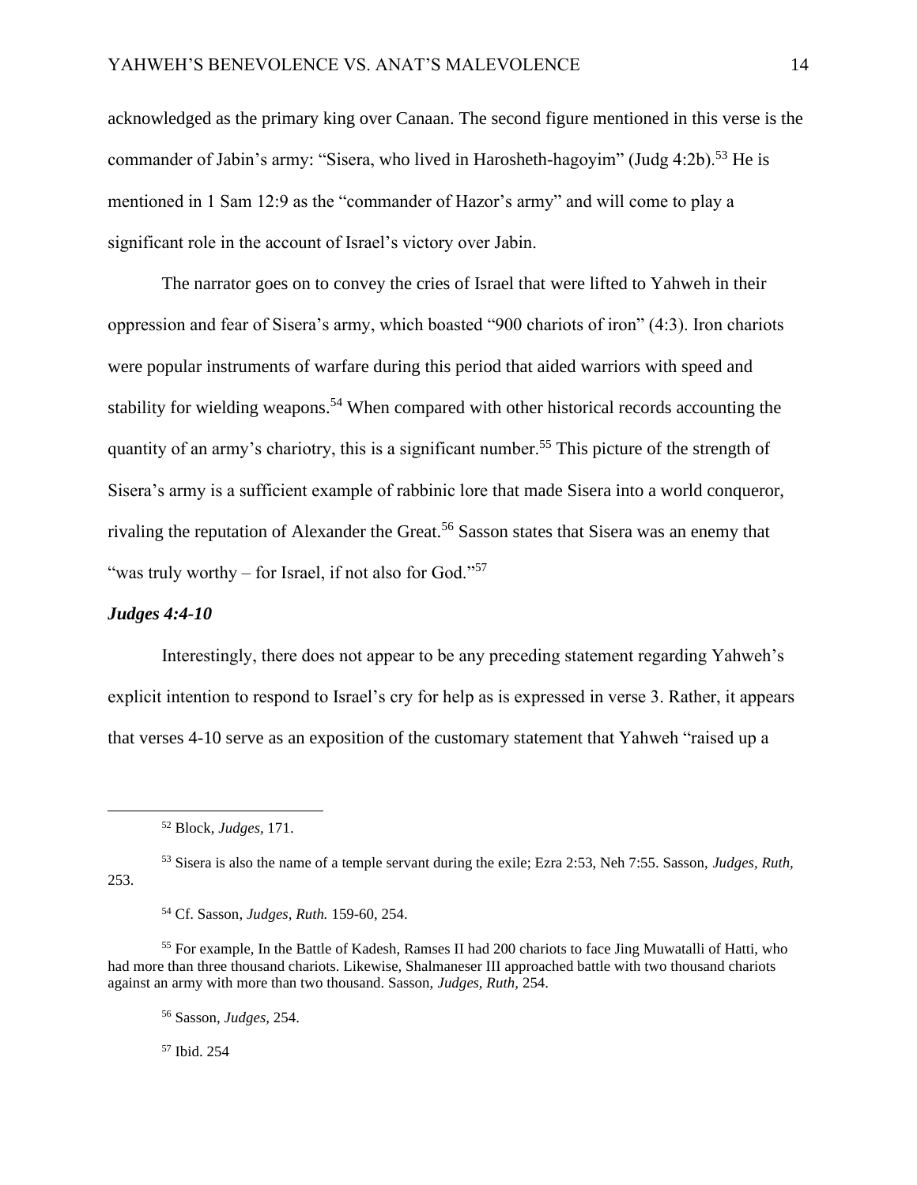acknowledged as the primary king over Canaan. The second figure mentioned in this verse is the commander of Jabin's army: "Sisera, who lived in Harosheth-hagoyim" (Judg 4:2b).[53] He is mentioned in 1 Sam 12:9 as the "commander of Hazor's army" and will come to play a significant role in the account of Israel's victory over Jabin.

The narrator goes on to convey the cries of Israel that were lifted to Yahweh in their oppression and fear of Sisera's army, which boasted "900 chariots of iron" (4:3). Iron chariots were popular instruments of warfare during this period that aided warriors with speed and stability for wielding weapons.[54] When compared with other historical records accounting the quantity of an army's chariotry, this is a significant number.[55] This picture of the strength of Sisera's army is a sufficient example of rabbinic lore that made Sisera into a world conqueror, rivaling the reputation of Alexander the Great.[56] Sasson states that Sisera was an enemy that "was truly worthy – for Israel, if not also for God."[57]

### *Judges 4:4-10*

Interestingly, there does not appear to be any preceding statement regarding Yahweh's explicit intention to respond to Israel's cry for help as is expressed in verse 3. Rather, it appears that verses 4-10 serve as an exposition of the customary statement that Yahweh "raised up a

---

[52] Block, *Judges,* 171.

[53] Sisera is also the name of a temple servant during the exile; Ezra 2:53, Neh 7:55. Sasson, *Judges, Ruth,* 253.

[54] Cf. Sasson, *Judges, Ruth.* 159-60, 254.

[55] For example, In the Battle of Kadesh, Ramses II had 200 chariots to face Jing Muwatalli of Hatti, who had more than three thousand chariots. Likewise, Shalmaneser III approached battle with two thousand chariots against an army with more than two thousand. Sasson, *Judges, Ruth,* 254.

[56] Sasson, *Judges,* 254.

[57] Ibid. 254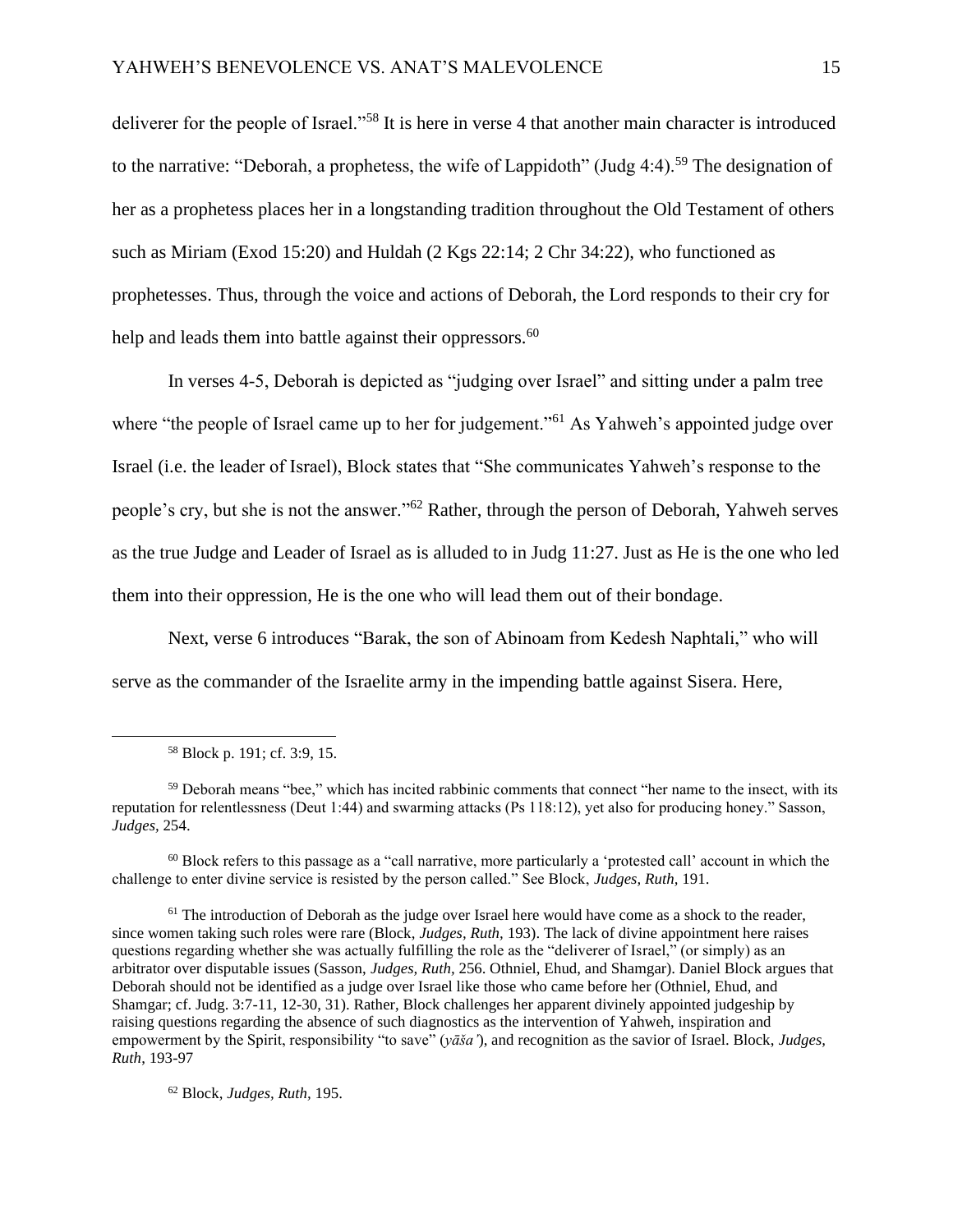deliverer for the people of Israel."[58] It is here in verse 4 that another main character is introduced to the narrative: "Deborah, a prophetess, the wife of Lappidoth" (Judg 4:4).[59] The designation of her as a prophetess places her in a longstanding tradition throughout the Old Testament of others such as Miriam (Exod 15:20) and Huldah (2 Kgs 22:14; 2 Chr 34:22), who functioned as prophetesses. Thus, through the voice and actions of Deborah, the Lord responds to their cry for help and leads them into battle against their oppressors.[60]

In verses 4-5, Deborah is depicted as "judging over Israel" and sitting under a palm tree where "the people of Israel came up to her for judgement."[61] As Yahweh's appointed judge over Israel (i.e. the leader of Israel), Block states that "She communicates Yahweh's response to the people's cry, but she is not the answer."[62] Rather, through the person of Deborah, Yahweh serves as the true Judge and Leader of Israel as is alluded to in Judg 11:27. Just as He is the one who led them into their oppression, He is the one who will lead them out of their bondage.

Next, verse 6 introduces "Barak, the son of Abinoam from Kedesh Naphtali," who will serve as the commander of the Israelite army in the impending battle against Sisera. Here,

---

[58] Block p. 191; cf. 3:9, 15.

[59] Deborah means "bee," which has incited rabbinic comments that connect "her name to the insect, with its reputation for relentlessness (Deut 1:44) and swarming attacks (Ps 118:12), yet also for producing honey." Sasson, *Judges,* 254.

[60] Block refers to this passage as a "call narrative, more particularly a 'protested call' account in which the challenge to enter divine service is resisted by the person called." See Block, *Judges, Ruth,* 191.

[61] The introduction of Deborah as the judge over Israel here would have come as a shock to the reader, since women taking such roles were rare (Block, *Judges, Ruth,* 193). The lack of divine appointment here raises questions regarding whether she was actually fulfilling the role as the "deliverer of Israel," (or simply) as an arbitrator over disputable issues (Sasson, *Judges, Ruth,* 256. Othniel, Ehud, and Shamgar). Daniel Block argues that Deborah should not be identified as a judge over Israel like those who came before her (Othniel, Ehud, and Shamgar; cf. Judg. 3:7-11, 12-30, 31). Rather, Block challenges her apparent divinely appointed judgeship by raising questions regarding the absence of such diagnostics as the intervention of Yahweh, inspiration and empowerment by the Spirit, responsibility "to save" (*yāšaʿ*), and recognition as the savior of Israel. Block, *Judges, Ruth*, 193-97

[62] Block, *Judges, Ruth,* 195.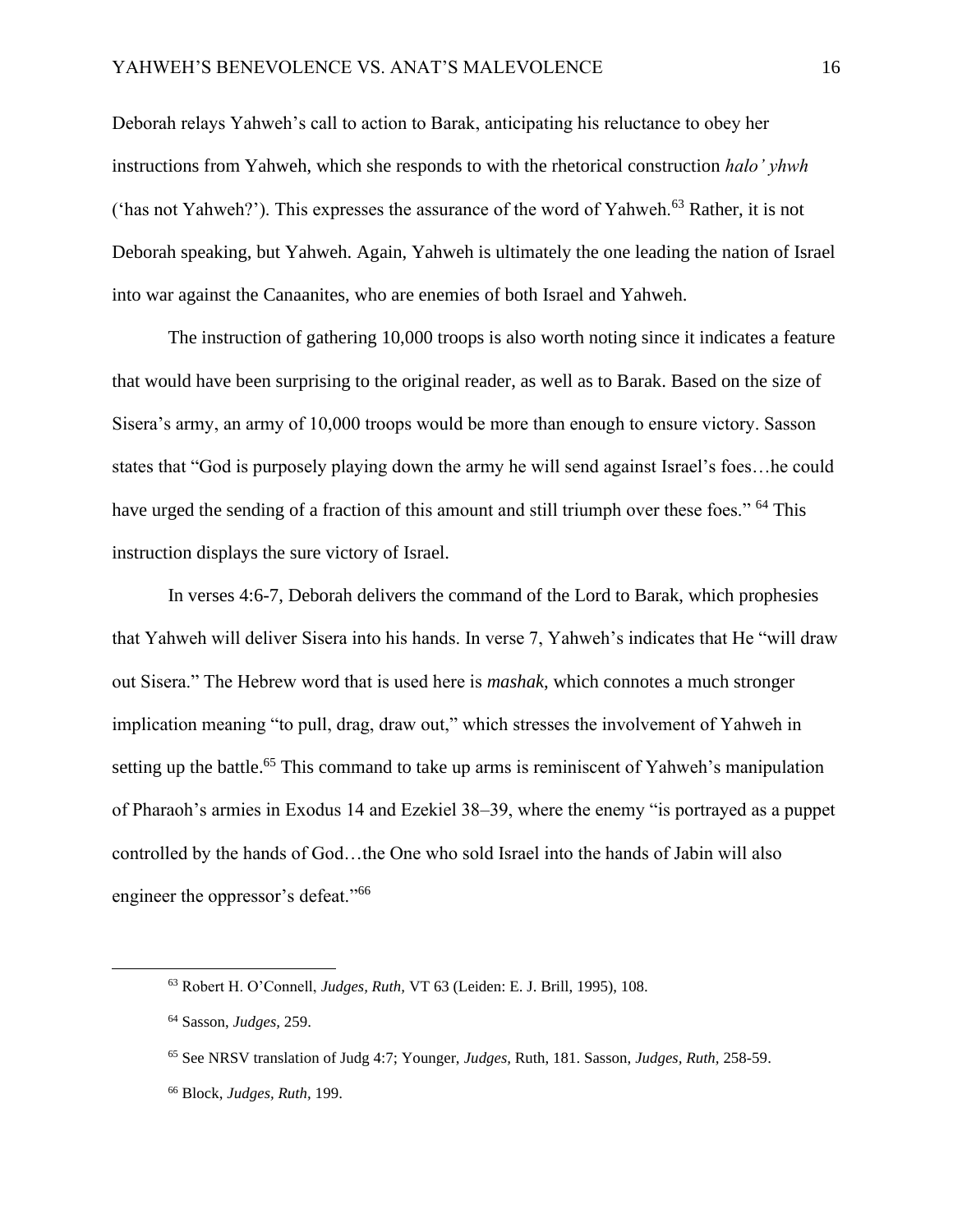Deborah relays Yahweh's call to action to Barak, anticipating his reluctance to obey her instructions from Yahweh, which she responds to with the rhetorical construction *halo' yhwh* ('has not Yahweh?'). This expresses the assurance of the word of Yahweh.[63] Rather, it is not Deborah speaking, but Yahweh. Again, Yahweh is ultimately the one leading the nation of Israel into war against the Canaanites, who are enemies of both Israel and Yahweh.

The instruction of gathering 10,000 troops is also worth noting since it indicates a feature that would have been surprising to the original reader, as well as to Barak. Based on the size of Sisera's army, an army of 10,000 troops would be more than enough to ensure victory. Sasson states that "God is purposely playing down the army he will send against Israel's foes…he could have urged the sending of a fraction of this amount and still triumph over these foes." [64] This instruction displays the sure victory of Israel.

In verses 4:6-7, Deborah delivers the command of the Lord to Barak, which prophesies that Yahweh will deliver Sisera into his hands. In verse 7, Yahweh's indicates that He "will draw out Sisera." The Hebrew word that is used here is *mashak*, which connotes a much stronger implication meaning "to pull, drag, draw out," which stresses the involvement of Yahweh in setting up the battle.[65] This command to take up arms is reminiscent of Yahweh's manipulation of Pharaoh's armies in Exodus 14 and Ezekiel 38–39, where the enemy "is portrayed as a puppet controlled by the hands of God…the One who sold Israel into the hands of Jabin will also engineer the oppressor's defeat."[66]

---

[63] Robert H. O'Connell, *Judges, Ruth,* VT 63 (Leiden: E. J. Brill, 1995), 108.

[64] Sasson, *Judges,* 259.

[65] See NRSV translation of Judg 4:7; Younger, *Judges,* Ruth, 181. Sasson, *Judges, Ruth,* 258-59.

[66] Block, *Judges, Ruth,* 199.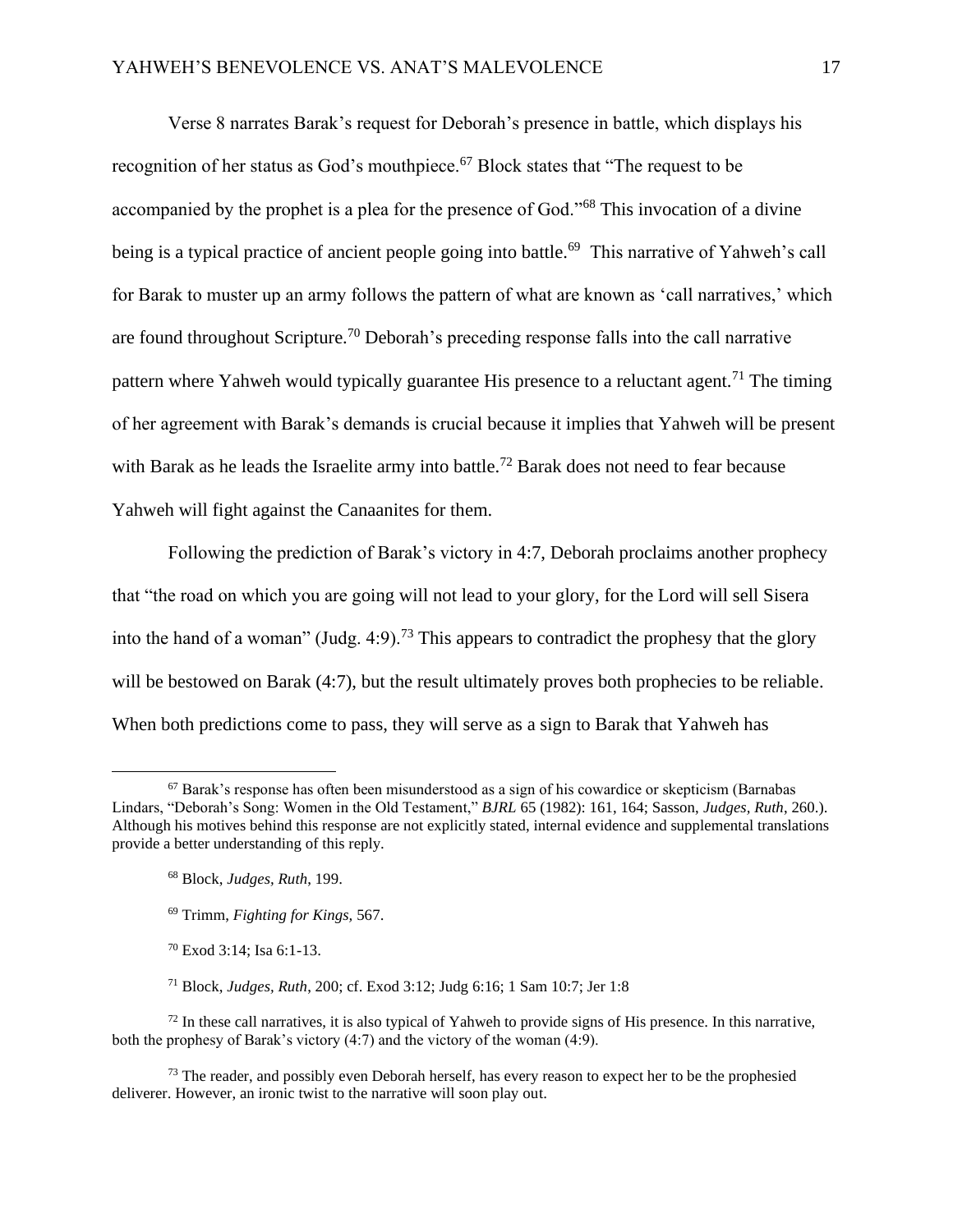Verse 8 narrates Barak's request for Deborah's presence in battle, which displays his recognition of her status as God's mouthpiece.[67] Block states that "The request to be accompanied by the prophet is a plea for the presence of God."[68] This invocation of a divine being is a typical practice of ancient people going into battle.[69] This narrative of Yahweh's call for Barak to muster up an army follows the pattern of what are known as 'call narratives,' which are found throughout Scripture.[70] Deborah's preceding response falls into the call narrative pattern where Yahweh would typically guarantee His presence to a reluctant agent.[71] The timing of her agreement with Barak's demands is crucial because it implies that Yahweh will be present with Barak as he leads the Israelite army into battle.[72] Barak does not need to fear because Yahweh will fight against the Canaanites for them.

Following the prediction of Barak's victory in 4:7, Deborah proclaims another prophecy that "the road on which you are going will not lead to your glory, for the Lord will sell Sisera into the hand of a woman" (Judg. 4:9).[73] This appears to contradict the prophesy that the glory will be bestowed on Barak (4:7), but the result ultimately proves both prophecies to be reliable. When both predictions come to pass, they will serve as a sign to Barak that Yahweh has

---

[67] Barak's response has often been misunderstood as a sign of his cowardice or skepticism (Barnabas Lindars, "Deborah's Song: Women in the Old Testament," *BJRL* 65 (1982): 161, 164; Sasson, *Judges, Ruth*, 260.). Although his motives behind this response are not explicitly stated, internal evidence and supplemental translations provide a better understanding of this reply.

[68] Block, *Judges, Ruth*, 199.

[69] Trimm, *Fighting for Kings*, 567.

[70] Exod 3:14; Isa 6:1-13.

[71] Block, *Judges, Ruth*, 200; cf. Exod 3:12; Judg 6:16; 1 Sam 10:7; Jer 1:8

[72] In these call narratives, it is also typical of Yahweh to provide signs of His presence. In this narrative, both the prophesy of Barak's victory (4:7) and the victory of the woman (4:9).

[73] The reader, and possibly even Deborah herself, has every reason to expect her to be the prophesied deliverer. However, an ironic twist to the narrative will soon play out.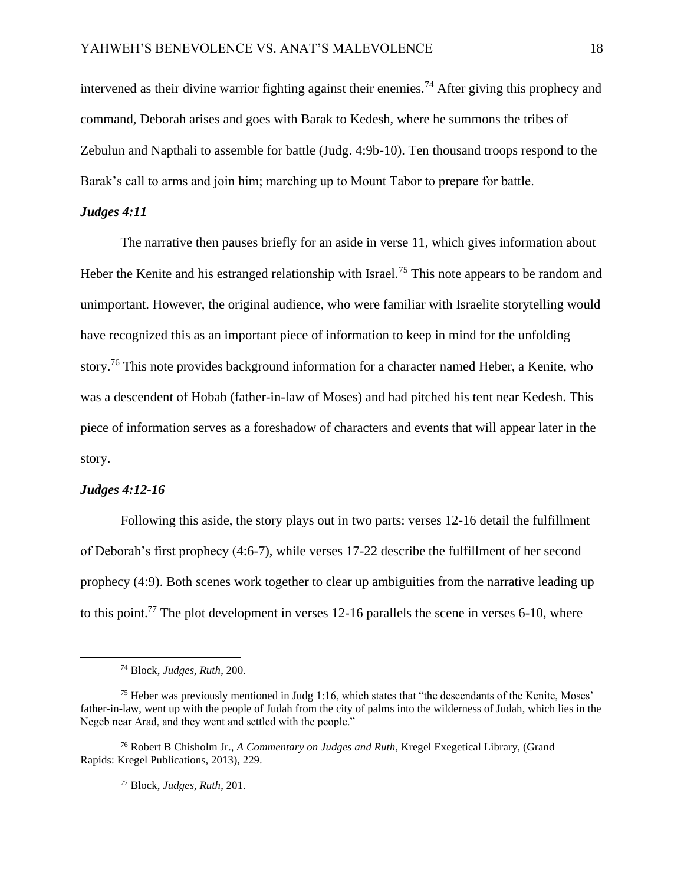intervened as their divine warrior fighting against their enemies.[74] After giving this prophecy and command, Deborah arises and goes with Barak to Kedesh, where he summons the tribes of Zebulun and Napthali to assemble for battle (Judg. 4:9b-10). Ten thousand troops respond to the Barak's call to arms and join him; marching up to Mount Tabor to prepare for battle.

### *Judges 4:11*

The narrative then pauses briefly for an aside in verse 11, which gives information about Heber the Kenite and his estranged relationship with Israel.[75] This note appears to be random and unimportant. However, the original audience, who were familiar with Israelite storytelling would have recognized this as an important piece of information to keep in mind for the unfolding story.[76] This note provides background information for a character named Heber, a Kenite, who was a descendent of Hobab (father-in-law of Moses) and had pitched his tent near Kedesh. This piece of information serves as a foreshadow of characters and events that will appear later in the story.

### *Judges 4:12-16*

Following this aside, the story plays out in two parts: verses 12-16 detail the fulfillment of Deborah's first prophecy (4:6-7), while verses 17-22 describe the fulfillment of her second prophecy (4:9). Both scenes work together to clear up ambiguities from the narrative leading up to this point.[77] The plot development in verses 12-16 parallels the scene in verses 6-10, where

---

[74] Block, *Judges, Ruth*, 200.

[75] Heber was previously mentioned in Judg 1:16, which states that "the descendants of the Kenite, Moses' father-in-law, went up with the people of Judah from the city of palms into the wilderness of Judah, which lies in the Negeb near Arad, and they went and settled with the people."

[76] Robert B Chisholm Jr., *A Commentary on Judges and Ruth*, Kregel Exegetical Library, (Grand Rapids: Kregel Publications, 2013), 229.

[77] Block, *Judges, Ruth*, 201.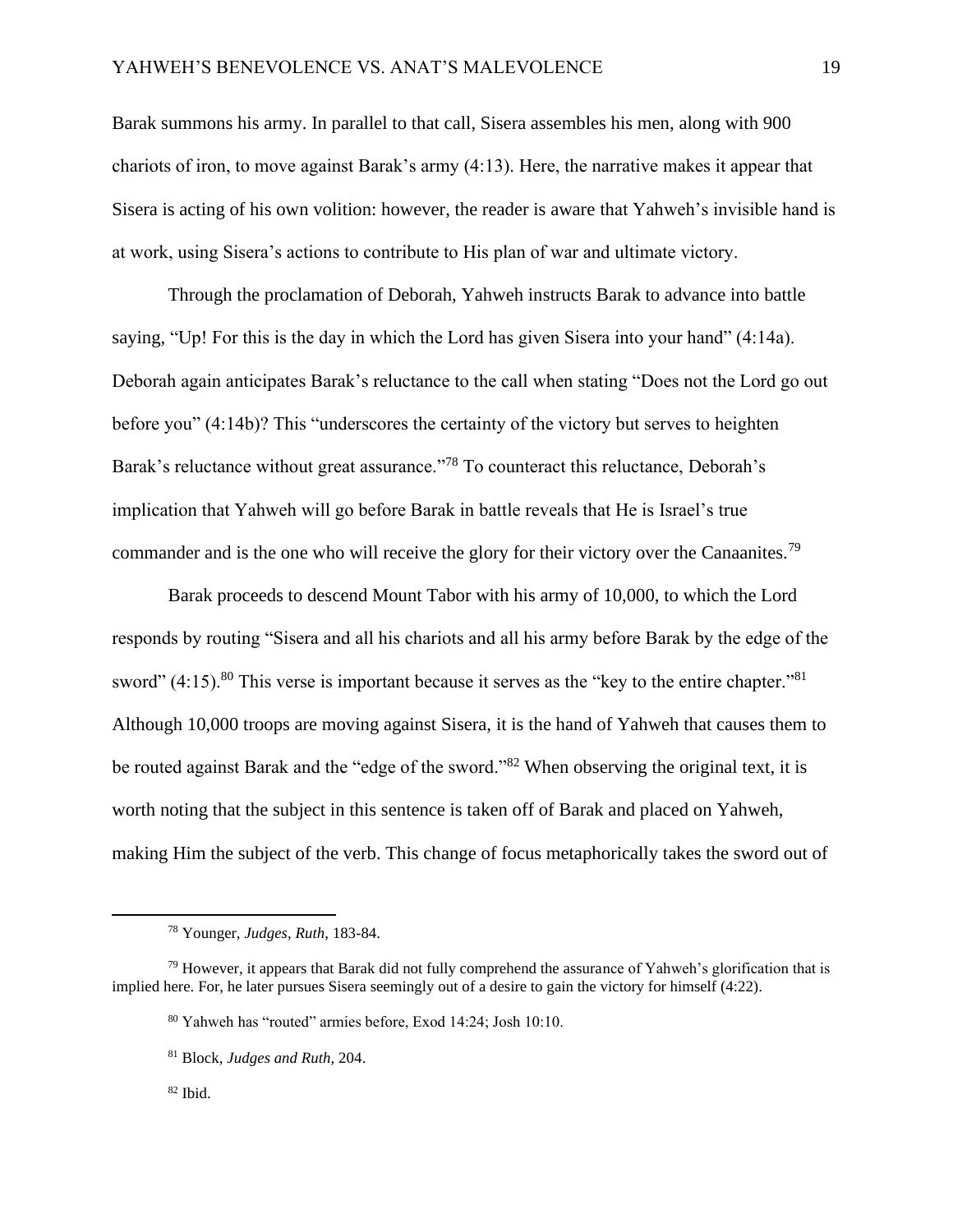Barak summons his army. In parallel to that call, Sisera assembles his men, along with 900 chariots of iron, to move against Barak's army (4:13). Here, the narrative makes it appear that Sisera is acting of his own volition: however, the reader is aware that Yahweh's invisible hand is at work, using Sisera's actions to contribute to His plan of war and ultimate victory.

Through the proclamation of Deborah, Yahweh instructs Barak to advance into battle saying, "Up! For this is the day in which the Lord has given Sisera into your hand" (4:14a). Deborah again anticipates Barak's reluctance to the call when stating "Does not the Lord go out before you" (4:14b)? This "underscores the certainty of the victory but serves to heighten Barak's reluctance without great assurance."[78] To counteract this reluctance, Deborah's implication that Yahweh will go before Barak in battle reveals that He is Israel's true commander and is the one who will receive the glory for their victory over the Canaanites.[79]

Barak proceeds to descend Mount Tabor with his army of 10,000, to which the Lord responds by routing "Sisera and all his chariots and all his army before Barak by the edge of the sword" (4:15).[80] This verse is important because it serves as the "key to the entire chapter."[81] Although 10,000 troops are moving against Sisera, it is the hand of Yahweh that causes them to be routed against Barak and the "edge of the sword."[82] When observing the original text, it is worth noting that the subject in this sentence is taken off of Barak and placed on Yahweh, making Him the subject of the verb. This change of focus metaphorically takes the sword out of

---

[78] Younger, *Judges, Ruth*, 183-84.

[79] However, it appears that Barak did not fully comprehend the assurance of Yahweh's glorification that is implied here. For, he later pursues Sisera seemingly out of a desire to gain the victory for himself (4:22).

[80] Yahweh has "routed" armies before, Exod 14:24; Josh 10:10.

[81] Block, *Judges and Ruth*, 204.

[82] Ibid.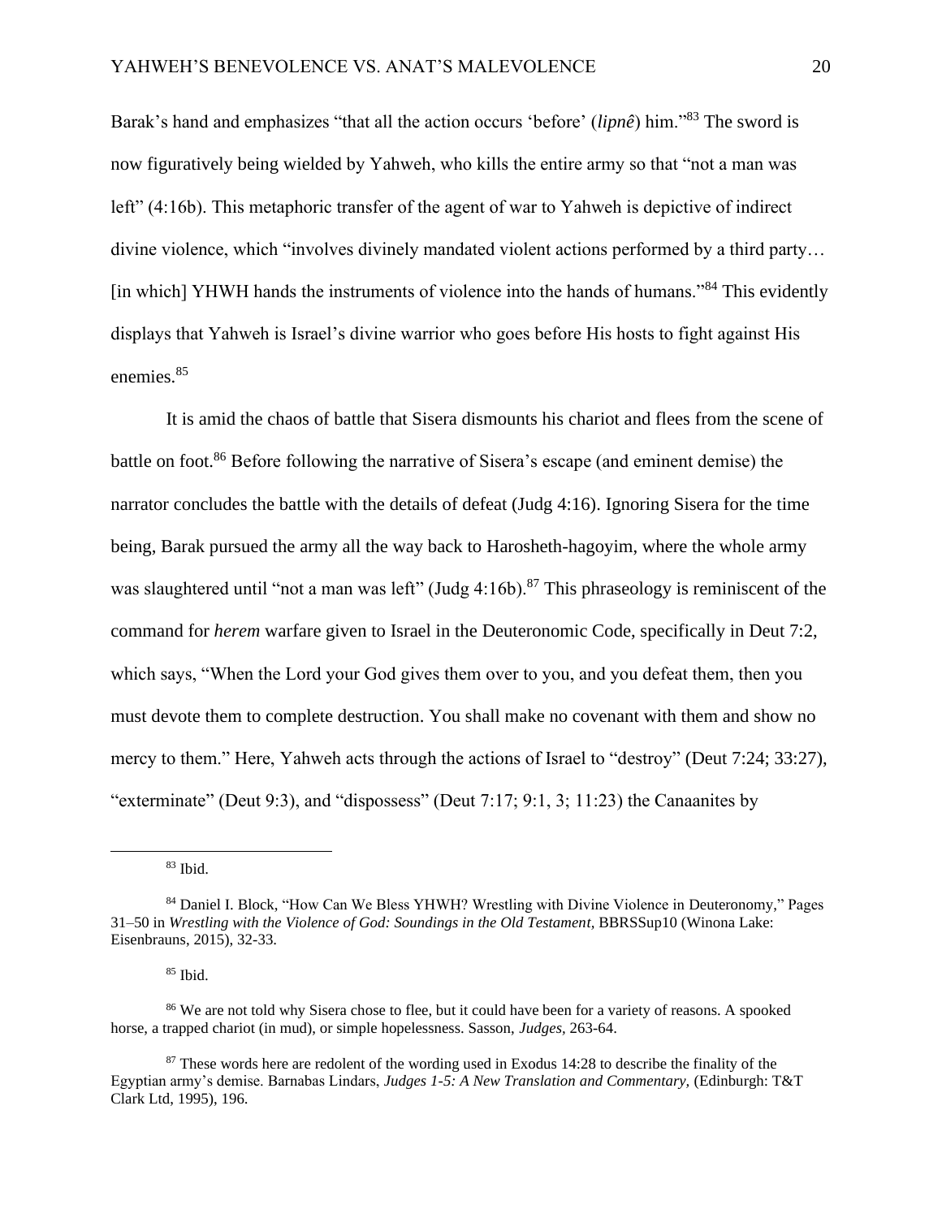Barak's hand and emphasizes "that all the action occurs 'before' (*lipnê*) him."[83] The sword is now figuratively being wielded by Yahweh, who kills the entire army so that "not a man was left" (4:16b). This metaphoric transfer of the agent of war to Yahweh is depictive of indirect divine violence, which "involves divinely mandated violent actions performed by a third party… [in which] YHWH hands the instruments of violence into the hands of humans."[84] This evidently displays that Yahweh is Israel's divine warrior who goes before His hosts to fight against His enemies.[85]

It is amid the chaos of battle that Sisera dismounts his chariot and flees from the scene of battle on foot.[86] Before following the narrative of Sisera's escape (and eminent demise) the narrator concludes the battle with the details of defeat (Judg 4:16). Ignoring Sisera for the time being, Barak pursued the army all the way back to Harosheth-hagoyim, where the whole army was slaughtered until "not a man was left" (Judg 4:16b).[87] This phraseology is reminiscent of the command for *herem* warfare given to Israel in the Deuteronomic Code, specifically in Deut 7:2, which says, "When the Lord your God gives them over to you, and you defeat them, then you must devote them to complete destruction. You shall make no covenant with them and show no mercy to them." Here, Yahweh acts through the actions of Israel to "destroy" (Deut 7:24; 33:27), "exterminate" (Deut 9:3), and "dispossess" (Deut 7:17; 9:1, 3; 11:23) the Canaanites by

---

[83] Ibid.

[84] Daniel I. Block, "How Can We Bless YHWH? Wrestling with Divine Violence in Deuteronomy," Pages 31–50 in *Wrestling with the Violence of God: Soundings in the Old Testament,* BBRSSup10 (Winona Lake: Eisenbrauns, 2015), 32-33.

[85] Ibid.

[86] We are not told why Sisera chose to flee, but it could have been for a variety of reasons. A spooked horse, a trapped chariot (in mud), or simple hopelessness. Sasson, *Judges*, 263-64.

[87] These words here are redolent of the wording used in Exodus 14:28 to describe the finality of the Egyptian army's demise. Barnabas Lindars, *Judges 1-5: A New Translation and Commentary,* (Edinburgh: T&T Clark Ltd, 1995), 196.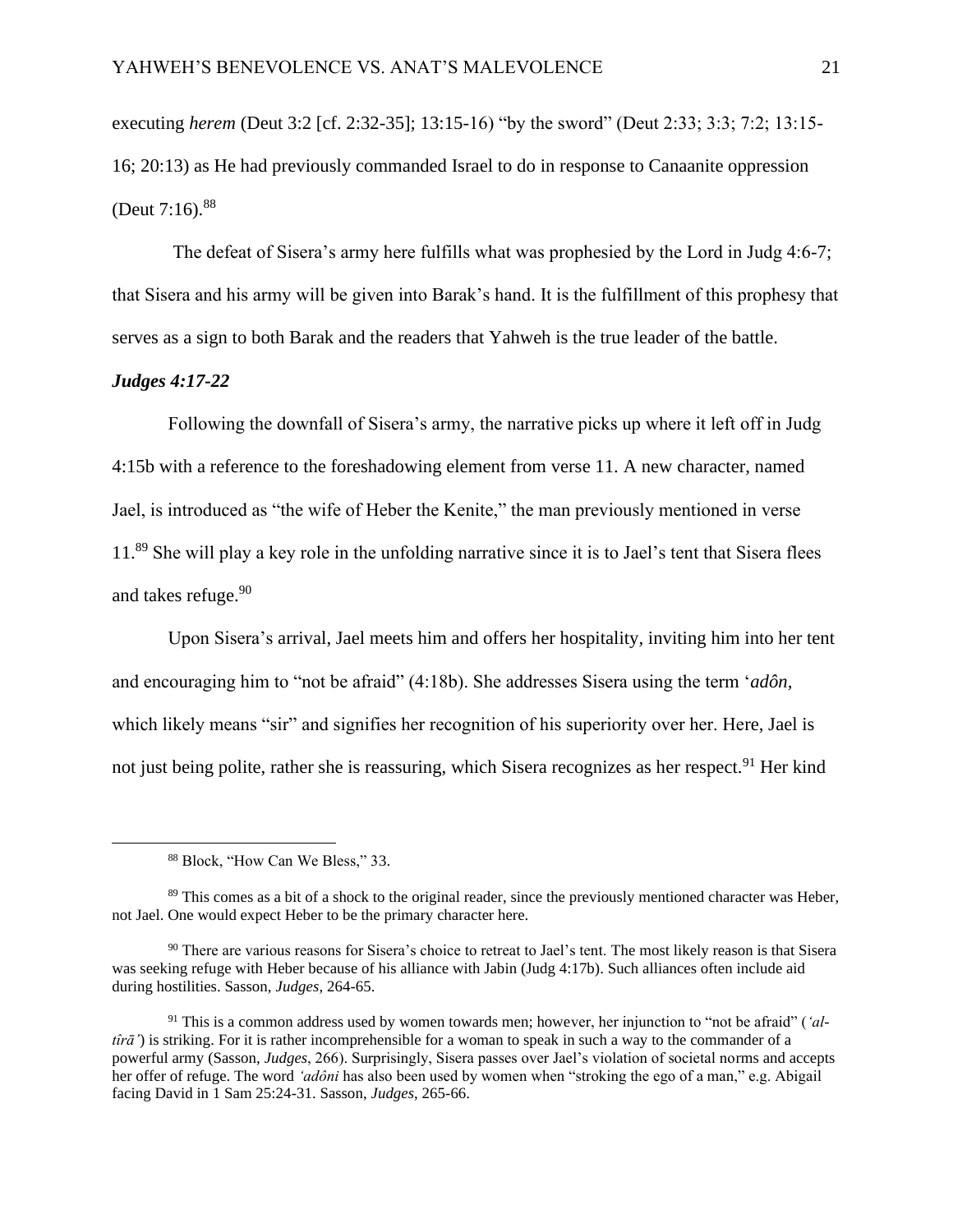executing *herem* (Deut 3:2 [cf. 2:32-35]; 13:15-16) "by the sword" (Deut 2:33; 3:3; 7:2; 13:15-16; 20:13) as He had previously commanded Israel to do in response to Canaanite oppression (Deut 7:16).[88]

The defeat of Sisera's army here fulfills what was prophesied by the Lord in Judg 4:6-7; that Sisera and his army will be given into Barak's hand. It is the fulfillment of this prophesy that serves as a sign to both Barak and the readers that Yahweh is the true leader of the battle.

***Judges 4:17-22***

Following the downfall of Sisera's army, the narrative picks up where it left off in Judg 4:15b with a reference to the foreshadowing element from verse 11. A new character, named Jael, is introduced as "the wife of Heber the Kenite," the man previously mentioned in verse 11.[89] She will play a key role in the unfolding narrative since it is to Jael's tent that Sisera flees and takes refuge.[90]

Upon Sisera's arrival, Jael meets him and offers her hospitality, inviting him into her tent and encouraging him to "not be afraid" (4:18b). She addresses Sisera using the term '*adôn,* which likely means "sir" and signifies her recognition of his superiority over her. Here, Jael is not just being polite, rather she is reassuring, which Sisera recognizes as her respect.[91] Her kind

---

[88] Block, "How Can We Bless," 33.

[89] This comes as a bit of a shock to the original reader, since the previously mentioned character was Heber, not Jael. One would expect Heber to be the primary character here.

[90] There are various reasons for Sisera's choice to retreat to Jael's tent. The most likely reason is that Sisera was seeking refuge with Heber because of his alliance with Jabin (Judg 4:17b). Such alliances often include aid during hostilities. Sasson, *Judges*, 264-65.

[91] This is a common address used by women towards men; however, her injunction to "not be afraid" (*'al-tîrā'*) is striking. For it is rather incomprehensible for a woman to speak in such a way to the commander of a powerful army (Sasson, *Judges*, 266). Surprisingly, Sisera passes over Jael's violation of societal norms and accepts her offer of refuge. The word *'adônî* has also been used by women when "stroking the ego of a man," e.g. Abigail facing David in 1 Sam 25:24-31. Sasson, *Judges*, 265-66.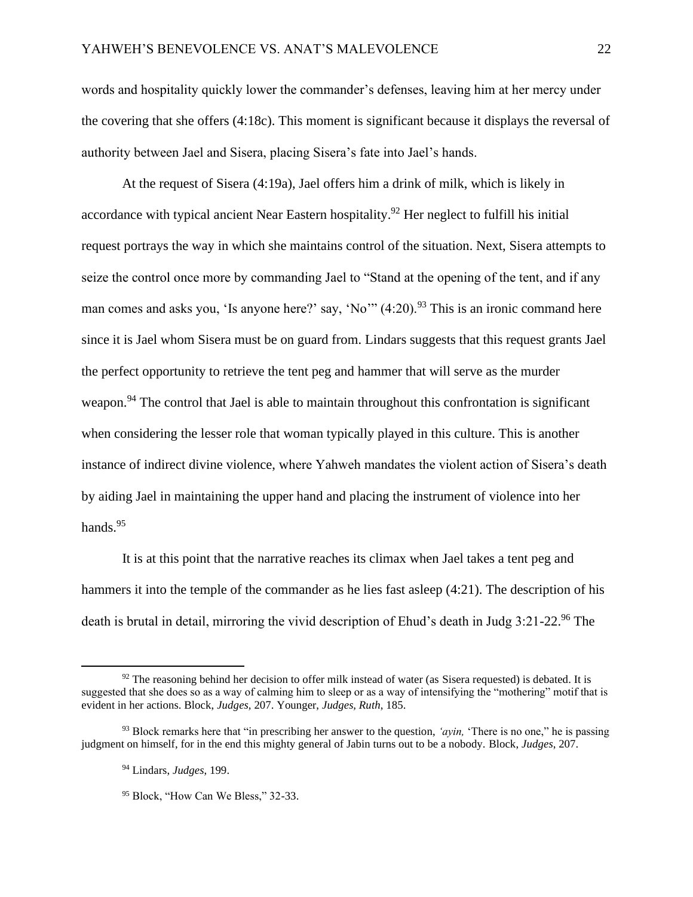words and hospitality quickly lower the commander's defenses, leaving him at her mercy under the covering that she offers (4:18c). This moment is significant because it displays the reversal of authority between Jael and Sisera, placing Sisera's fate into Jael's hands.

At the request of Sisera (4:19a), Jael offers him a drink of milk, which is likely in accordance with typical ancient Near Eastern hospitality.[92] Her neglect to fulfill his initial request portrays the way in which she maintains control of the situation. Next, Sisera attempts to seize the control once more by commanding Jael to "Stand at the opening of the tent, and if any man comes and asks you, 'Is anyone here?' say, 'No'" (4:20).[93] This is an ironic command here since it is Jael whom Sisera must be on guard from. Lindars suggests that this request grants Jael the perfect opportunity to retrieve the tent peg and hammer that will serve as the murder weapon.[94] The control that Jael is able to maintain throughout this confrontation is significant when considering the lesser role that woman typically played in this culture. This is another instance of indirect divine violence, where Yahweh mandates the violent action of Sisera's death by aiding Jael in maintaining the upper hand and placing the instrument of violence into her hands.[95]

It is at this point that the narrative reaches its climax when Jael takes a tent peg and hammers it into the temple of the commander as he lies fast asleep (4:21). The description of his death is brutal in detail, mirroring the vivid description of Ehud's death in Judg 3:21-22.[96] The

---

[92] The reasoning behind her decision to offer milk instead of water (as Sisera requested) is debated. It is suggested that she does so as a way of calming him to sleep or as a way of intensifying the "mothering" motif that is evident in her actions. Block, *Judges*, 207. Younger, *Judges, Ruth*, 185.

[93] Block remarks here that "in prescribing her answer to the question, *'ayin,* 'There is no one," he is passing judgment on himself, for in the end this mighty general of Jabin turns out to be a nobody. Block, *Judges*, 207.

[94] Lindars, *Judges*, 199.

[95] Block, "How Can We Bless," 32-33.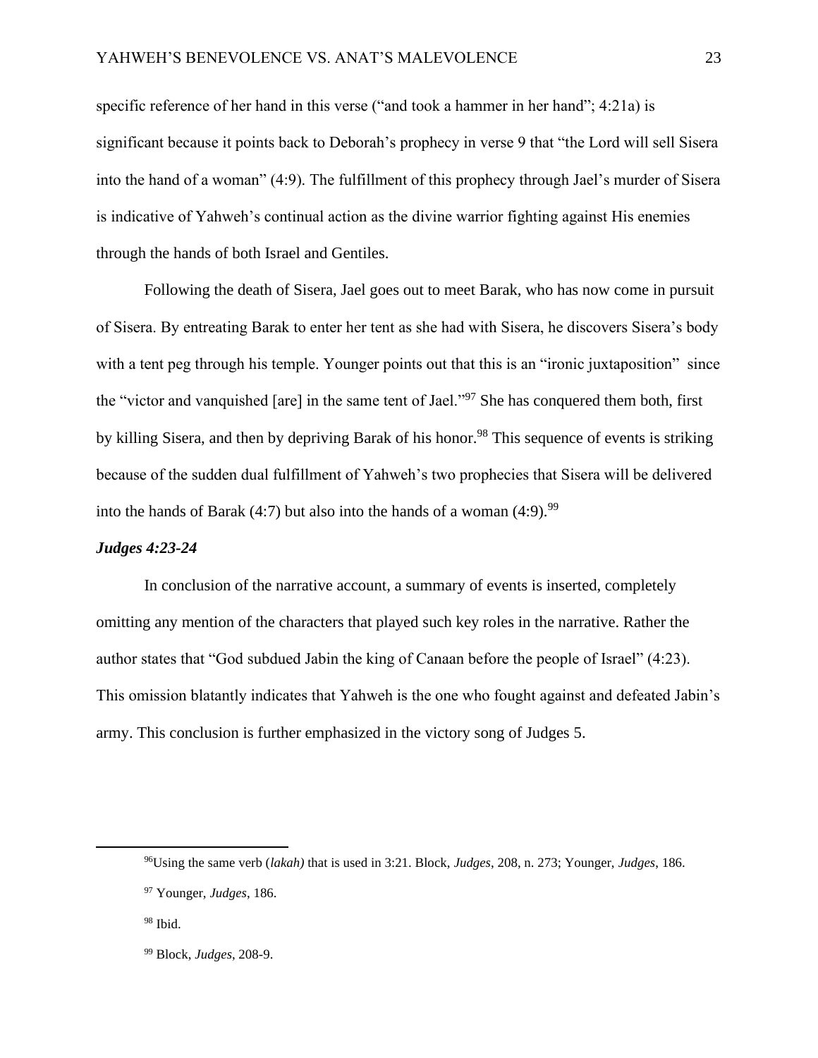specific reference of her hand in this verse ("and took a hammer in her hand"; 4:21a) is significant because it points back to Deborah's prophecy in verse 9 that "the Lord will sell Sisera into the hand of a woman" (4:9). The fulfillment of this prophecy through Jael's murder of Sisera is indicative of Yahweh's continual action as the divine warrior fighting against His enemies through the hands of both Israel and Gentiles.

Following the death of Sisera, Jael goes out to meet Barak, who has now come in pursuit of Sisera. By entreating Barak to enter her tent as she had with Sisera, he discovers Sisera's body with a tent peg through his temple. Younger points out that this is an "ironic juxtaposition" since the "victor and vanquished [are] in the same tent of Jael."[97] She has conquered them both, first by killing Sisera, and then by depriving Barak of his honor.[98] This sequence of events is striking because of the sudden dual fulfillment of Yahweh's two prophecies that Sisera will be delivered into the hands of Barak (4:7) but also into the hands of a woman (4:9).[99]

### *Judges 4:23-24*

In conclusion of the narrative account, a summary of events is inserted, completely omitting any mention of the characters that played such key roles in the narrative. Rather the author states that "God subdued Jabin the king of Canaan before the people of Israel" (4:23). This omission blatantly indicates that Yahweh is the one who fought against and defeated Jabin's army. This conclusion is further emphasized in the victory song of Judges 5.

---

[96]Using the same verb (*lakah)* that is used in 3:21. Block, *Judges*, 208, n. 273; Younger, *Judges*, 186.

[97] Younger, *Judges*, 186.

[98] Ibid.

[99] Block, *Judges*, 208-9.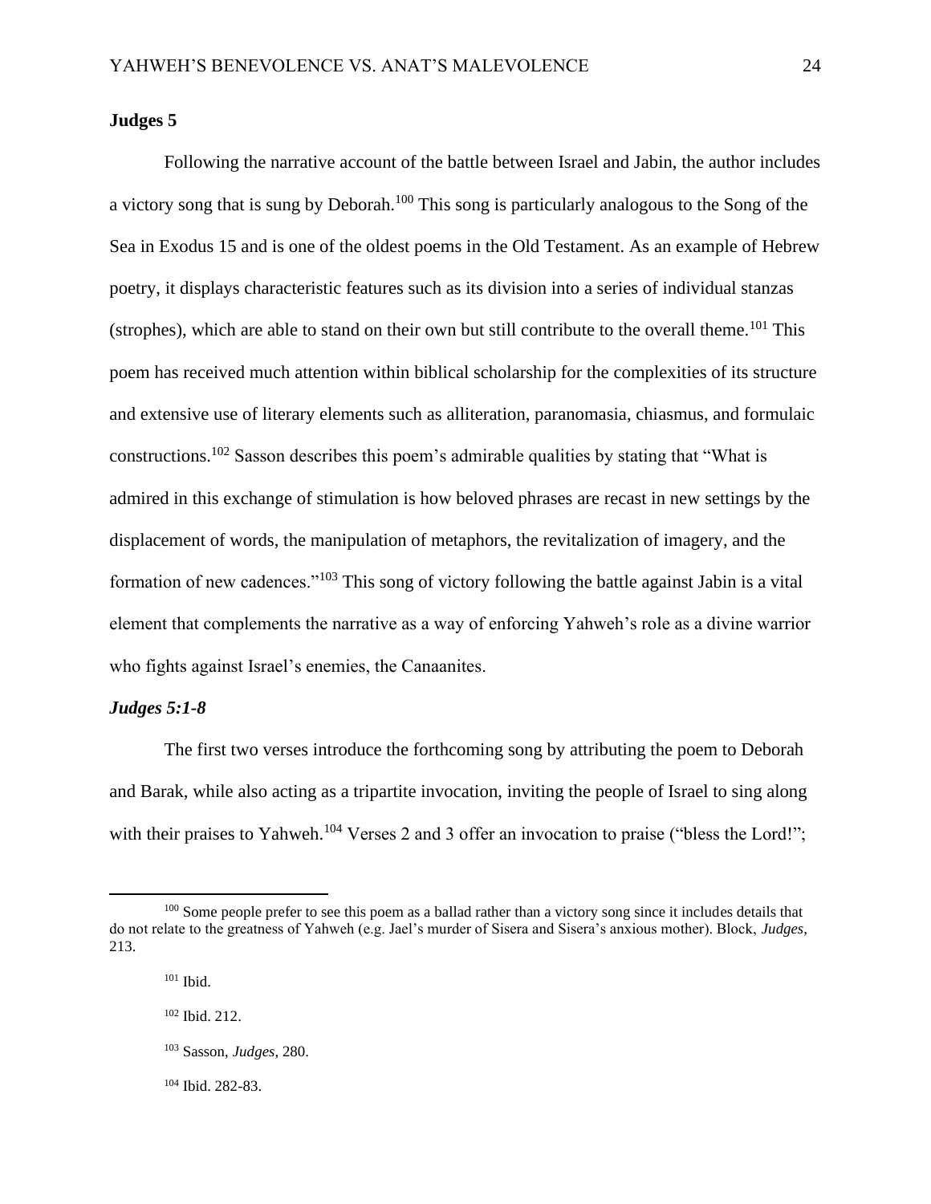## Judges 5

Following the narrative account of the battle between Israel and Jabin, the author includes a victory song that is sung by Deborah.[100] This song is particularly analogous to the Song of the Sea in Exodus 15 and is one of the oldest poems in the Old Testament. As an example of Hebrew poetry, it displays characteristic features such as its division into a series of individual stanzas (strophes), which are able to stand on their own but still contribute to the overall theme.[101] This poem has received much attention within biblical scholarship for the complexities of its structure and extensive use of literary elements such as alliteration, paranomasia, chiasmus, and formulaic constructions.[102] Sasson describes this poem's admirable qualities by stating that "What is admired in this exchange of stimulation is how beloved phrases are recast in new settings by the displacement of words, the manipulation of metaphors, the revitalization of imagery, and the formation of new cadences."[103] This song of victory following the battle against Jabin is a vital element that complements the narrative as a way of enforcing Yahweh's role as a divine warrior who fights against Israel's enemies, the Canaanites.

### *Judges 5:1-8*

The first two verses introduce the forthcoming song by attributing the poem to Deborah and Barak, while also acting as a tripartite invocation, inviting the people of Israel to sing along with their praises to Yahweh.[104] Verses 2 and 3 offer an invocation to praise ("bless the Lord!";

---

[100] Some people prefer to see this poem as a ballad rather than a victory song since it includes details that do not relate to the greatness of Yahweh (e.g. Jael's murder of Sisera and Sisera's anxious mother). Block, *Judges*, 213.

[101] Ibid.

[102] Ibid. 212.

[103] Sasson, *Judges*, 280.

[104] Ibid. 282-83.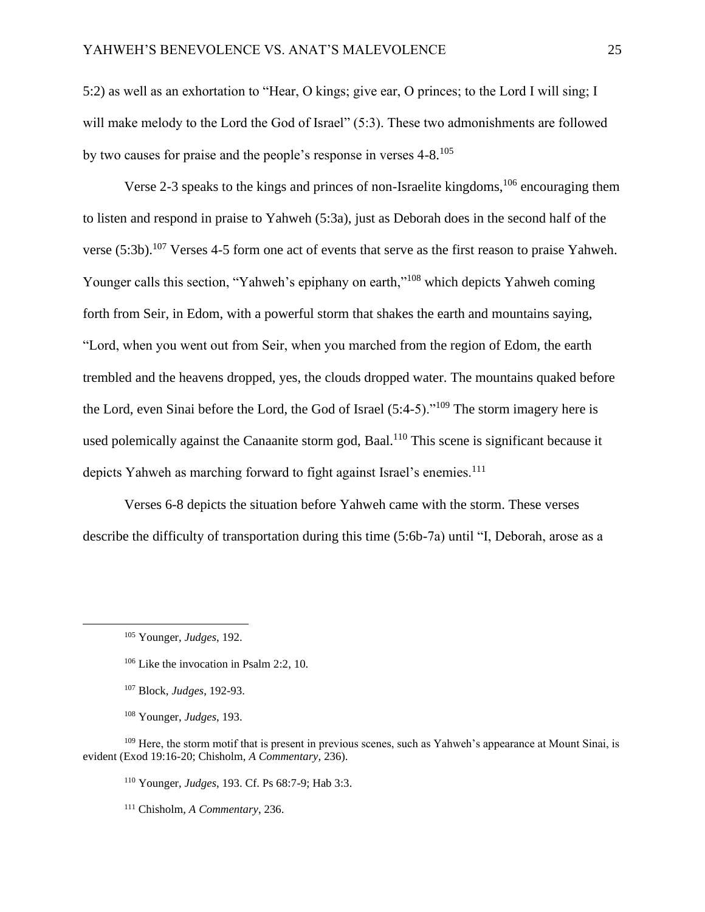5:2) as well as an exhortation to "Hear, O kings; give ear, O princes; to the Lord I will sing; I will make melody to the Lord the God of Israel" (5:3). These two admonishments are followed by two causes for praise and the people's response in verses 4-8.[105]

Verse 2-3 speaks to the kings and princes of non-Israelite kingdoms,[106] encouraging them to listen and respond in praise to Yahweh (5:3a), just as Deborah does in the second half of the verse (5:3b).[107] Verses 4-5 form one act of events that serve as the first reason to praise Yahweh. Younger calls this section, "Yahweh's epiphany on earth,"[108] which depicts Yahweh coming forth from Seir, in Edom, with a powerful storm that shakes the earth and mountains saying, "Lord, when you went out from Seir, when you marched from the region of Edom, the earth trembled and the heavens dropped, yes, the clouds dropped water. The mountains quaked before the Lord, even Sinai before the Lord, the God of Israel (5:4-5)."[109] The storm imagery here is used polemically against the Canaanite storm god, Baal.[110] This scene is significant because it depicts Yahweh as marching forward to fight against Israel's enemies.[111]

Verses 6-8 depicts the situation before Yahweh came with the storm. These verses describe the difficulty of transportation during this time (5:6b-7a) until "I, Deborah, arose as a

---

[105] Younger, *Judges*, 192.

[106] Like the invocation in Psalm 2:2, 10.

[107] Block, *Judges*, 192-93.

[108] Younger, *Judges*, 193.

[109] Here, the storm motif that is present in previous scenes, such as Yahweh's appearance at Mount Sinai, is evident (Exod 19:16-20; Chisholm, *A Commentary*, 236).

[110] Younger, *Judges*, 193. Cf. Ps 68:7-9; Hab 3:3.

[111] Chisholm, *A Commentary*, 236.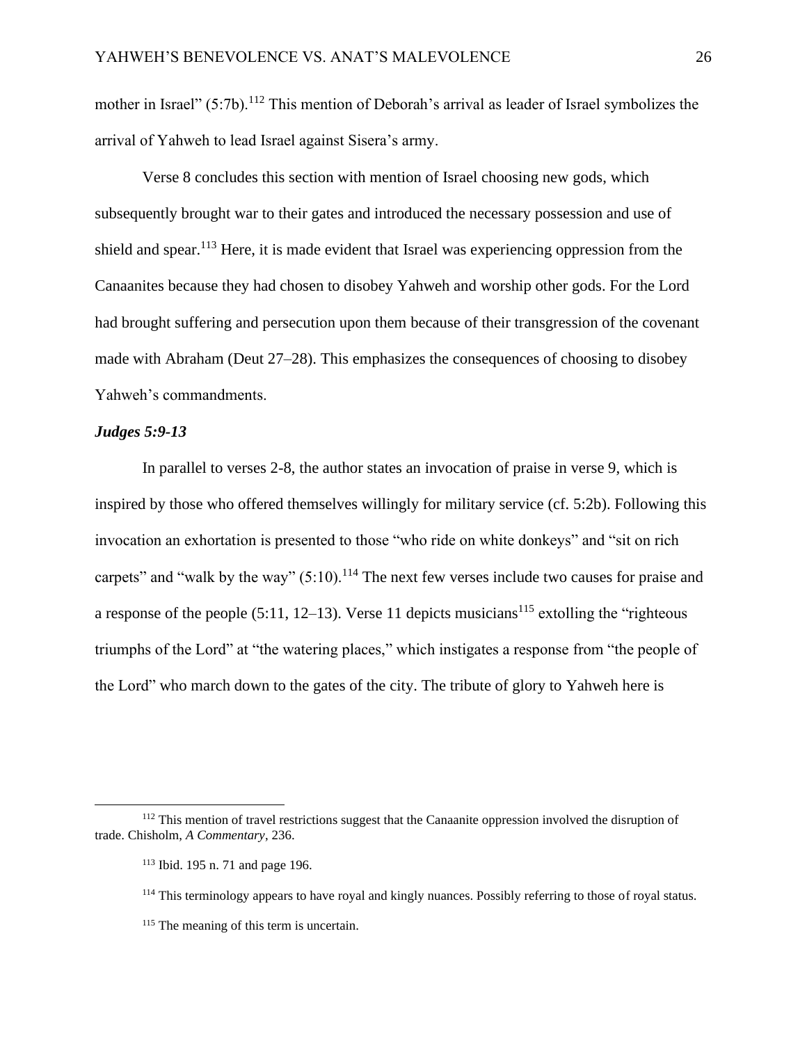mother in Israel" (5:7b).[112] This mention of Deborah's arrival as leader of Israel symbolizes the arrival of Yahweh to lead Israel against Sisera's army.

Verse 8 concludes this section with mention of Israel choosing new gods, which subsequently brought war to their gates and introduced the necessary possession and use of shield and spear.[113] Here, it is made evident that Israel was experiencing oppression from the Canaanites because they had chosen to disobey Yahweh and worship other gods. For the Lord had brought suffering and persecution upon them because of their transgression of the covenant made with Abraham (Deut 27–28). This emphasizes the consequences of choosing to disobey Yahweh's commandments.

### *Judges 5:9-13*

In parallel to verses 2-8, the author states an invocation of praise in verse 9, which is inspired by those who offered themselves willingly for military service (cf. 5:2b). Following this invocation an exhortation is presented to those "who ride on white donkeys" and "sit on rich carpets" and "walk by the way" (5:10).[114] The next few verses include two causes for praise and a response of the people (5:11, 12–13). Verse 11 depicts musicians[115] extolling the "righteous triumphs of the Lord" at "the watering places," which instigates a response from "the people of the Lord" who march down to the gates of the city. The tribute of glory to Yahweh here is

---

[112] This mention of travel restrictions suggest that the Canaanite oppression involved the disruption of trade. Chisholm, *A Commentary*, 236.

[113] Ibid. 195 n. 71 and page 196.

[114] This terminology appears to have royal and kingly nuances. Possibly referring to those of royal status.

[115] The meaning of this term is uncertain.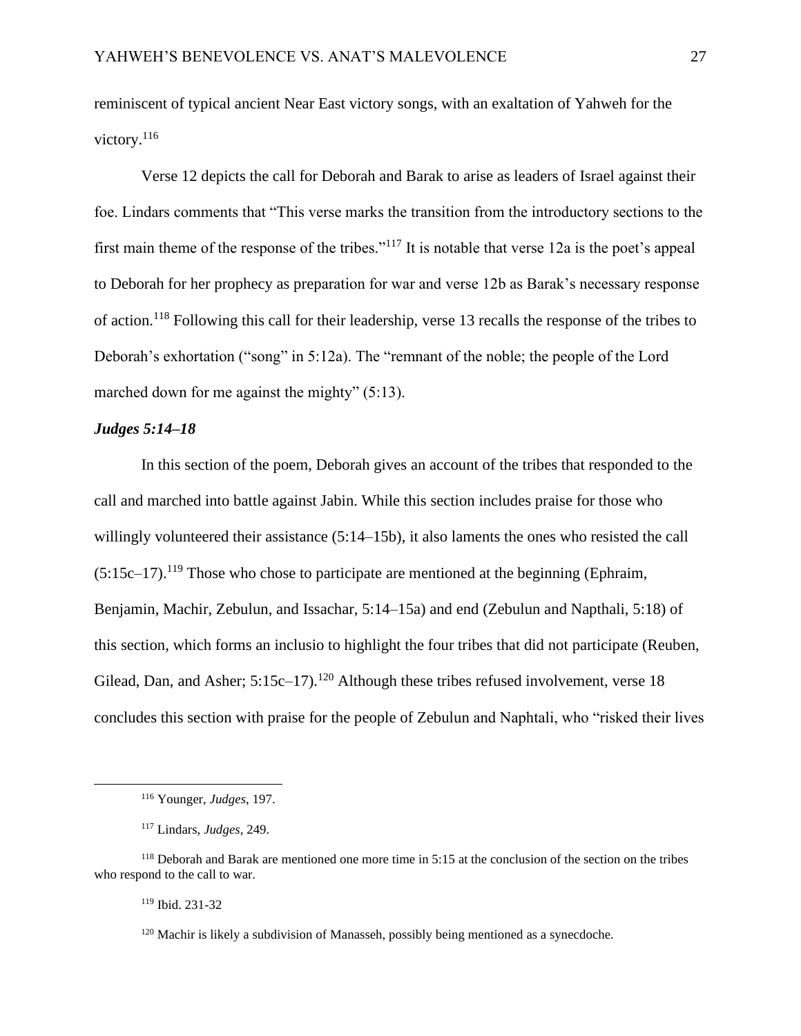reminiscent of typical ancient Near East victory songs, with an exaltation of Yahweh for the victory.[116]

Verse 12 depicts the call for Deborah and Barak to arise as leaders of Israel against their foe. Lindars comments that "This verse marks the transition from the introductory sections to the first main theme of the response of the tribes."[117] It is notable that verse 12a is the poet's appeal to Deborah for her prophecy as preparation for war and verse 12b as Barak's necessary response of action.[118] Following this call for their leadership, verse 13 recalls the response of the tribes to Deborah's exhortation ("song" in 5:12a). The "remnant of the noble; the people of the Lord marched down for me against the mighty" (5:13).

### *Judges 5:14–18*

In this section of the poem, Deborah gives an account of the tribes that responded to the call and marched into battle against Jabin. While this section includes praise for those who willingly volunteered their assistance (5:14–15b), it also laments the ones who resisted the call (5:15c–17).[119] Those who chose to participate are mentioned at the beginning (Ephraim, Benjamin, Machir, Zebulun, and Issachar, 5:14–15a) and end (Zebulun and Napthali, 5:18) of this section, which forms an inclusio to highlight the four tribes that did not participate (Reuben, Gilead, Dan, and Asher; 5:15c–17).[120] Although these tribes refused involvement, verse 18 concludes this section with praise for the people of Zebulun and Naphtali, who "risked their lives

---

[116] Younger, *Judges*, 197.

[117] Lindars, *Judges*, 249.

[118] Deborah and Barak are mentioned one more time in 5:15 at the conclusion of the section on the tribes who respond to the call to war.

[119] Ibid. 231-32

[120] Machir is likely a subdivision of Manasseh, possibly being mentioned as a synecdoche.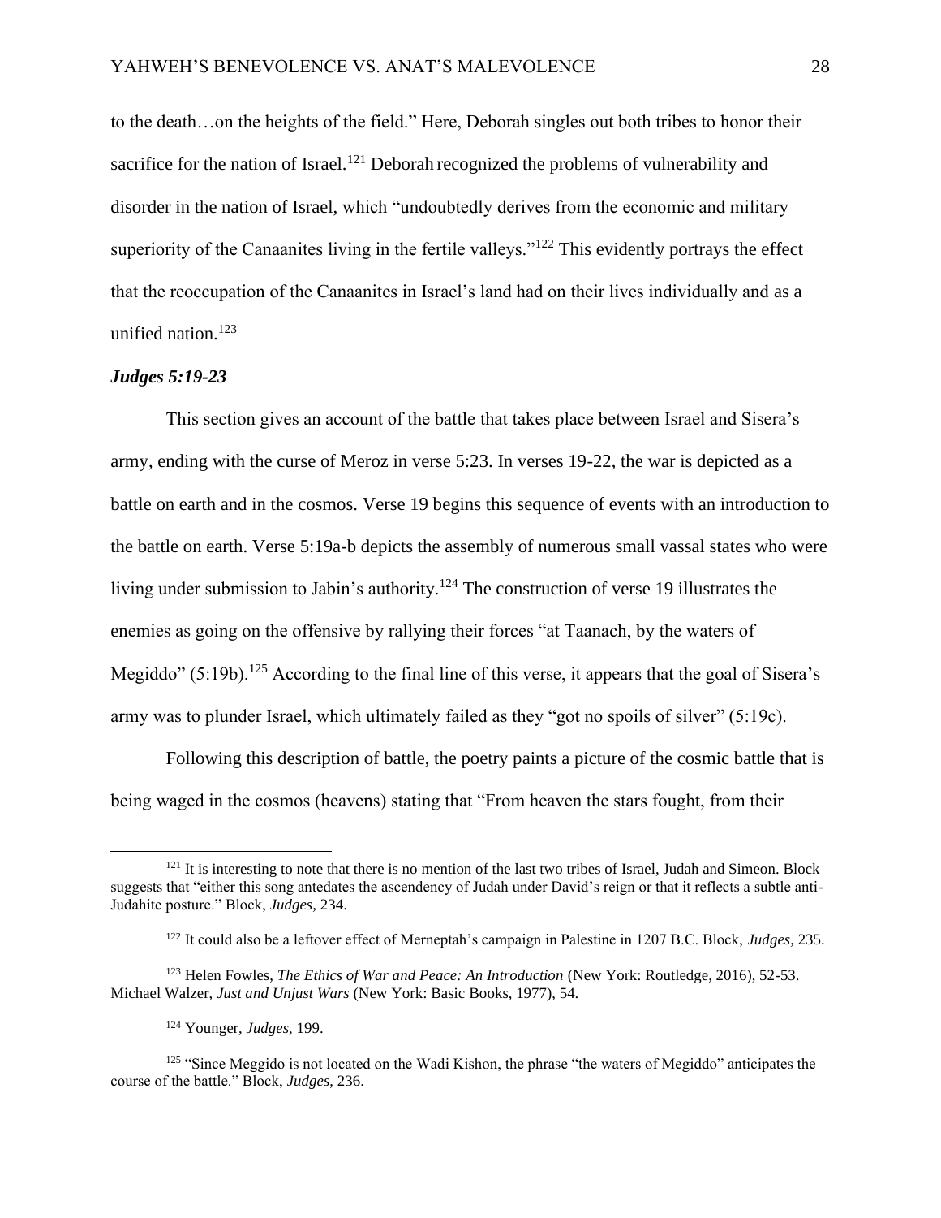to the death…on the heights of the field." Here, Deborah singles out both tribes to honor their sacrifice for the nation of Israel.[121] Deborah recognized the problems of vulnerability and disorder in the nation of Israel, which "undoubtedly derives from the economic and military superiority of the Canaanites living in the fertile valleys."[122] This evidently portrays the effect that the reoccupation of the Canaanites in Israel's land had on their lives individually and as a unified nation.[123]

### *Judges 5:19-23*

This section gives an account of the battle that takes place between Israel and Sisera's army, ending with the curse of Meroz in verse 5:23. In verses 19-22, the war is depicted as a battle on earth and in the cosmos. Verse 19 begins this sequence of events with an introduction to the battle on earth. Verse 5:19a-b depicts the assembly of numerous small vassal states who were living under submission to Jabin's authority.[124] The construction of verse 19 illustrates the enemies as going on the offensive by rallying their forces "at Taanach, by the waters of Megiddo" (5:19b).[125] According to the final line of this verse, it appears that the goal of Sisera's army was to plunder Israel, which ultimately failed as they "got no spoils of silver" (5:19c).

Following this description of battle, the poetry paints a picture of the cosmic battle that is being waged in the cosmos (heavens) stating that "From heaven the stars fought, from their

---

[121] It is interesting to note that there is no mention of the last two tribes of Israel, Judah and Simeon. Block suggests that "either this song antedates the ascendency of Judah under David's reign or that it reflects a subtle anti-Judahite posture." Block, *Judges*, 234.

[122] It could also be a leftover effect of Merneptah's campaign in Palestine in 1207 B.C. Block, *Judges*, 235.

[123] Helen Fowles, *The Ethics of War and Peace: An Introduction* (New York: Routledge, 2016), 52-53. Michael Walzer, *Just and Unjust Wars* (New York: Basic Books, 1977), 54.

[124] Younger, *Judges*, 199.

[125] "Since Meggido is not located on the Wadi Kishon, the phrase "the waters of Megiddo" anticipates the course of the battle." Block, *Judges*, 236.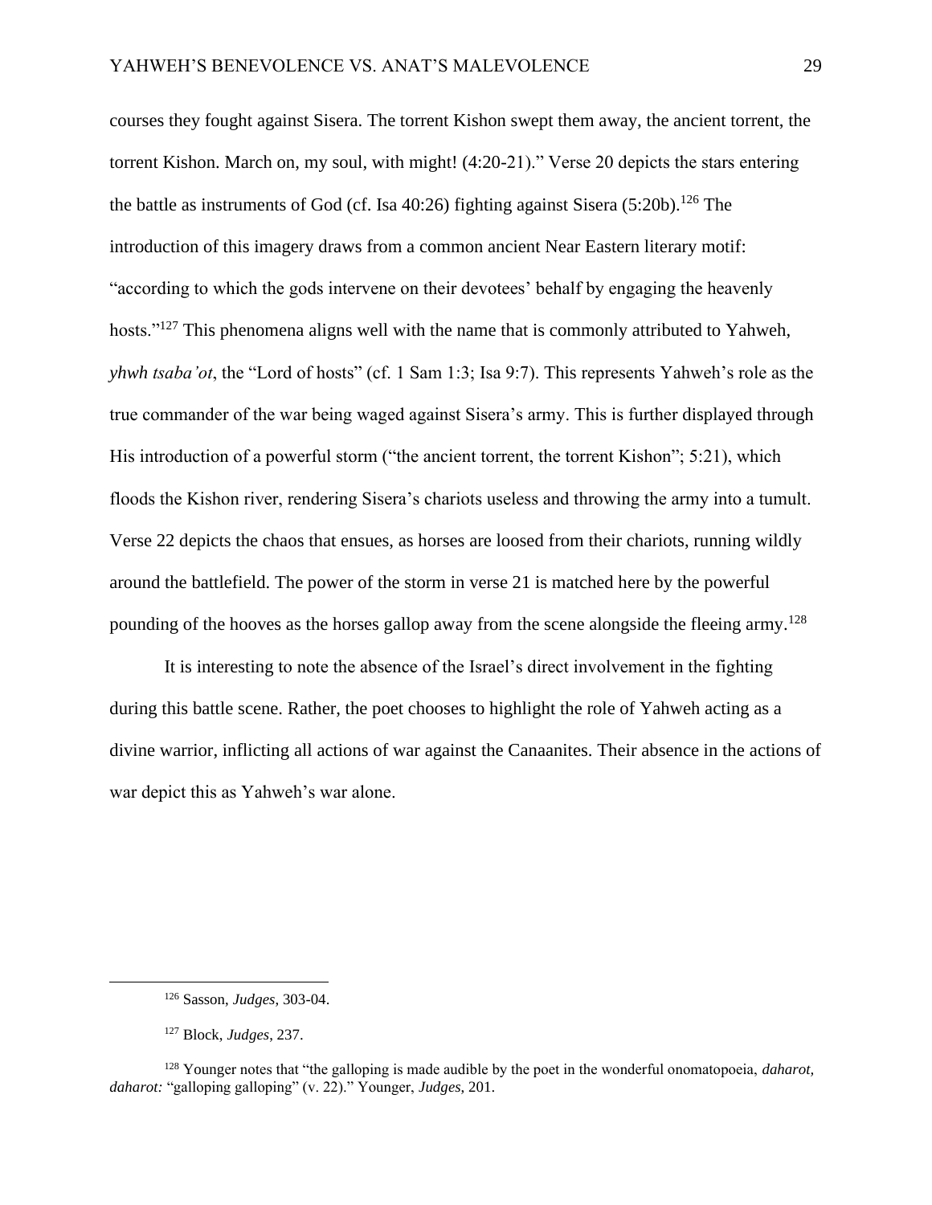courses they fought against Sisera. The torrent Kishon swept them away, the ancient torrent, the torrent Kishon. March on, my soul, with might! (4:20-21)." Verse 20 depicts the stars entering the battle as instruments of God (cf. Isa 40:26) fighting against Sisera (5:20b).[126] The introduction of this imagery draws from a common ancient Near Eastern literary motif: "according to which the gods intervene on their devotees' behalf by engaging the heavenly hosts."[127] This phenomena aligns well with the name that is commonly attributed to Yahweh, *yhwh tsaba'ot*, the "Lord of hosts" (cf. 1 Sam 1:3; Isa 9:7). This represents Yahweh's role as the true commander of the war being waged against Sisera's army. This is further displayed through His introduction of a powerful storm ("the ancient torrent, the torrent Kishon"; 5:21), which floods the Kishon river, rendering Sisera's chariots useless and throwing the army into a tumult. Verse 22 depicts the chaos that ensues, as horses are loosed from their chariots, running wildly around the battlefield. The power of the storm in verse 21 is matched here by the powerful pounding of the hooves as the horses gallop away from the scene alongside the fleeing army.[128]

It is interesting to note the absence of the Israel's direct involvement in the fighting during this battle scene. Rather, the poet chooses to highlight the role of Yahweh acting as a divine warrior, inflicting all actions of war against the Canaanites. Their absence in the actions of war depict this as Yahweh's war alone.

---

[126] Sasson, *Judges*, 303-04.

[127] Block, *Judges*, 237.

[128] Younger notes that "the galloping is made audible by the poet in the wonderful onomatopoeia, *daharot, daharot:* "galloping galloping" (v. 22)." Younger, *Judges*, 201.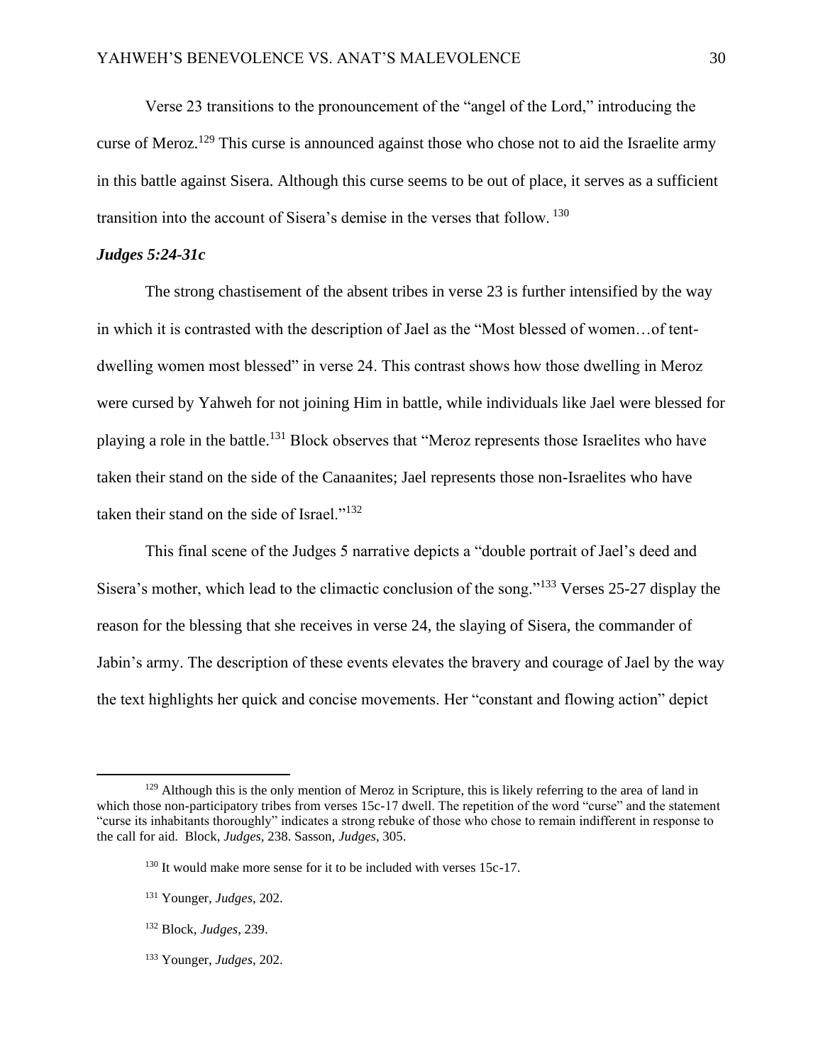Verse 23 transitions to the pronouncement of the "angel of the Lord," introducing the curse of Meroz.[129] This curse is announced against those who chose not to aid the Israelite army in this battle against Sisera. Although this curse seems to be out of place, it serves as a sufficient transition into the account of Sisera's demise in the verses that follow. [130]

### *Judges 5:24-31c*

The strong chastisement of the absent tribes in verse 23 is further intensified by the way in which it is contrasted with the description of Jael as the "Most blessed of women…of tent-dwelling women most blessed" in verse 24. This contrast shows how those dwelling in Meroz were cursed by Yahweh for not joining Him in battle, while individuals like Jael were blessed for playing a role in the battle.[131] Block observes that "Meroz represents those Israelites who have taken their stand on the side of the Canaanites; Jael represents those non-Israelites who have taken their stand on the side of Israel."[132]

This final scene of the Judges 5 narrative depicts a "double portrait of Jael's deed and Sisera's mother, which lead to the climactic conclusion of the song."[133] Verses 25-27 display the reason for the blessing that she receives in verse 24, the slaying of Sisera, the commander of Jabin's army. The description of these events elevates the bravery and courage of Jael by the way the text highlights her quick and concise movements. Her "constant and flowing action" depict

---

[129] Although this is the only mention of Meroz in Scripture, this is likely referring to the area of land in which those non-participatory tribes from verses 15c-17 dwell. The repetition of the word "curse" and the statement "curse its inhabitants thoroughly" indicates a strong rebuke of those who chose to remain indifferent in response to the call for aid. Block, *Judges*, 238. Sasson, *Judges*, 305.

[130] It would make more sense for it to be included with verses 15c-17.

[131] Younger, *Judges*, 202.

[132] Block, *Judges*, 239.

[133] Younger, *Judges*, 202.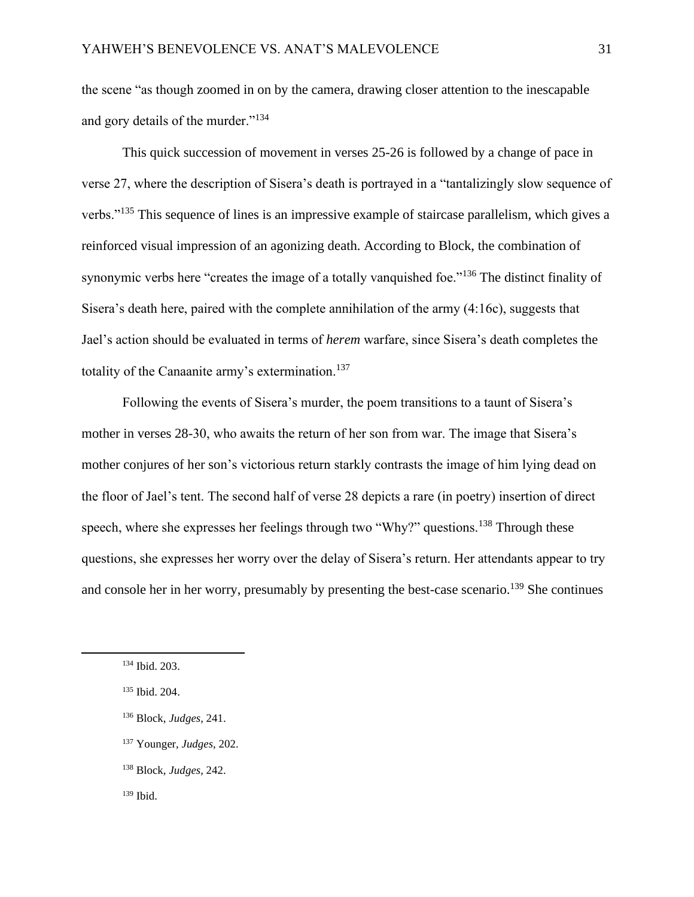the scene "as though zoomed in on by the camera, drawing closer attention to the inescapable and gory details of the murder."[134]

This quick succession of movement in verses 25-26 is followed by a change of pace in verse 27, where the description of Sisera's death is portrayed in a "tantalizingly slow sequence of verbs."[135] This sequence of lines is an impressive example of staircase parallelism, which gives a reinforced visual impression of an agonizing death. According to Block, the combination of synonymic verbs here "creates the image of a totally vanquished foe."[136] The distinct finality of Sisera's death here, paired with the complete annihilation of the army (4:16c), suggests that Jael's action should be evaluated in terms of *herem* warfare, since Sisera's death completes the totality of the Canaanite army's extermination.[137]

Following the events of Sisera's murder, the poem transitions to a taunt of Sisera's mother in verses 28-30, who awaits the return of her son from war. The image that Sisera's mother conjures of her son's victorious return starkly contrasts the image of him lying dead on the floor of Jael's tent. The second half of verse 28 depicts a rare (in poetry) insertion of direct speech, where she expresses her feelings through two "Why?" questions.[138] Through these questions, she expresses her worry over the delay of Sisera's return. Her attendants appear to try and console her in her worry, presumably by presenting the best-case scenario.[139] She continues

---

[134] Ibid. 203.

[135] Ibid. 204.

[136] Block, *Judges*, 241.

[137] Younger, *Judges*, 202.

[138] Block, *Judges*, 242.

[139] Ibid.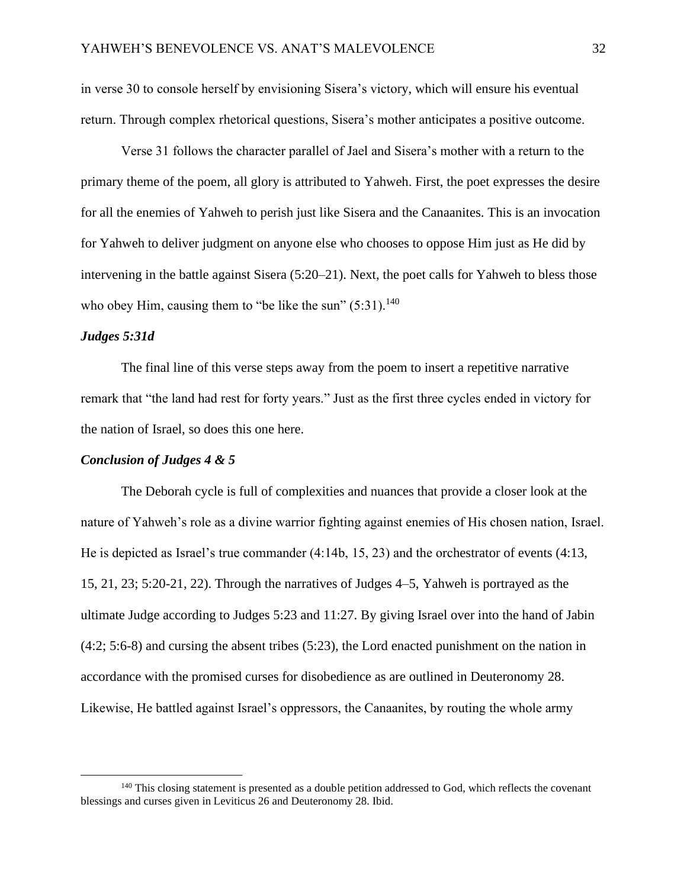in verse 30 to console herself by envisioning Sisera's victory, which will ensure his eventual return. Through complex rhetorical questions, Sisera's mother anticipates a positive outcome.

Verse 31 follows the character parallel of Jael and Sisera's mother with a return to the primary theme of the poem, all glory is attributed to Yahweh. First, the poet expresses the desire for all the enemies of Yahweh to perish just like Sisera and the Canaanites. This is an invocation for Yahweh to deliver judgment on anyone else who chooses to oppose Him just as He did by intervening in the battle against Sisera (5:20–21). Next, the poet calls for Yahweh to bless those who obey Him, causing them to "be like the sun" (5:31).[140]

### *Judges 5:31d*

The final line of this verse steps away from the poem to insert a repetitive narrative remark that "the land had rest for forty years." Just as the first three cycles ended in victory for the nation of Israel, so does this one here.

### *Conclusion of Judges 4 & 5*

The Deborah cycle is full of complexities and nuances that provide a closer look at the nature of Yahweh's role as a divine warrior fighting against enemies of His chosen nation, Israel. He is depicted as Israel's true commander (4:14b, 15, 23) and the orchestrator of events (4:13, 15, 21, 23; 5:20-21, 22). Through the narratives of Judges 4–5, Yahweh is portrayed as the ultimate Judge according to Judges 5:23 and 11:27. By giving Israel over into the hand of Jabin (4:2; 5:6-8) and cursing the absent tribes (5:23), the Lord enacted punishment on the nation in accordance with the promised curses for disobedience as are outlined in Deuteronomy 28. Likewise, He battled against Israel's oppressors, the Canaanites, by routing the whole army

---

[140] This closing statement is presented as a double petition addressed to God, which reflects the covenant blessings and curses given in Leviticus 26 and Deuteronomy 28. Ibid.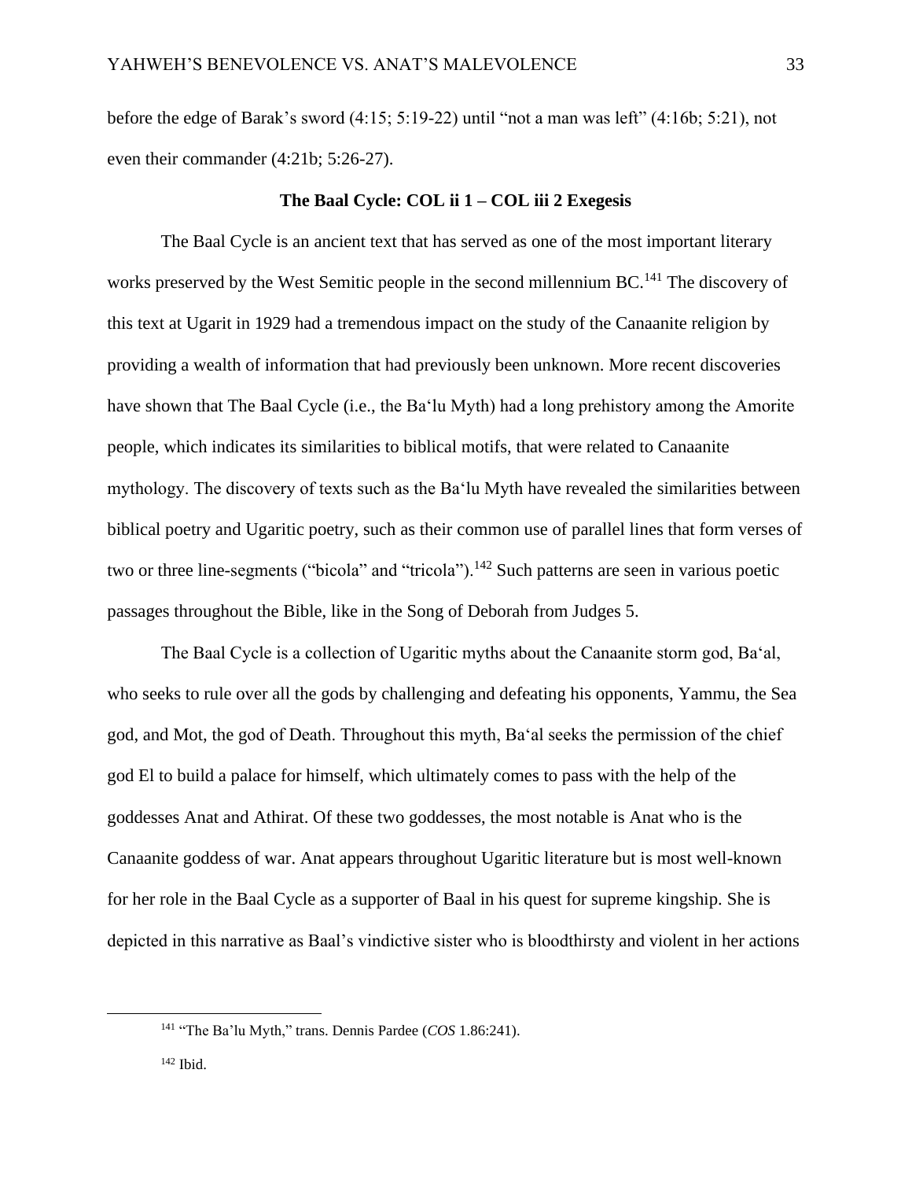before the edge of Barak's sword (4:15; 5:19-22) until "not a man was left" (4:16b; 5:21), not even their commander (4:21b; 5:26-27).

### The Baal Cycle: COL ii 1 – COL iii 2 Exegesis

The Baal Cycle is an ancient text that has served as one of the most important literary works preserved by the West Semitic people in the second millennium BC.[141] The discovery of this text at Ugarit in 1929 had a tremendous impact on the study of the Canaanite religion by providing a wealth of information that had previously been unknown. More recent discoveries have shown that The Baal Cycle (i.e., the Baʻlu Myth) had a long prehistory among the Amorite people, which indicates its similarities to biblical motifs, that were related to Canaanite mythology. The discovery of texts such as the Baʻlu Myth have revealed the similarities between biblical poetry and Ugaritic poetry, such as their common use of parallel lines that form verses of two or three line-segments ("bicola" and "tricola").[142] Such patterns are seen in various poetic passages throughout the Bible, like in the Song of Deborah from Judges 5.

The Baal Cycle is a collection of Ugaritic myths about the Canaanite storm god, Baʻal, who seeks to rule over all the gods by challenging and defeating his opponents, Yammu, the Sea god, and Mot, the god of Death. Throughout this myth, Baʻal seeks the permission of the chief god El to build a palace for himself, which ultimately comes to pass with the help of the goddesses Anat and Athirat. Of these two goddesses, the most notable is Anat who is the Canaanite goddess of war. Anat appears throughout Ugaritic literature but is most well-known for her role in the Baal Cycle as a supporter of Baal in his quest for supreme kingship. She is depicted in this narrative as Baal's vindictive sister who is bloodthirsty and violent in her actions

---

[141] "The Ba'lu Myth," trans. Dennis Pardee (*COS* 1.86:241).

[142] Ibid.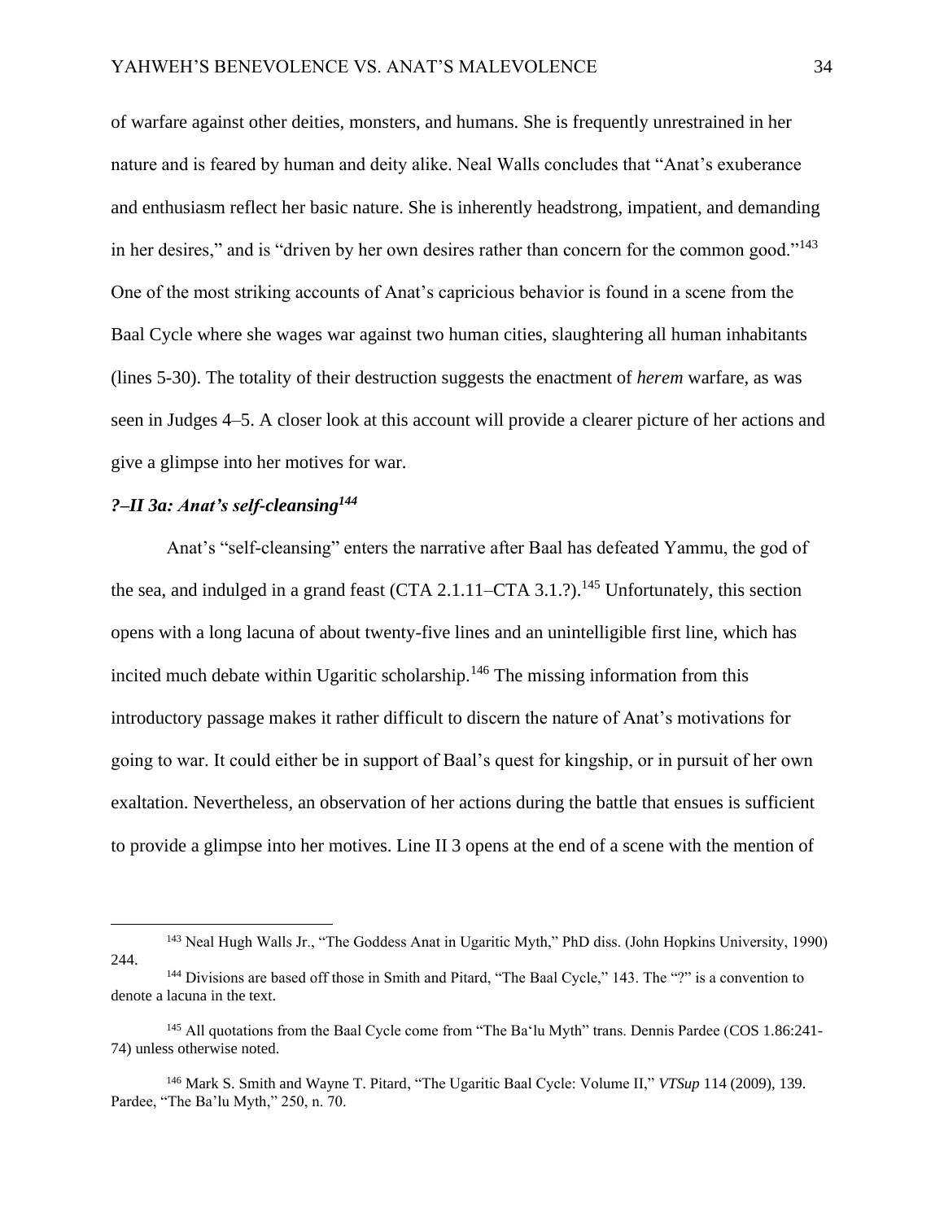of warfare against other deities, monsters, and humans. She is frequently unrestrained in her nature and is feared by human and deity alike. Neal Walls concludes that "Anat's exuberance and enthusiasm reflect her basic nature. She is inherently headstrong, impatient, and demanding in her desires," and is "driven by her own desires rather than concern for the common good."[143] One of the most striking accounts of Anat's capricious behavior is found in a scene from the Baal Cycle where she wages war against two human cities, slaughtering all human inhabitants (lines 5-30). The totality of their destruction suggests the enactment of *herem* warfare, as was seen in Judges 4–5. A closer look at this account will provide a clearer picture of her actions and give a glimpse into her motives for war.

### *?–II 3a: Anat's self-cleansing*[144]

Anat's "self-cleansing" enters the narrative after Baal has defeated Yammu, the god of the sea, and indulged in a grand feast (CTA 2.1.11–CTA 3.1.?).[145] Unfortunately, this section opens with a long lacuna of about twenty-five lines and an unintelligible first line, which has incited much debate within Ugaritic scholarship.[146] The missing information from this introductory passage makes it rather difficult to discern the nature of Anat's motivations for going to war. It could either be in support of Baal's quest for kingship, or in pursuit of her own exaltation. Nevertheless, an observation of her actions during the battle that ensues is sufficient to provide a glimpse into her motives. Line II 3 opens at the end of a scene with the mention of

---

[143] Neal Hugh Walls Jr., "The Goddess Anat in Ugaritic Myth," PhD diss. (John Hopkins University, 1990) 244.

[144] Divisions are based off those in Smith and Pitard, "The Baal Cycle," 143. The "?" is a convention to denote a lacuna in the text.

[145] All quotations from the Baal Cycle come from "The Ba'lu Myth" trans. Dennis Pardee (COS 1.86:241-74) unless otherwise noted.

[146] Mark S. Smith and Wayne T. Pitard, "The Ugaritic Baal Cycle: Volume II," *VTSup* 114 (2009), 139. Pardee, "The Ba'lu Myth," 250, n. 70.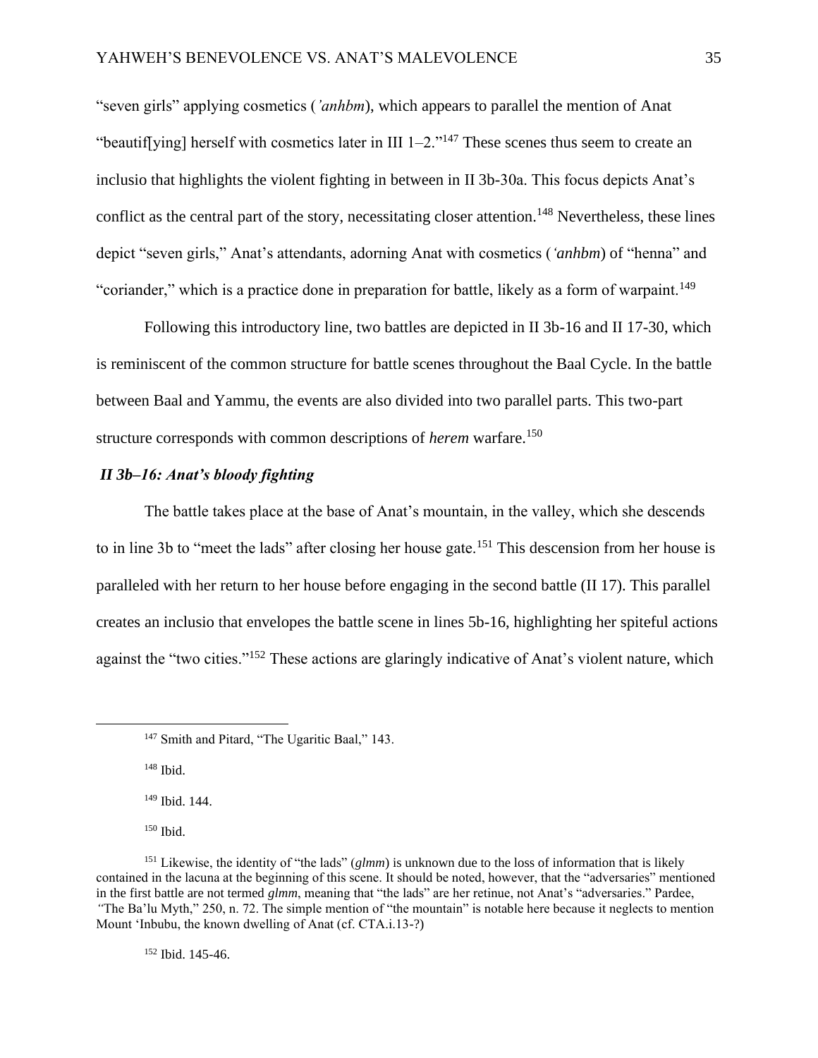"seven girls" applying cosmetics (*'anhbm*), which appears to parallel the mention of Anat "beautif[ying] herself with cosmetics later in III 1–2."[147] These scenes thus seem to create an inclusio that highlights the violent fighting in between in II 3b-30a. This focus depicts Anat's conflict as the central part of the story, necessitating closer attention.[148] Nevertheless, these lines depict "seven girls," Anat's attendants, adorning Anat with cosmetics (*'anhbm*) of "henna" and "coriander," which is a practice done in preparation for battle, likely as a form of warpaint.[149]

Following this introductory line, two battles are depicted in II 3b-16 and II 17-30, which is reminiscent of the common structure for battle scenes throughout the Baal Cycle. In the battle between Baal and Yammu, the events are also divided into two parallel parts. This two-part structure corresponds with common descriptions of *herem* warfare.[150]

### *II 3b–16: Anat's bloody fighting*

The battle takes place at the base of Anat's mountain, in the valley, which she descends to in line 3b to "meet the lads" after closing her house gate.[151] This descension from her house is paralleled with her return to her house before engaging in the second battle (II 17). This parallel creates an inclusio that envelopes the battle scene in lines 5b-16, highlighting her spiteful actions against the "two cities."[152] These actions are glaringly indicative of Anat's violent nature, which

---

[147] Smith and Pitard, "The Ugaritic Baal," 143.

[148] Ibid.

[149] Ibid. 144.

[150] Ibid.

[151] Likewise, the identity of "the lads" (*glmm*) is unknown due to the loss of information that is likely contained in the lacuna at the beginning of this scene. It should be noted, however, that the "adversaries" mentioned in the first battle are not termed *glmm*, meaning that "the lads" are her retinue, not Anat's "adversaries." Pardee, "The Ba'lu Myth," 250, n. 72. The simple mention of "the mountain" is notable here because it neglects to mention Mount 'Inbubu, the known dwelling of Anat (cf. CTA.i.13-?)

[152] Ibid. 145-46.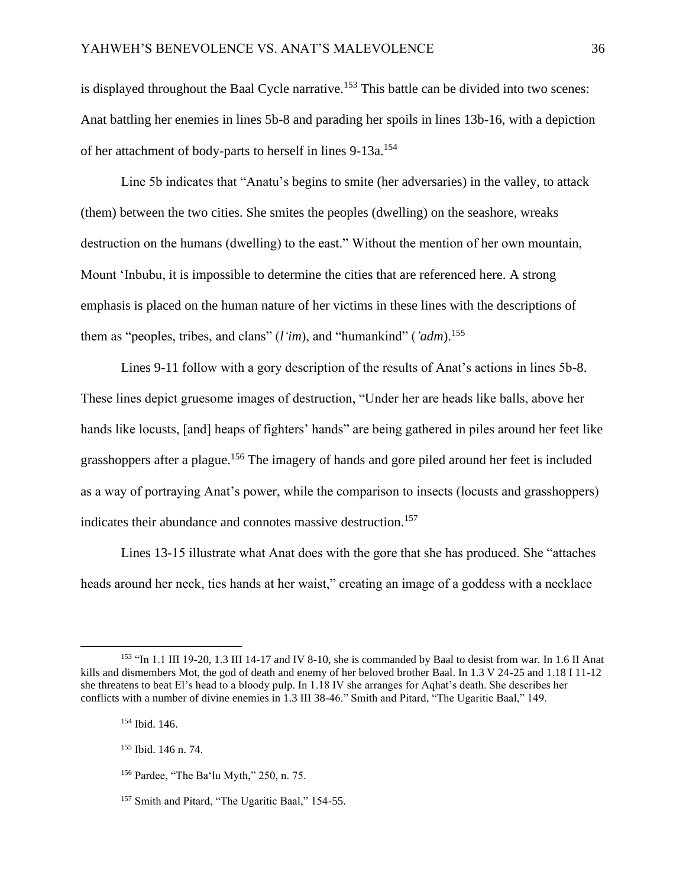is displayed throughout the Baal Cycle narrative.[153] This battle can be divided into two scenes: Anat battling her enemies in lines 5b-8 and parading her spoils in lines 13b-16, with a depiction of her attachment of body-parts to herself in lines 9-13a.[154]

Line 5b indicates that "Anatu's begins to smite (her adversaries) in the valley, to attack (them) between the two cities. She smites the peoples (dwelling) on the seashore, wreaks destruction on the humans (dwelling) to the east." Without the mention of her own mountain, Mount ʻInbubu, it is impossible to determine the cities that are referenced here. A strong emphasis is placed on the human nature of her victims in these lines with the descriptions of them as "peoples, tribes, and clans" (*l'im*), and "humankind" (*'adm*).[155]

Lines 9-11 follow with a gory description of the results of Anat's actions in lines 5b-8. These lines depict gruesome images of destruction, "Under her are heads like balls, above her hands like locusts, [and] heaps of fighters' hands" are being gathered in piles around her feet like grasshoppers after a plague.[156] The imagery of hands and gore piled around her feet is included as a way of portraying Anat's power, while the comparison to insects (locusts and grasshoppers) indicates their abundance and connotes massive destruction.[157]

Lines 13-15 illustrate what Anat does with the gore that she has produced. She "attaches heads around her neck, ties hands at her waist," creating an image of a goddess with a necklace

---

[153] "In 1.1 III 19-20, 1.3 III 14-17 and IV 8-10, she is commanded by Baal to desist from war. In 1.6 II Anat kills and dismembers Mot, the god of death and enemy of her beloved brother Baal. In 1.3 V 24-25 and 1.18 I 11-12 she threatens to beat El's head to a bloody pulp. In 1.18 IV she arranges for Aqhat's death. She describes her conflicts with a number of divine enemies in 1.3 III 38-46." Smith and Pitard, "The Ugaritic Baal," 149.

[154] Ibid. 146.

[155] Ibid. 146 n. 74.

[156] Pardee, "The Baʻlu Myth," 250, n. 75.

[157] Smith and Pitard, "The Ugaritic Baal," 154-55.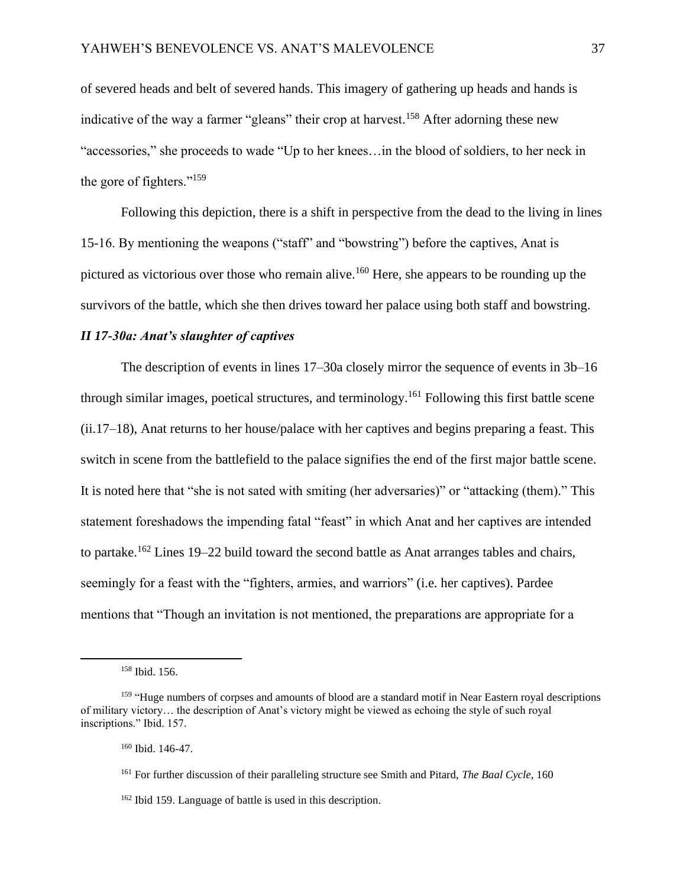of severed heads and belt of severed hands. This imagery of gathering up heads and hands is indicative of the way a farmer "gleans" their crop at harvest.[158] After adorning these new "accessories," she proceeds to wade "Up to her knees…in the blood of soldiers, to her neck in the gore of fighters."[159]

Following this depiction, there is a shift in perspective from the dead to the living in lines 15-16. By mentioning the weapons ("staff" and "bowstring") before the captives, Anat is pictured as victorious over those who remain alive.[160] Here, she appears to be rounding up the survivors of the battle, which she then drives toward her palace using both staff and bowstring.

***II 17-30a: Anat's slaughter of captives***

The description of events in lines 17–30a closely mirror the sequence of events in 3b–16 through similar images, poetical structures, and terminology.[161] Following this first battle scene (ii.17–18), Anat returns to her house/palace with her captives and begins preparing a feast. This switch in scene from the battlefield to the palace signifies the end of the first major battle scene. It is noted here that "she is not sated with smiting (her adversaries)" or "attacking (them)." This statement foreshadows the impending fatal "feast" in which Anat and her captives are intended to partake.[162] Lines 19–22 build toward the second battle as Anat arranges tables and chairs, seemingly for a feast with the "fighters, armies, and warriors" (i.e. her captives). Pardee mentions that "Though an invitation is not mentioned, the preparations are appropriate for a

---

[158] Ibid. 156.

[159] "Huge numbers of corpses and amounts of blood are a standard motif in Near Eastern royal descriptions of military victory… the description of Anat's victory might be viewed as echoing the style of such royal inscriptions." Ibid. 157.

[160] Ibid. 146-47.

[161] For further discussion of their paralleling structure see Smith and Pitard, *The Baal Cycle*, 160

[162] Ibid 159. Language of battle is used in this description.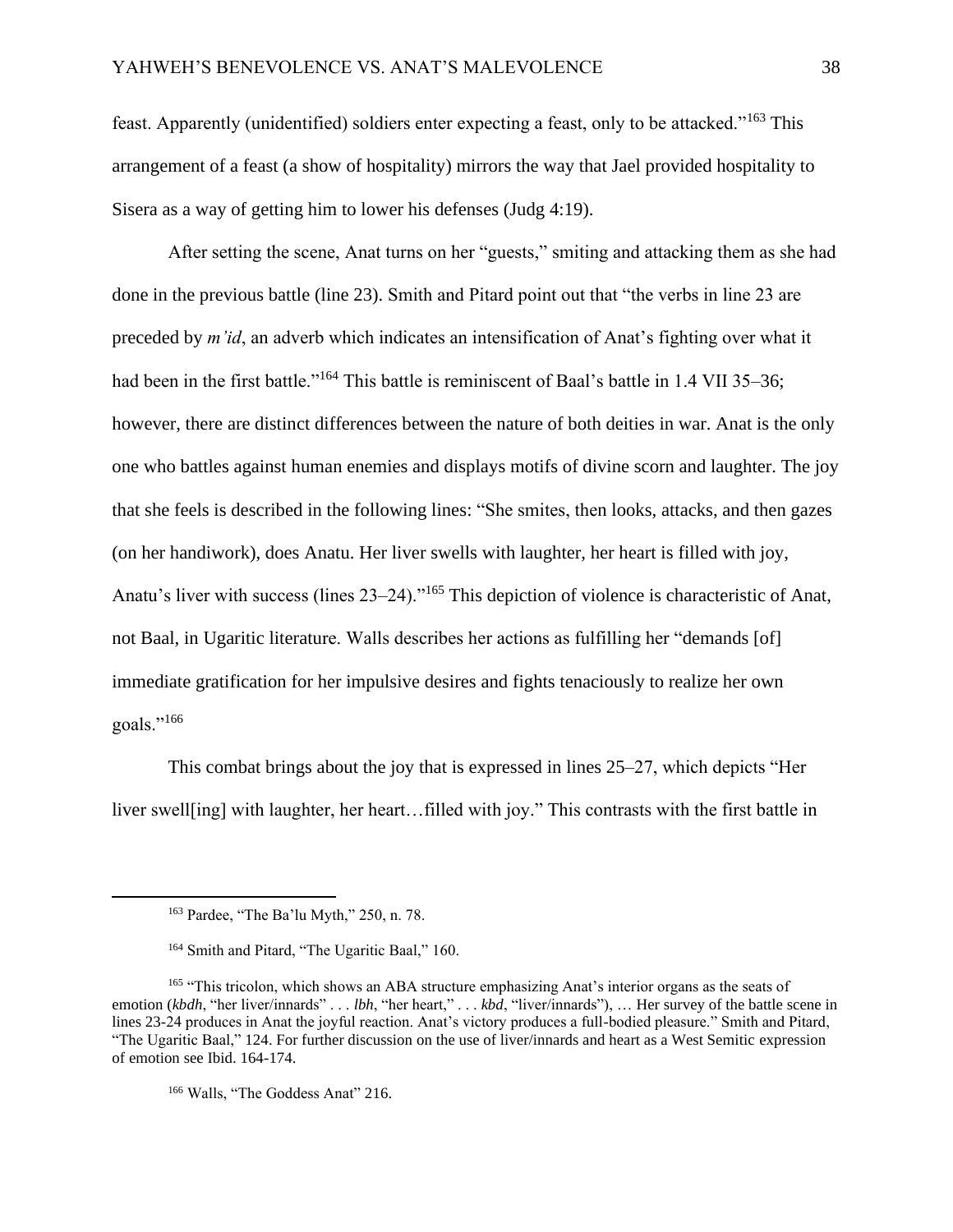feast. Apparently (unidentified) soldiers enter expecting a feast, only to be attacked."[163] This arrangement of a feast (a show of hospitality) mirrors the way that Jael provided hospitality to Sisera as a way of getting him to lower his defenses (Judg 4:19).

After setting the scene, Anat turns on her "guests," smiting and attacking them as she had done in the previous battle (line 23). Smith and Pitard point out that "the verbs in line 23 are preceded by *m'id*, an adverb which indicates an intensification of Anat's fighting over what it had been in the first battle."[164] This battle is reminiscent of Baal's battle in 1.4 VII 35–36; however, there are distinct differences between the nature of both deities in war. Anat is the only one who battles against human enemies and displays motifs of divine scorn and laughter. The joy that she feels is described in the following lines: "She smites, then looks, attacks, and then gazes (on her handiwork), does Anatu. Her liver swells with laughter, her heart is filled with joy, Anatu's liver with success (lines 23–24)."[165] This depiction of violence is characteristic of Anat, not Baal, in Ugaritic literature. Walls describes her actions as fulfilling her "demands [of] immediate gratification for her impulsive desires and fights tenaciously to realize her own goals."[166]

This combat brings about the joy that is expressed in lines 25–27, which depicts "Her liver swell[ing] with laughter, her heart…filled with joy." This contrasts with the first battle in

---

[163] Pardee, "The Ba'lu Myth," 250, n. 78.

[164] Smith and Pitard, "The Ugaritic Baal," 160.

[165] "This tricolon, which shows an ABA structure emphasizing Anat's interior organs as the seats of emotion (***kbdh***, "her liver/innards" . . . ***lbh***, "her heart," . . . ***kbd***, "liver/innards"), … Her survey of the battle scene in lines 23-24 produces in Anat the joyful reaction. Anat's victory produces a full-bodied pleasure." Smith and Pitard, "The Ugaritic Baal," 124. For further discussion on the use of liver/innards and heart as a West Semitic expression of emotion see Ibid. 164-174.

[166] Walls, "The Goddess Anat" 216.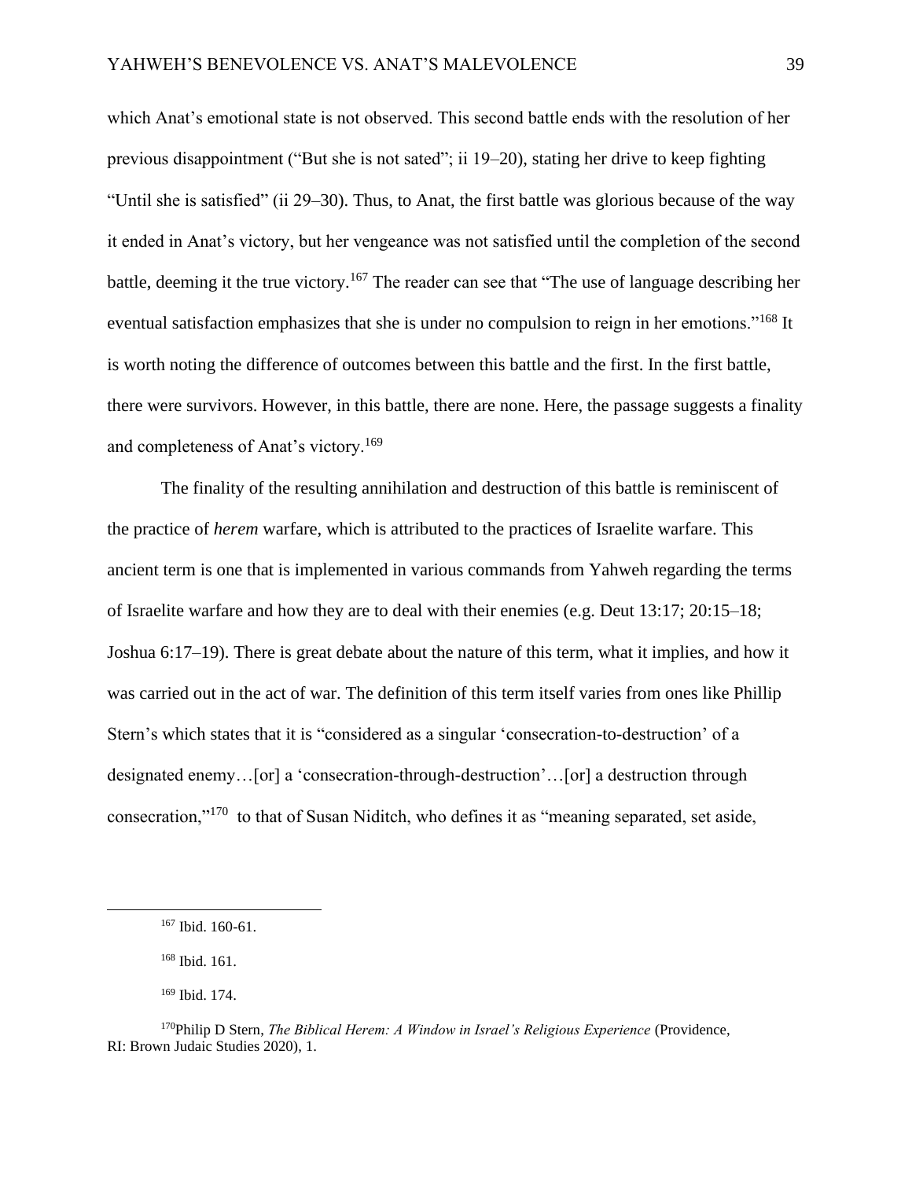which Anat's emotional state is not observed. This second battle ends with the resolution of her previous disappointment ("But she is not sated"; ii 19–20), stating her drive to keep fighting "Until she is satisfied" (ii 29–30). Thus, to Anat, the first battle was glorious because of the way it ended in Anat's victory, but her vengeance was not satisfied until the completion of the second battle, deeming it the true victory.[167] The reader can see that "The use of language describing her eventual satisfaction emphasizes that she is under no compulsion to reign in her emotions."[168] It is worth noting the difference of outcomes between this battle and the first. In the first battle, there were survivors. However, in this battle, there are none. Here, the passage suggests a finality and completeness of Anat's victory.[169]

The finality of the resulting annihilation and destruction of this battle is reminiscent of the practice of *herem* warfare, which is attributed to the practices of Israelite warfare. This ancient term is one that is implemented in various commands from Yahweh regarding the terms of Israelite warfare and how they are to deal with their enemies (e.g. Deut 13:17; 20:15–18; Joshua 6:17–19). There is great debate about the nature of this term, what it implies, and how it was carried out in the act of war. The definition of this term itself varies from ones like Phillip Stern's which states that it is "considered as a singular 'consecration-to-destruction' of a designated enemy…[or] a 'consecration-through-destruction'…[or] a destruction through consecration,"[170] to that of Susan Niditch, who defines it as "meaning separated, set aside,

---

[167] Ibid. 160-61.

[168] Ibid. 161.

[169] Ibid. 174.

[170] Philip D Stern, *The Biblical Herem: A Window in Israel's Religious Experience* (Providence, RI: Brown Judaic Studies 2020), 1.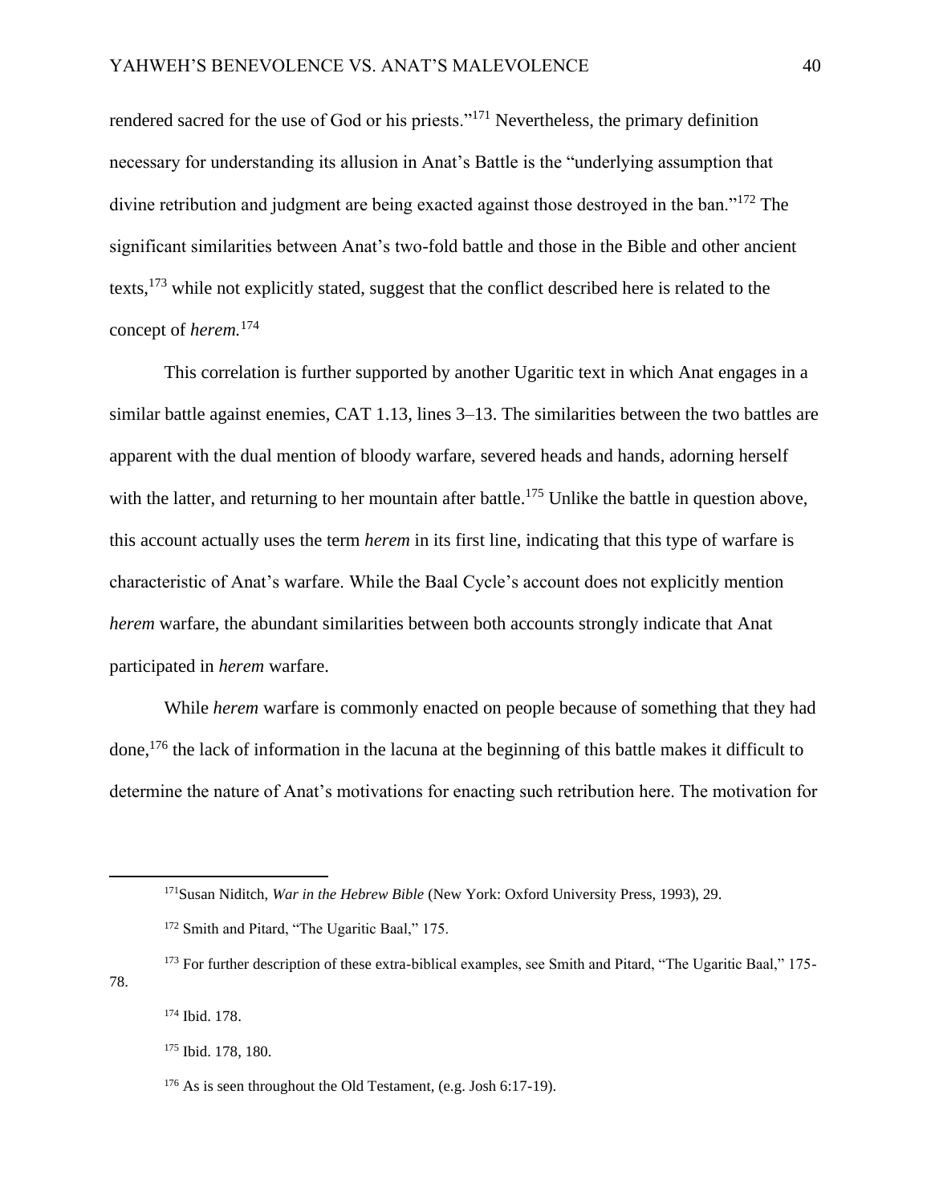rendered sacred for the use of God or his priests."[171] Nevertheless, the primary definition necessary for understanding its allusion in Anat's Battle is the "underlying assumption that divine retribution and judgment are being exacted against those destroyed in the ban."[172] The significant similarities between Anat's two-fold battle and those in the Bible and other ancient texts,[173] while not explicitly stated, suggest that the conflict described here is related to the concept of *herem.*[174]

This correlation is further supported by another Ugaritic text in which Anat engages in a similar battle against enemies, CAT 1.13, lines 3–13. The similarities between the two battles are apparent with the dual mention of bloody warfare, severed heads and hands, adorning herself with the latter, and returning to her mountain after battle.[175] Unlike the battle in question above, this account actually uses the term *herem* in its first line, indicating that this type of warfare is characteristic of Anat's warfare. While the Baal Cycle's account does not explicitly mention *herem* warfare, the abundant similarities between both accounts strongly indicate that Anat participated in *herem* warfare.

While *herem* warfare is commonly enacted on people because of something that they had done,[176] the lack of information in the lacuna at the beginning of this battle makes it difficult to determine the nature of Anat's motivations for enacting such retribution here. The motivation for

---

[171] Susan Niditch, *War in the Hebrew Bible* (New York: Oxford University Press, 1993), 29.

[172] Smith and Pitard, "The Ugaritic Baal," 175.

[173] For further description of these extra-biblical examples, see Smith and Pitard, "The Ugaritic Baal," 175-78.

[174] Ibid. 178.

[175] Ibid. 178, 180.

[176] As is seen throughout the Old Testament, (e.g. Josh 6:17-19).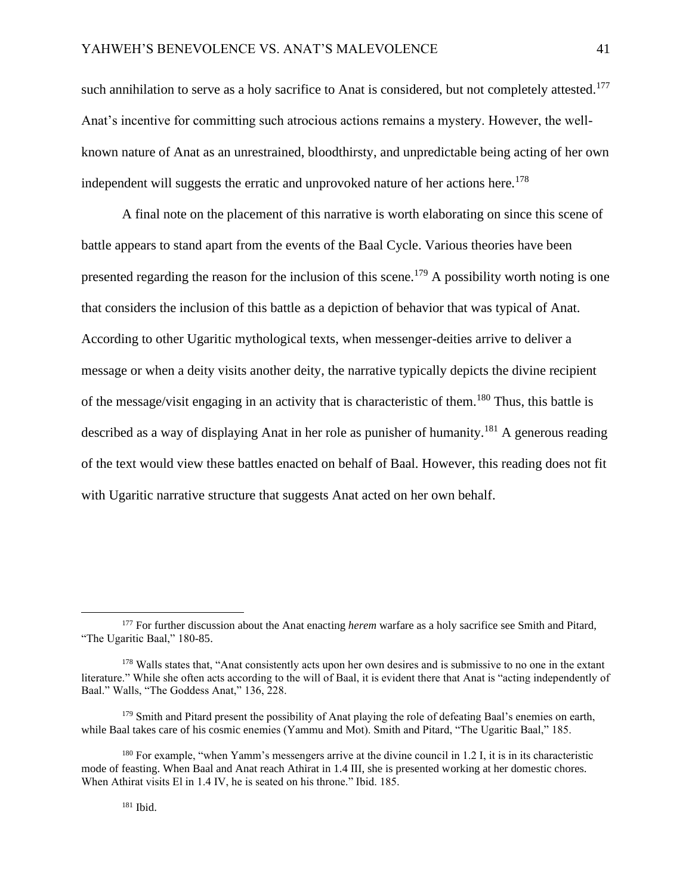such annihilation to serve as a holy sacrifice to Anat is considered, but not completely attested.[177] Anat's incentive for committing such atrocious actions remains a mystery. However, the well-known nature of Anat as an unrestrained, bloodthirsty, and unpredictable being acting of her own independent will suggests the erratic and unprovoked nature of her actions here.[178]

A final note on the placement of this narrative is worth elaborating on since this scene of battle appears to stand apart from the events of the Baal Cycle. Various theories have been presented regarding the reason for the inclusion of this scene.[179] A possibility worth noting is one that considers the inclusion of this battle as a depiction of behavior that was typical of Anat. According to other Ugaritic mythological texts, when messenger-deities arrive to deliver a message or when a deity visits another deity, the narrative typically depicts the divine recipient of the message/visit engaging in an activity that is characteristic of them.[180] Thus, this battle is described as a way of displaying Anat in her role as punisher of humanity.[181] A generous reading of the text would view these battles enacted on behalf of Baal. However, this reading does not fit with Ugaritic narrative structure that suggests Anat acted on her own behalf.

---

[177] For further discussion about the Anat enacting *herem* warfare as a holy sacrifice see Smith and Pitard, "The Ugaritic Baal," 180-85.

[178] Walls states that, "Anat consistently acts upon her own desires and is submissive to no one in the extant literature." While she often acts according to the will of Baal, it is evident there that Anat is "acting independently of Baal." Walls, "The Goddess Anat," 136, 228.

[179] Smith and Pitard present the possibility of Anat playing the role of defeating Baal's enemies on earth, while Baal takes care of his cosmic enemies (Yammu and Mot). Smith and Pitard, "The Ugaritic Baal," 185.

[180] For example, "when Yamm's messengers arrive at the divine council in 1.2 I, it is in its characteristic mode of feasting. When Baal and Anat reach Athirat in 1.4 III, she is presented working at her domestic chores. When Athirat visits El in 1.4 IV, he is seated on his throne." Ibid. 185.

[181] Ibid.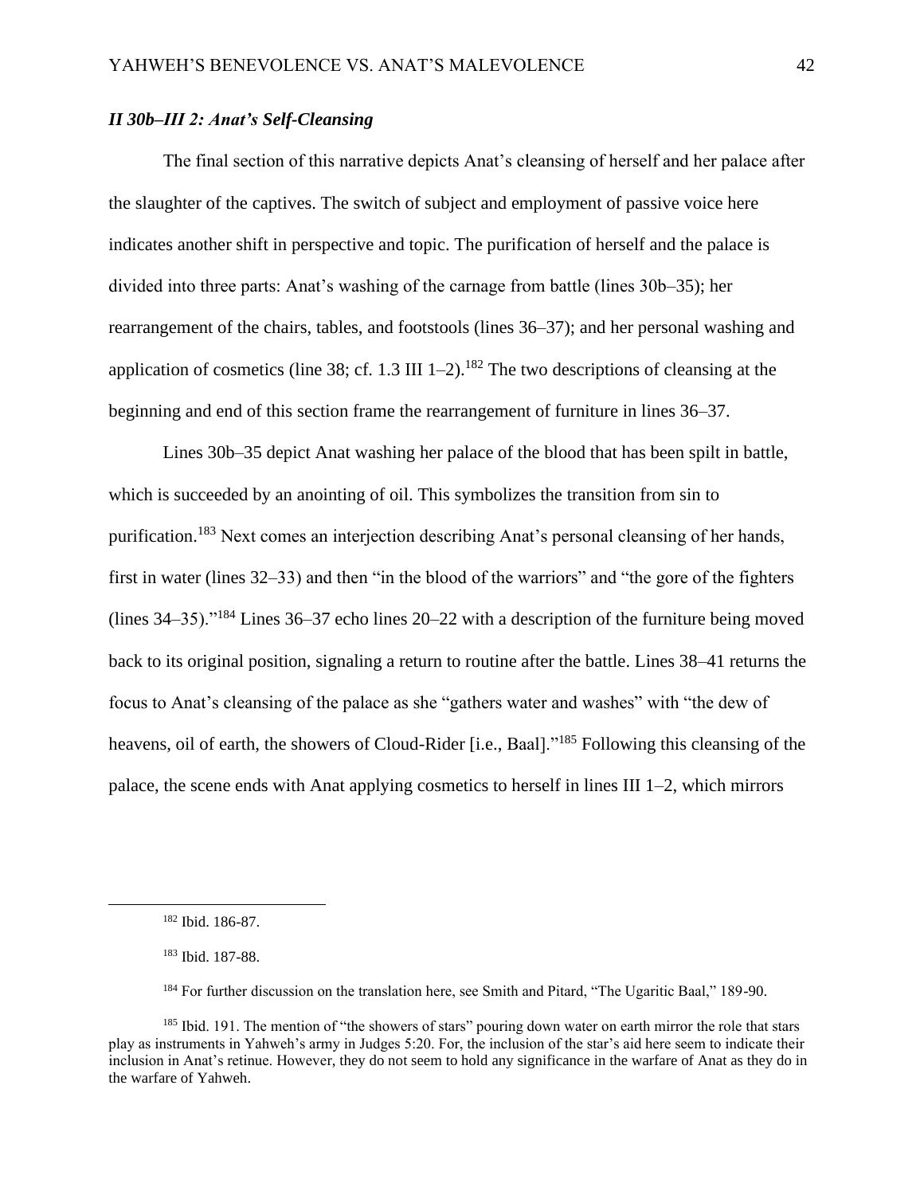### *II 30b–III 2: Anat's Self-Cleansing*

The final section of this narrative depicts Anat's cleansing of herself and her palace after the slaughter of the captives. The switch of subject and employment of passive voice here indicates another shift in perspective and topic. The purification of herself and the palace is divided into three parts: Anat's washing of the carnage from battle (lines 30b–35); her rearrangement of the chairs, tables, and footstools (lines 36–37); and her personal washing and application of cosmetics (line 38; cf. 1.3 III 1–2).[182] The two descriptions of cleansing at the beginning and end of this section frame the rearrangement of furniture in lines 36–37.

Lines 30b–35 depict Anat washing her palace of the blood that has been spilt in battle, which is succeeded by an anointing of oil. This symbolizes the transition from sin to purification.[183] Next comes an interjection describing Anat's personal cleansing of her hands, first in water (lines 32–33) and then "in the blood of the warriors" and "the gore of the fighters (lines 34–35)."[184] Lines 36–37 echo lines 20–22 with a description of the furniture being moved back to its original position, signaling a return to routine after the battle. Lines 38–41 returns the focus to Anat's cleansing of the palace as she "gathers water and washes" with "the dew of heavens, oil of earth, the showers of Cloud-Rider [i.e., Baal]."[185] Following this cleansing of the palace, the scene ends with Anat applying cosmetics to herself in lines III 1–2, which mirrors

---

[182] Ibid. 186-87.

[183] Ibid. 187-88.

[184] For further discussion on the translation here, see Smith and Pitard, "The Ugaritic Baal," 189-90.

[185] Ibid. 191. The mention of "the showers of stars" pouring down water on earth mirror the role that stars play as instruments in Yahweh's army in Judges 5:20. For, the inclusion of the star's aid here seem to indicate their inclusion in Anat's retinue. However, they do not seem to hold any significance in the warfare of Anat as they do in the warfare of Yahweh.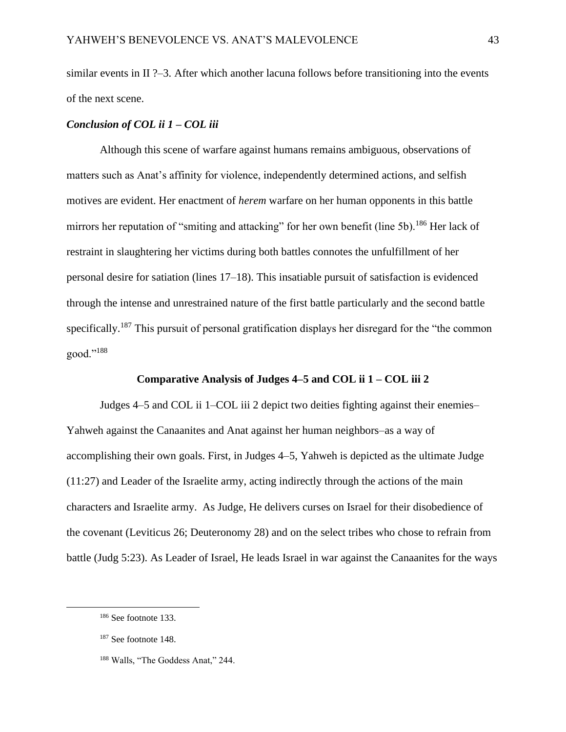similar events in II ?–3. After which another lacuna follows before transitioning into the events of the next scene.

### *Conclusion of COL ii 1 – COL iii*

Although this scene of warfare against humans remains ambiguous, observations of matters such as Anat's affinity for violence, independently determined actions, and selfish motives are evident. Her enactment of *herem* warfare on her human opponents in this battle mirrors her reputation of "smiting and attacking" for her own benefit (line 5b).[186] Her lack of restraint in slaughtering her victims during both battles connotes the unfulfillment of her personal desire for satiation (lines 17–18). This insatiable pursuit of satisfaction is evidenced through the intense and unrestrained nature of the first battle particularly and the second battle specifically.[187] This pursuit of personal gratification displays her disregard for the "the common good."[188]

## Comparative Analysis of Judges 4–5 and COL ii 1 – COL iii 2

Judges 4–5 and COL ii 1–COL iii 2 depict two deities fighting against their enemies–Yahweh against the Canaanites and Anat against her human neighbors–as a way of accomplishing their own goals. First, in Judges 4–5, Yahweh is depicted as the ultimate Judge (11:27) and Leader of the Israelite army, acting indirectly through the actions of the main characters and Israelite army. As Judge, He delivers curses on Israel for their disobedience of the covenant (Leviticus 26; Deuteronomy 28) and on the select tribes who chose to refrain from battle (Judg 5:23). As Leader of Israel, He leads Israel in war against the Canaanites for the ways

---

[186] See footnote 133.

[187] See footnote 148.

[188] Walls, "The Goddess Anat," 244.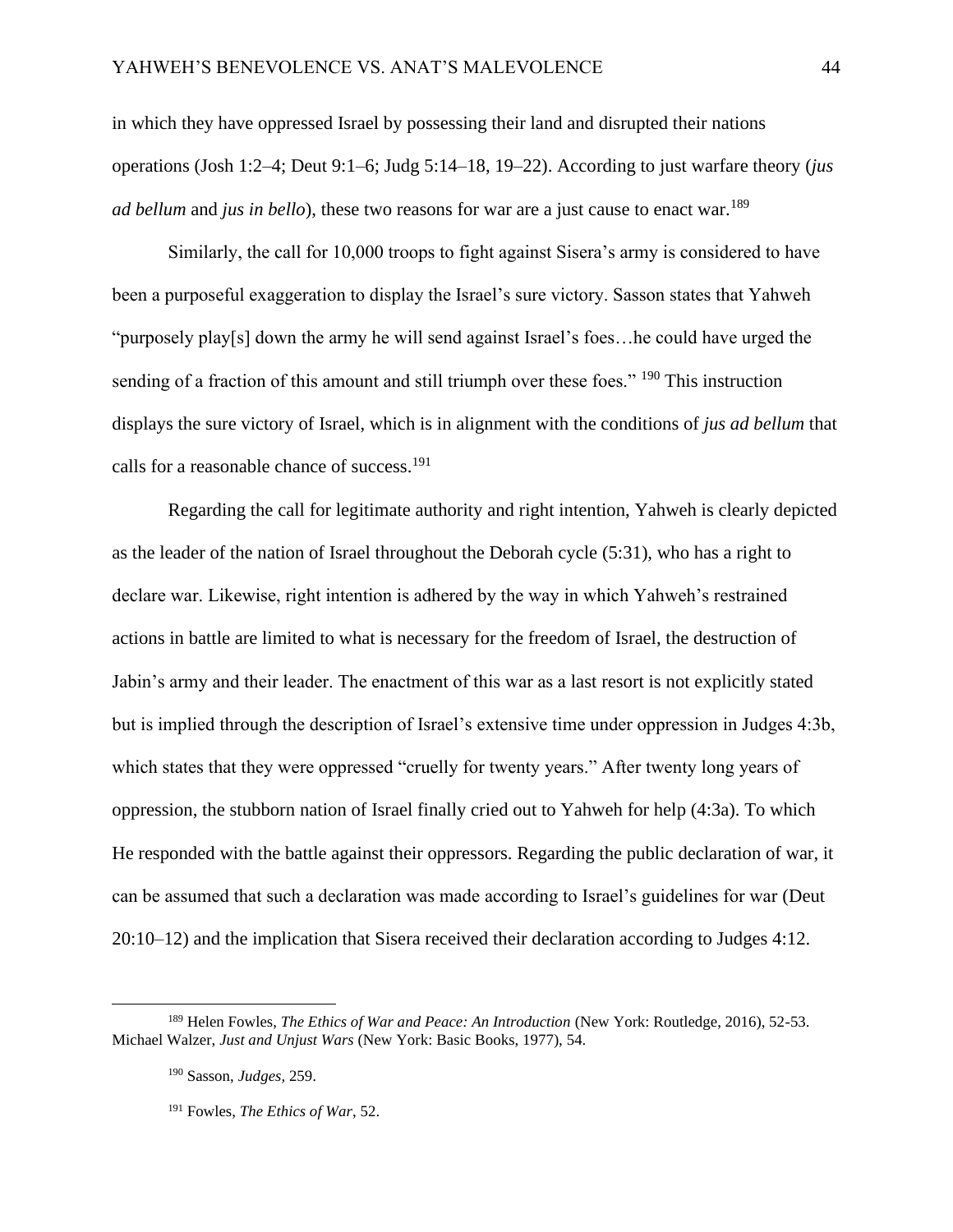in which they have oppressed Israel by possessing their land and disrupted their nations operations (Josh 1:2–4; Deut 9:1–6; Judg 5:14–18, 19–22). According to just warfare theory (*jus ad bellum* and *jus in bello*), these two reasons for war are a just cause to enact war.[189]

Similarly, the call for 10,000 troops to fight against Sisera's army is considered to have been a purposeful exaggeration to display the Israel's sure victory. Sasson states that Yahweh "purposely play[s] down the army he will send against Israel's foes…he could have urged the sending of a fraction of this amount and still triumph over these foes." [190] This instruction displays the sure victory of Israel, which is in alignment with the conditions of *jus ad bellum* that calls for a reasonable chance of success.[191]

Regarding the call for legitimate authority and right intention, Yahweh is clearly depicted as the leader of the nation of Israel throughout the Deborah cycle (5:31), who has a right to declare war. Likewise, right intention is adhered by the way in which Yahweh's restrained actions in battle are limited to what is necessary for the freedom of Israel, the destruction of Jabin's army and their leader. The enactment of this war as a last resort is not explicitly stated but is implied through the description of Israel's extensive time under oppression in Judges 4:3b, which states that they were oppressed "cruelly for twenty years." After twenty long years of oppression, the stubborn nation of Israel finally cried out to Yahweh for help (4:3a). To which He responded with the battle against their oppressors. Regarding the public declaration of war, it can be assumed that such a declaration was made according to Israel's guidelines for war (Deut 20:10–12) and the implication that Sisera received their declaration according to Judges 4:12.

---

[189] Helen Fowles, *The Ethics of War and Peace: An Introduction* (New York: Routledge, 2016), 52-53. Michael Walzer, *Just and Unjust Wars* (New York: Basic Books, 1977), 54.

[190] Sasson, *Judges*, 259.

[191] Fowles, *The Ethics of War*, 52.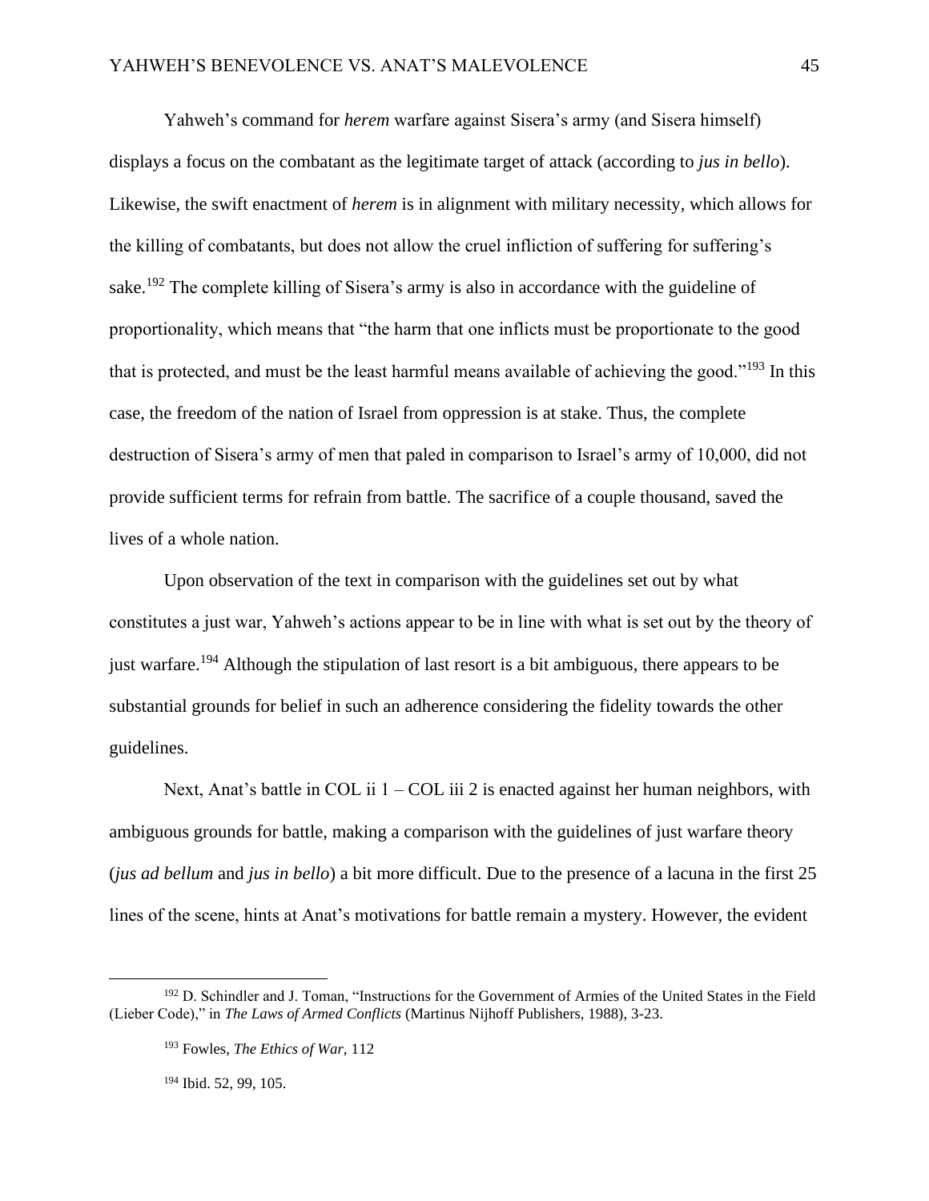Yahweh's command for *herem* warfare against Sisera's army (and Sisera himself) displays a focus on the combatant as the legitimate target of attack (according to *jus in bello*). Likewise, the swift enactment of *herem* is in alignment with military necessity, which allows for the killing of combatants, but does not allow the cruel infliction of suffering for suffering's sake.[192] The complete killing of Sisera's army is also in accordance with the guideline of proportionality, which means that "the harm that one inflicts must be proportionate to the good that is protected, and must be the least harmful means available of achieving the good."[193] In this case, the freedom of the nation of Israel from oppression is at stake. Thus, the complete destruction of Sisera's army of men that paled in comparison to Israel's army of 10,000, did not provide sufficient terms for refrain from battle. The sacrifice of a couple thousand, saved the lives of a whole nation.

Upon observation of the text in comparison with the guidelines set out by what constitutes a just war, Yahweh's actions appear to be in line with what is set out by the theory of just warfare.[194] Although the stipulation of last resort is a bit ambiguous, there appears to be substantial grounds for belief in such an adherence considering the fidelity towards the other guidelines.

Next, Anat's battle in COL ii 1 – COL iii 2 is enacted against her human neighbors, with ambiguous grounds for battle, making a comparison with the guidelines of just warfare theory (*jus ad bellum* and *jus in bello*) a bit more difficult. Due to the presence of a lacuna in the first 25 lines of the scene, hints at Anat's motivations for battle remain a mystery. However, the evident

---

[192] D. Schindler and J. Toman, "Instructions for the Government of Armies of the United States in the Field (Lieber Code)," in *The Laws of Armed Conflicts* (Martinus Nijhoff Publishers, 1988), 3-23.

[193] Fowles, *The Ethics of War,* 112

[194] Ibid. 52, 99, 105.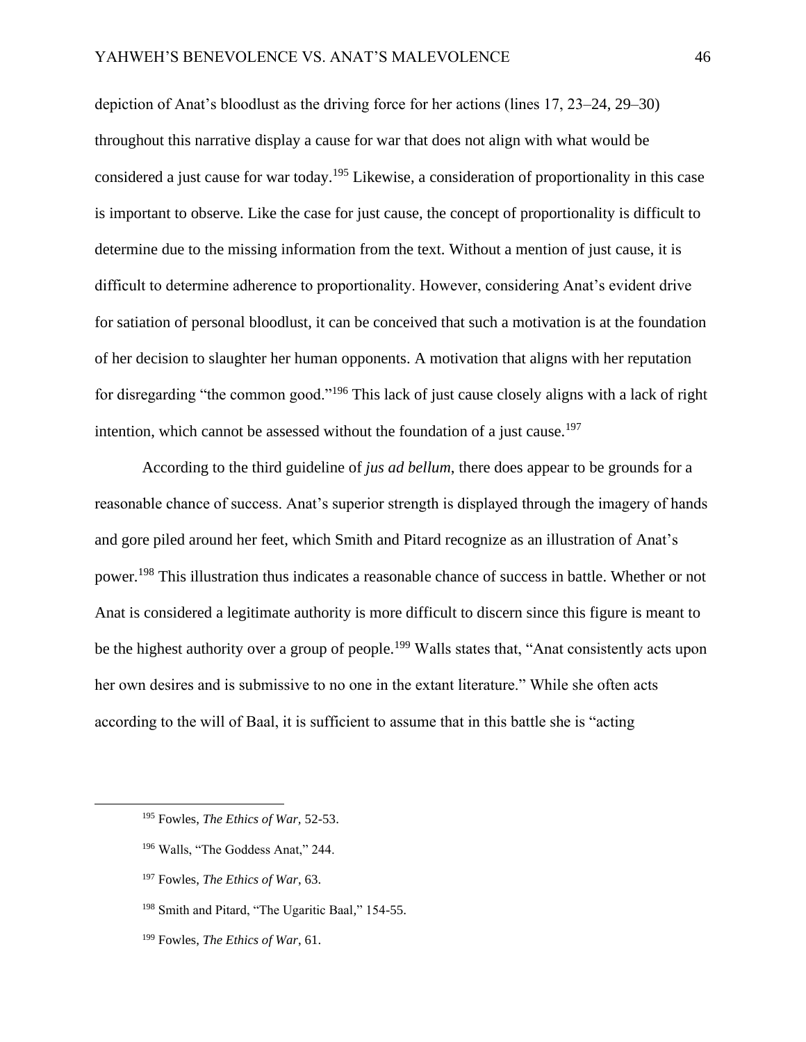depiction of Anat's bloodlust as the driving force for her actions (lines 17, 23–24, 29–30) throughout this narrative display a cause for war that does not align with what would be considered a just cause for war today.[195] Likewise, a consideration of proportionality in this case is important to observe. Like the case for just cause, the concept of proportionality is difficult to determine due to the missing information from the text. Without a mention of just cause, it is difficult to determine adherence to proportionality. However, considering Anat's evident drive for satiation of personal bloodlust, it can be conceived that such a motivation is at the foundation of her decision to slaughter her human opponents. A motivation that aligns with her reputation for disregarding "the common good."[196] This lack of just cause closely aligns with a lack of right intention, which cannot be assessed without the foundation of a just cause.[197]

According to the third guideline of *jus ad bellum*, there does appear to be grounds for a reasonable chance of success. Anat's superior strength is displayed through the imagery of hands and gore piled around her feet, which Smith and Pitard recognize as an illustration of Anat's power.[198] This illustration thus indicates a reasonable chance of success in battle. Whether or not Anat is considered a legitimate authority is more difficult to discern since this figure is meant to be the highest authority over a group of people.[199] Walls states that, "Anat consistently acts upon her own desires and is submissive to no one in the extant literature." While she often acts according to the will of Baal, it is sufficient to assume that in this battle she is "acting

---

[195] Fowles, *The Ethics of War,* 52-53.

[196] Walls, "The Goddess Anat," 244.

[197] Fowles, *The Ethics of War,* 63.

[198] Smith and Pitard, "The Ugaritic Baal," 154-55.

[199] Fowles, *The Ethics of War*, 61.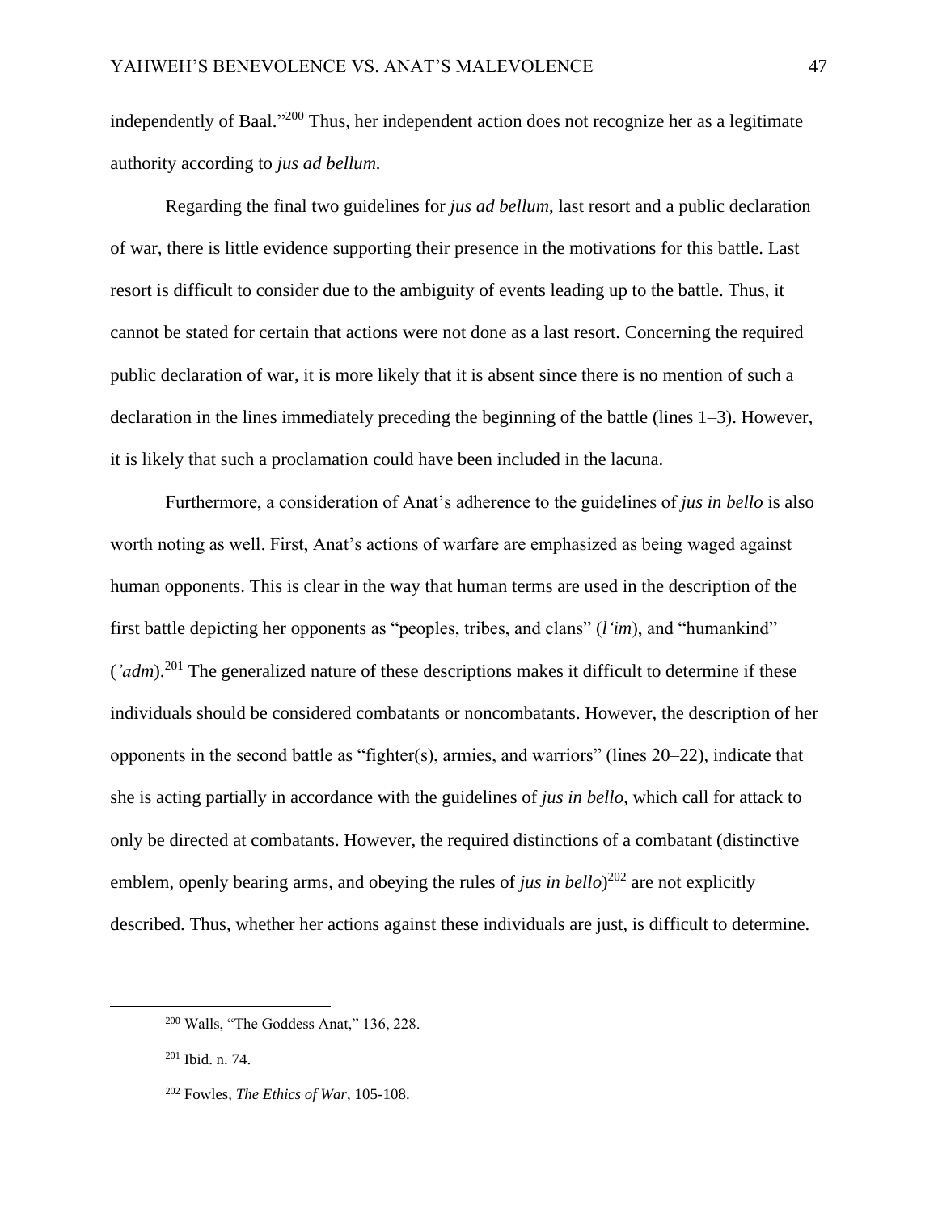independently of Baal."[200] Thus, her independent action does not recognize her as a legitimate authority according to *jus ad bellum.*

Regarding the final two guidelines for *jus ad bellum*, last resort and a public declaration of war, there is little evidence supporting their presence in the motivations for this battle. Last resort is difficult to consider due to the ambiguity of events leading up to the battle. Thus, it cannot be stated for certain that actions were not done as a last resort. Concerning the required public declaration of war, it is more likely that it is absent since there is no mention of such a declaration in the lines immediately preceding the beginning of the battle (lines 1–3). However, it is likely that such a proclamation could have been included in the lacuna.

Furthermore, a consideration of Anat's adherence to the guidelines of *jus in bello* is also worth noting as well. First, Anat's actions of warfare are emphasized as being waged against human opponents. This is clear in the way that human terms are used in the description of the first battle depicting her opponents as "peoples, tribes, and clans" (*l'im*), and "humankind" (*'adm*).[201] The generalized nature of these descriptions makes it difficult to determine if these individuals should be considered combatants or noncombatants. However, the description of her opponents in the second battle as "fighter(s), armies, and warriors" (lines 20–22), indicate that she is acting partially in accordance with the guidelines of *jus in bello*, which call for attack to only be directed at combatants. However, the required distinctions of a combatant (distinctive emblem, openly bearing arms, and obeying the rules of *jus in bello*)[202] are not explicitly described. Thus, whether her actions against these individuals are just, is difficult to determine.

---

[200] Walls, "The Goddess Anat," 136, 228.

[201] Ibid. n. 74.

[202] Fowles, *The Ethics of War*, 105-108.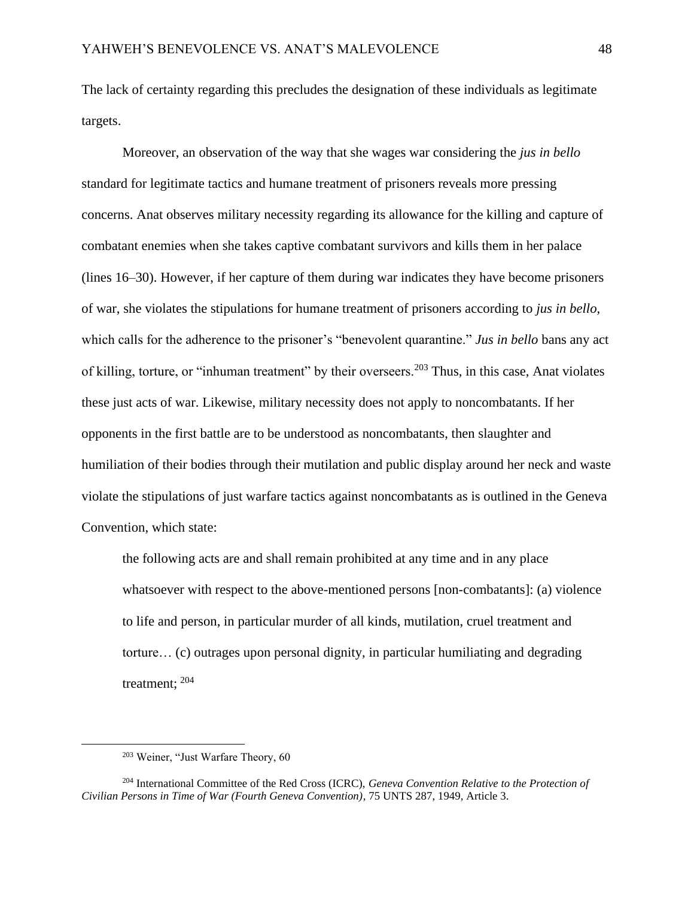The lack of certainty regarding this precludes the designation of these individuals as legitimate targets.

Moreover, an observation of the way that she wages war considering the *jus in bello* standard for legitimate tactics and humane treatment of prisoners reveals more pressing concerns. Anat observes military necessity regarding its allowance for the killing and capture of combatant enemies when she takes captive combatant survivors and kills them in her palace (lines 16–30). However, if her capture of them during war indicates they have become prisoners of war, she violates the stipulations for humane treatment of prisoners according to *jus in bello*, which calls for the adherence to the prisoner's "benevolent quarantine." *Jus in bello* bans any act of killing, torture, or "inhuman treatment" by their overseers.[203] Thus, in this case, Anat violates these just acts of war. Likewise, military necessity does not apply to noncombatants. If her opponents in the first battle are to be understood as noncombatants, then slaughter and humiliation of their bodies through their mutilation and public display around her neck and waste violate the stipulations of just warfare tactics against noncombatants as is outlined in the Geneva Convention, which state:

> the following acts are and shall remain prohibited at any time and in any place whatsoever with respect to the above-mentioned persons [non-combatants]: (a) violence to life and person, in particular murder of all kinds, mutilation, cruel treatment and torture… (c) outrages upon personal dignity, in particular humiliating and degrading treatment; [204]

---

[203] Weiner, "Just Warfare Theory, 60

[204] International Committee of the Red Cross (ICRC), *Geneva Convention Relative to the Protection of Civilian Persons in Time of War (Fourth Geneva Convention)*, 75 UNTS 287, 1949, Article 3.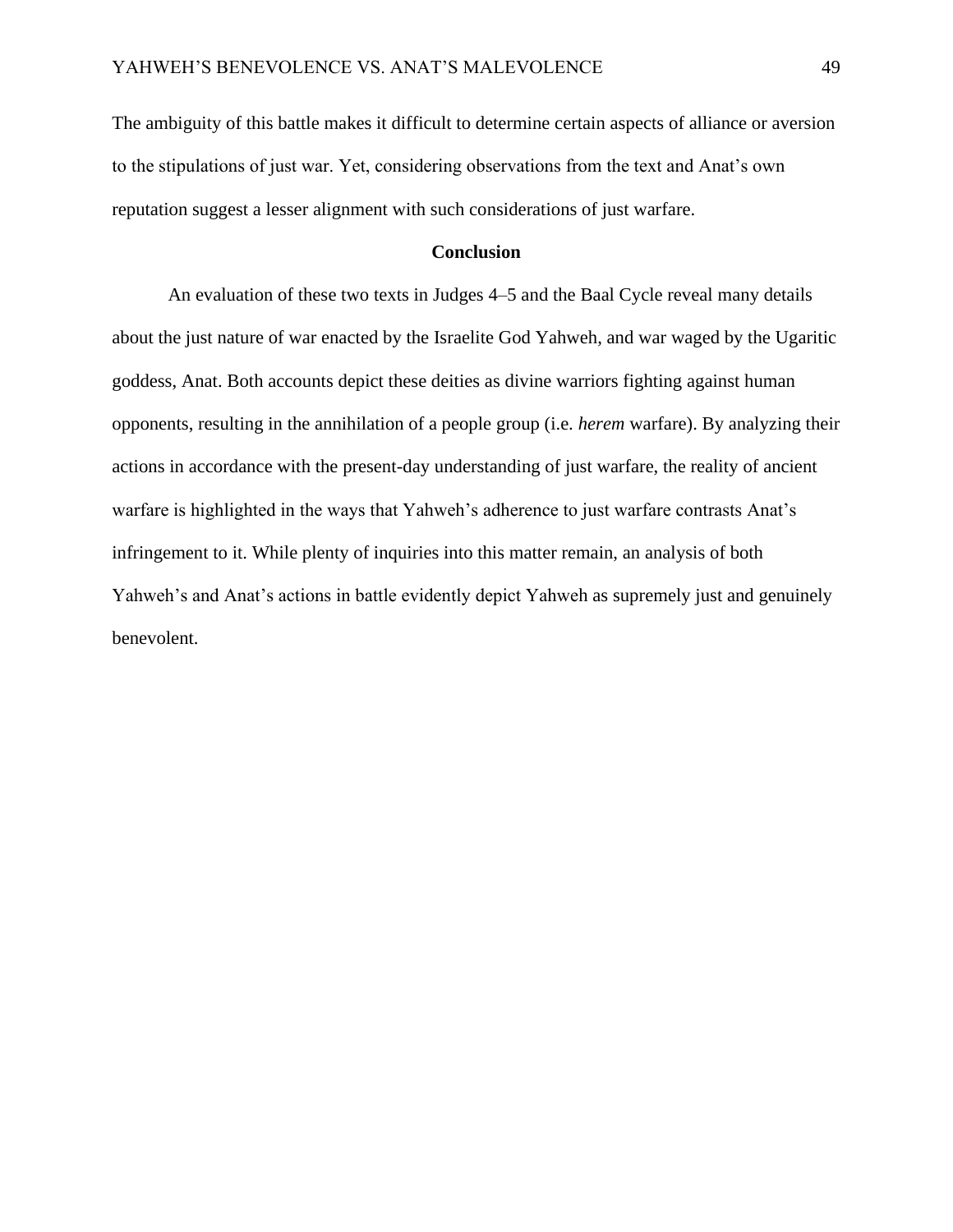The ambiguity of this battle makes it difficult to determine certain aspects of alliance or aversion to the stipulations of just war. Yet, considering observations from the text and Anat's own reputation suggest a lesser alignment with such considerations of just warfare.

## Conclusion

An evaluation of these two texts in Judges 4–5 and the Baal Cycle reveal many details about the just nature of war enacted by the Israelite God Yahweh, and war waged by the Ugaritic goddess, Anat. Both accounts depict these deities as divine warriors fighting against human opponents, resulting in the annihilation of a people group (i.e. *herem* warfare). By analyzing their actions in accordance with the present-day understanding of just warfare, the reality of ancient warfare is highlighted in the ways that Yahweh's adherence to just warfare contrasts Anat's infringement to it. While plenty of inquiries into this matter remain, an analysis of both Yahweh's and Anat's actions in battle evidently depict Yahweh as supremely just and genuinely benevolent.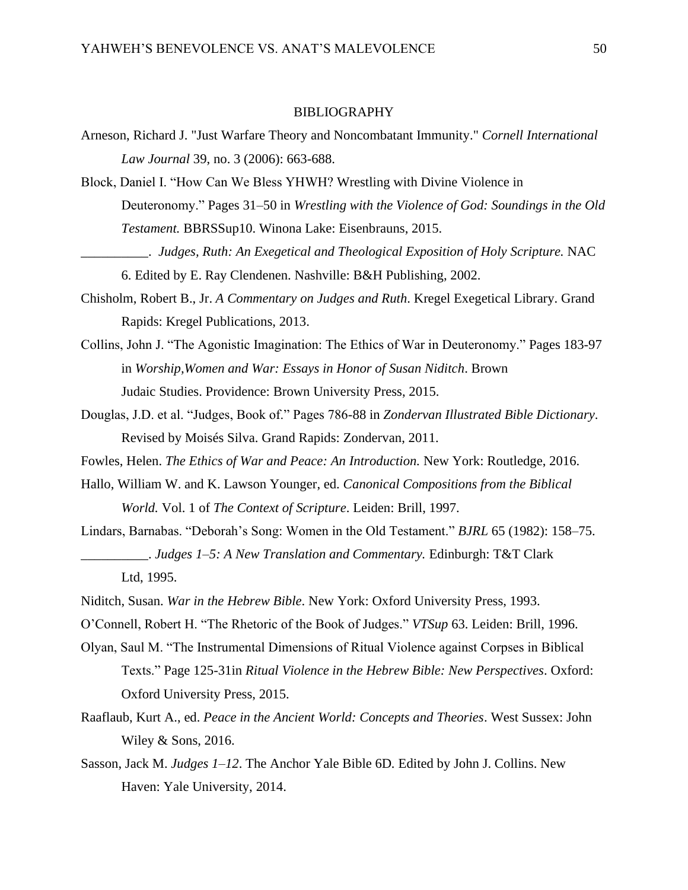# BIBLIOGRAPHY

Arneson, Richard J. "Just Warfare Theory and Noncombatant Immunity." *Cornell International Law Journal* 39, no. 3 (2006): 663-688.

Block, Daniel I. "How Can We Bless YHWH? Wrestling with Divine Violence in Deuteronomy." Pages 31–50 in *Wrestling with the Violence of God: Soundings in the Old Testament.* BBRSSup10. Winona Lake: Eisenbrauns, 2015.

__________. *Judges, Ruth: An Exegetical and Theological Exposition of Holy Scripture.* NAC 6. Edited by E. Ray Clendenen. Nashville: B&H Publishing, 2002.

Chisholm, Robert B., Jr. *A Commentary on Judges and Ruth*. Kregel Exegetical Library. Grand Rapids: Kregel Publications, 2013.

Collins, John J. "The Agonistic Imagination: The Ethics of War in Deuteronomy." Pages 183-97 in *Worship,Women and War: Essays in Honor of Susan Niditch*. Brown Judaic Studies. Providence: Brown University Press, 2015.

Douglas, J.D. et al. "Judges, Book of." Pages 786-88 in *Zondervan Illustrated Bible Dictionary*. Revised by Moisés Silva. Grand Rapids: Zondervan, 2011.

Fowles, Helen. *The Ethics of War and Peace: An Introduction.* New York: Routledge, 2016.

Hallo, William W. and K. Lawson Younger, ed. *Canonical Compositions from the Biblical World.* Vol. 1 of *The Context of Scripture*. Leiden: Brill, 1997.

Lindars, Barnabas. "Deborah's Song: Women in the Old Testament." *BJRL* 65 (1982): 158–75.

__________. *Judges 1–5: A New Translation and Commentary.* Edinburgh: T&T Clark Ltd, 1995.

Niditch, Susan. *War in the Hebrew Bible*. New York: Oxford University Press, 1993.

O'Connell, Robert H. "The Rhetoric of the Book of Judges." *VTSup* 63. Leiden: Brill, 1996.

Olyan, Saul M. "The Instrumental Dimensions of Ritual Violence against Corpses in Biblical Texts." Page 125-31in *Ritual Violence in the Hebrew Bible: New Perspectives*. Oxford: Oxford University Press, 2015.

Raaflaub, Kurt A., ed. *Peace in the Ancient World: Concepts and Theories*. West Sussex: John Wiley & Sons, 2016.

Sasson, Jack M. *Judges 1–12*. The Anchor Yale Bible 6D. Edited by John J. Collins. New Haven: Yale University, 2014.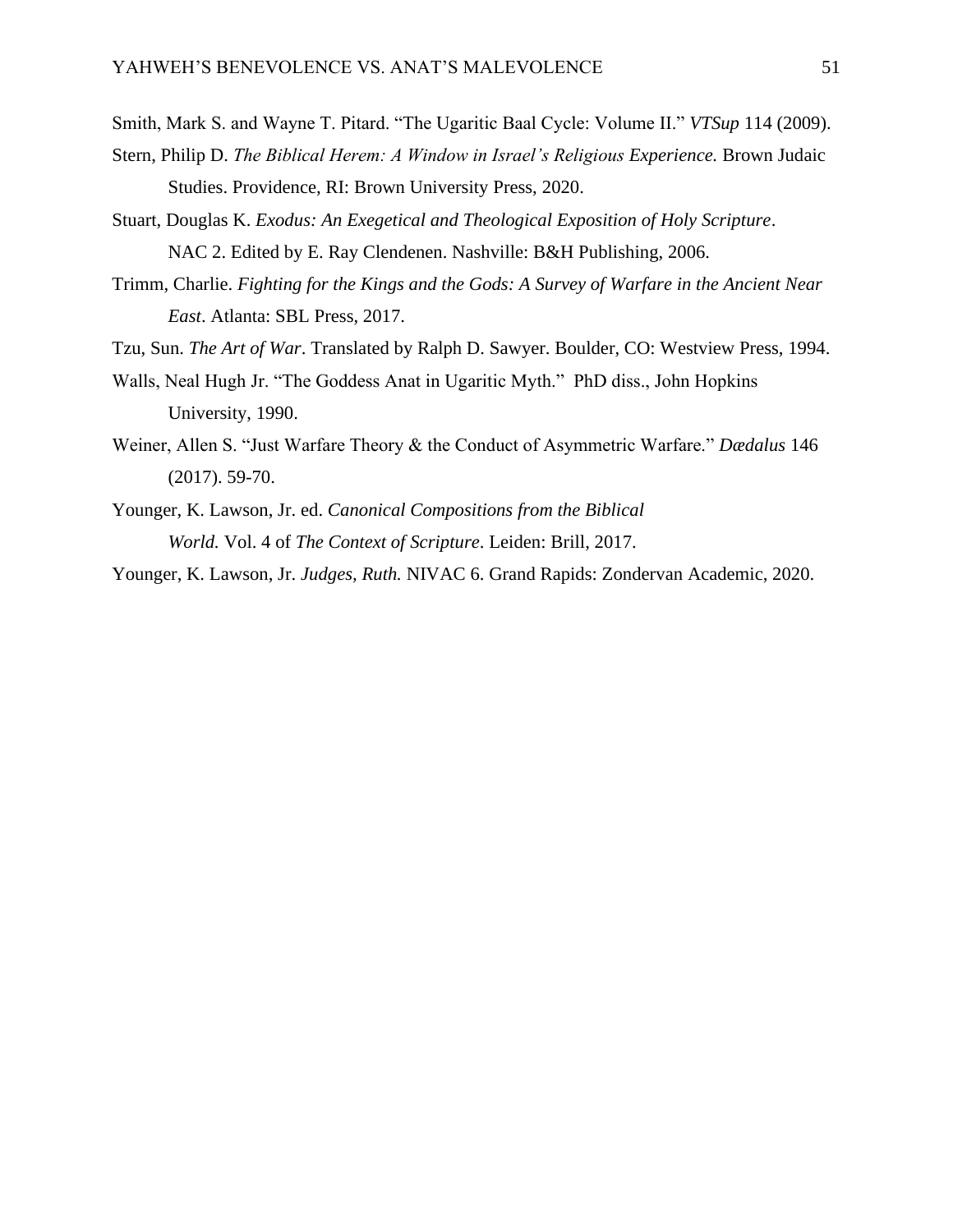Smith, Mark S. and Wayne T. Pitard. "The Ugaritic Baal Cycle: Volume II." *VTSup* 114 (2009).

Stern, Philip D. *The Biblical Herem: A Window in Israel's Religious Experience.* Brown Judaic Studies. Providence, RI: Brown University Press, 2020.

Stuart, Douglas K. *Exodus: An Exegetical and Theological Exposition of Holy Scripture*. NAC 2. Edited by E. Ray Clendenen. Nashville: B&H Publishing, 2006.

Trimm, Charlie. *Fighting for the Kings and the Gods: A Survey of Warfare in the Ancient Near East*. Atlanta: SBL Press, 2017.

Tzu, Sun. *The Art of War*. Translated by Ralph D. Sawyer. Boulder, CO: Westview Press, 1994.

Walls, Neal Hugh Jr. "The Goddess Anat in Ugaritic Myth." PhD diss., John Hopkins University, 1990.

Weiner, Allen S. "Just Warfare Theory & the Conduct of Asymmetric Warfare." *Dædalus* 146 (2017). 59-70.

Younger, K. Lawson, Jr. ed. *Canonical Compositions from the Biblical World.* Vol. 4 of *The Context of Scripture*. Leiden: Brill, 2017.

Younger, K. Lawson, Jr. *Judges, Ruth.* NIVAC 6. Grand Rapids: Zondervan Academic, 2020.